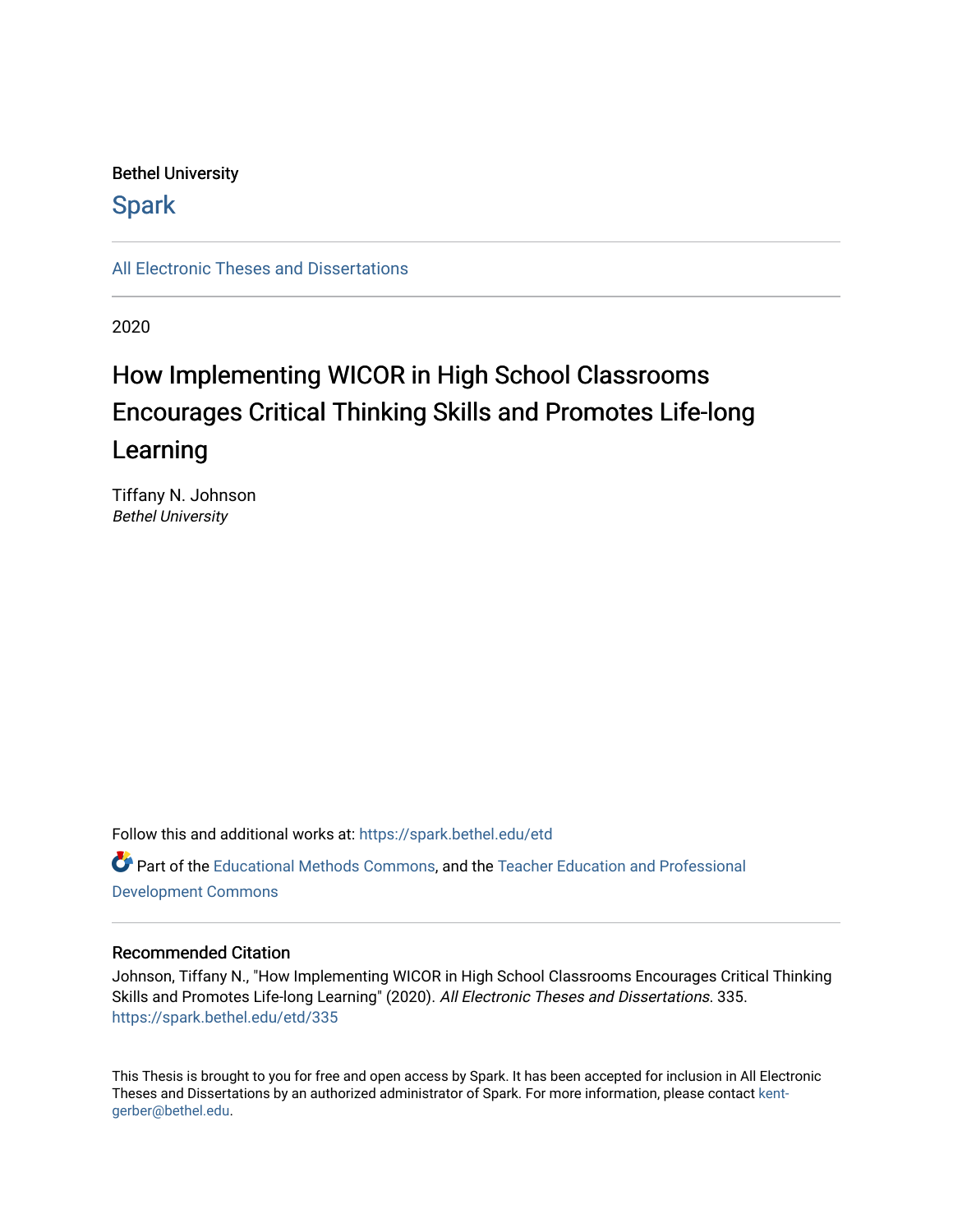Bethel University

# Spark

All Electronic Theses and Dissertations

2020

# How Implementing WICOR in High School Classrooms Encourages Critical Thinking Skills and Promotes Life-long Learning

Tiffany N. Johnson
*Bethel University*

Follow this and additional works at: https://spark.bethel.edu/etd

Part of the Educational Methods Commons, and the Teacher Education and Professional Development Commons

## Recommended Citation

Johnson, Tiffany N., "How Implementing WICOR in High School Classrooms Encourages Critical Thinking Skills and Promotes Life-long Learning" (2020). *All Electronic Theses and Dissertations*. 335.
https://spark.bethel.edu/etd/335

This Thesis is brought to you for free and open access by Spark. It has been accepted for inclusion in All Electronic Theses and Dissertations by an authorized administrator of Spark. For more information, please contact kent-gerber@bethel.edu.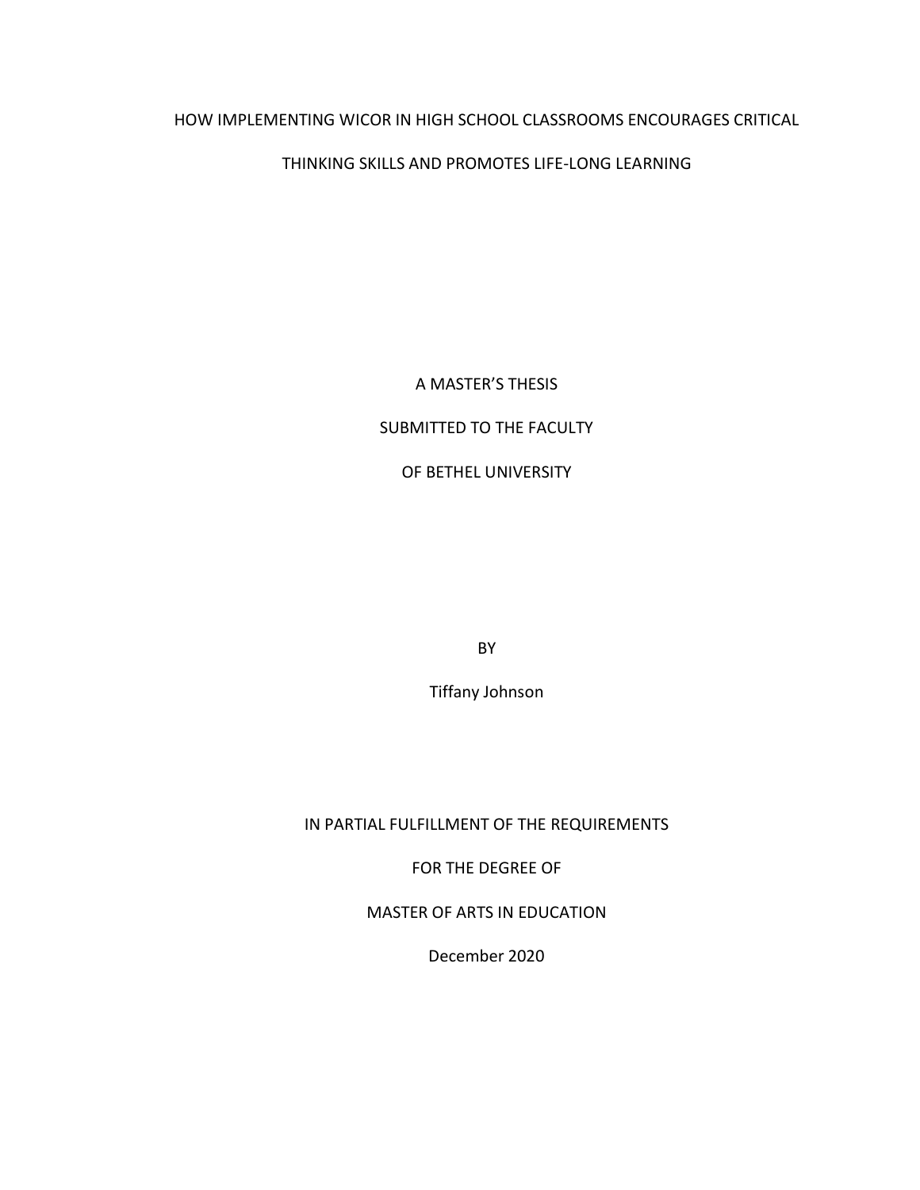HOW IMPLEMENTING WICOR IN HIGH SCHOOL CLASSROOMS ENCOURAGES CRITICAL THINKING SKILLS AND PROMOTES LIFE-LONG LEARNING

A MASTER'S THESIS

SUBMITTED TO THE FACULTY

OF BETHEL UNIVERSITY

BY

Tiffany Johnson

IN PARTIAL FULFILLMENT OF THE REQUIREMENTS

FOR THE DEGREE OF

MASTER OF ARTS IN EDUCATION

December 2020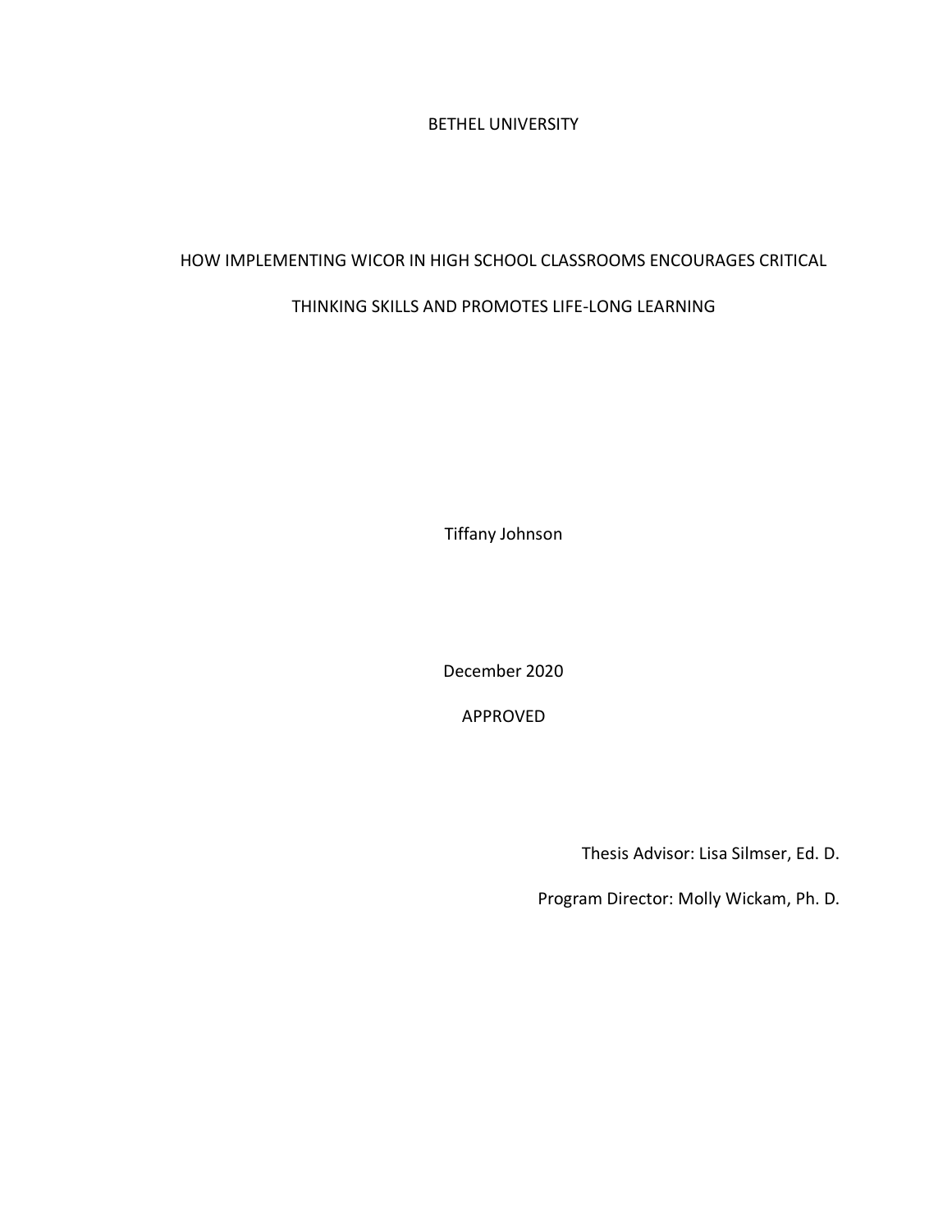BETHEL UNIVERSITY

HOW IMPLEMENTING WICOR IN HIGH SCHOOL CLASSROOMS ENCOURAGES CRITICAL THINKING SKILLS AND PROMOTES LIFE-LONG LEARNING

Tiffany Johnson

December 2020

APPROVED

Thesis Advisor: Lisa Silmser, Ed. D.

Program Director: Molly Wickam, Ph. D.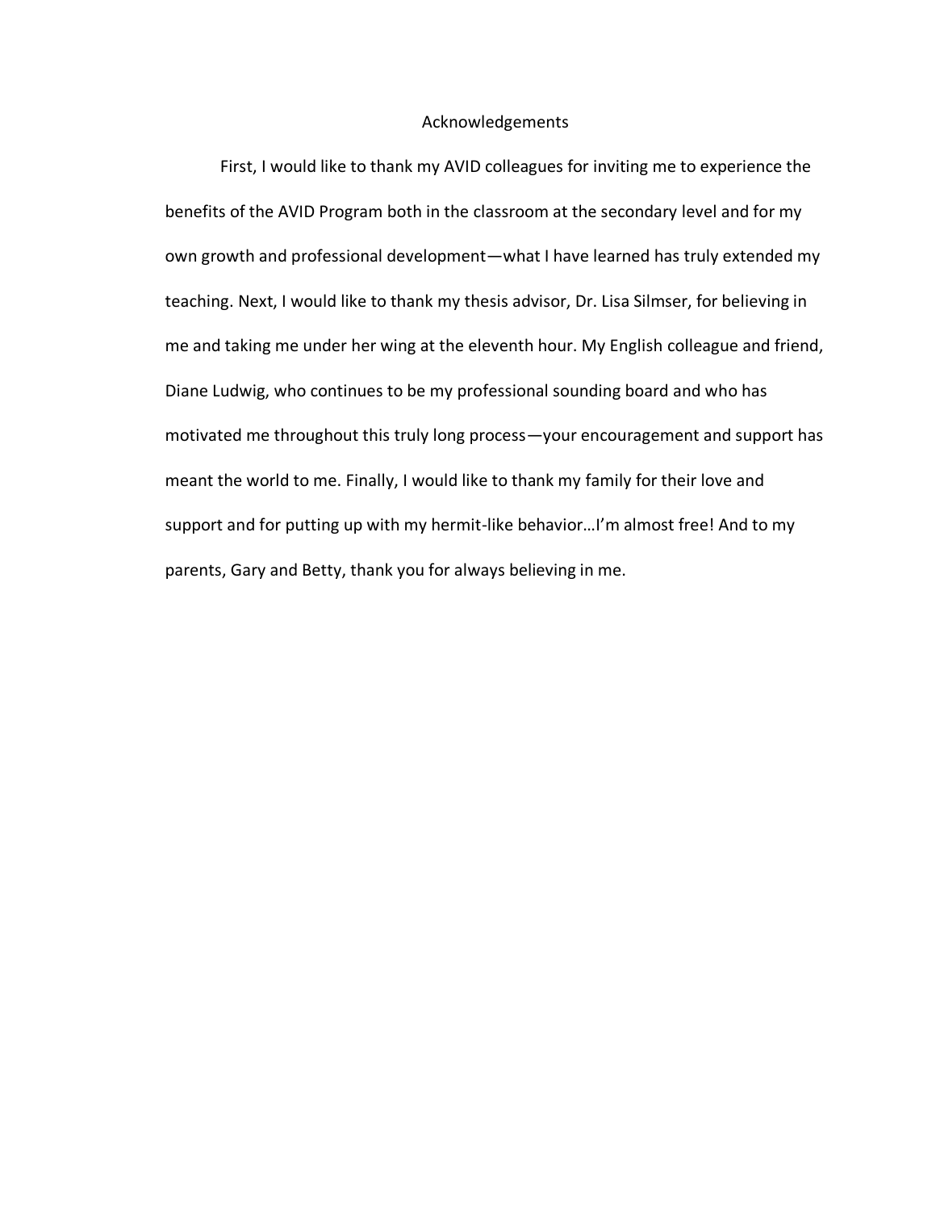# Acknowledgements

First, I would like to thank my AVID colleagues for inviting me to experience the benefits of the AVID Program both in the classroom at the secondary level and for my own growth and professional development—what I have learned has truly extended my teaching. Next, I would like to thank my thesis advisor, Dr. Lisa Silmser, for believing in me and taking me under her wing at the eleventh hour. My English colleague and friend, Diane Ludwig, who continues to be my professional sounding board and who has motivated me throughout this truly long process—your encouragement and support has meant the world to me. Finally, I would like to thank my family for their love and support and for putting up with my hermit-like behavior…I'm almost free! And to my parents, Gary and Betty, thank you for always believing in me.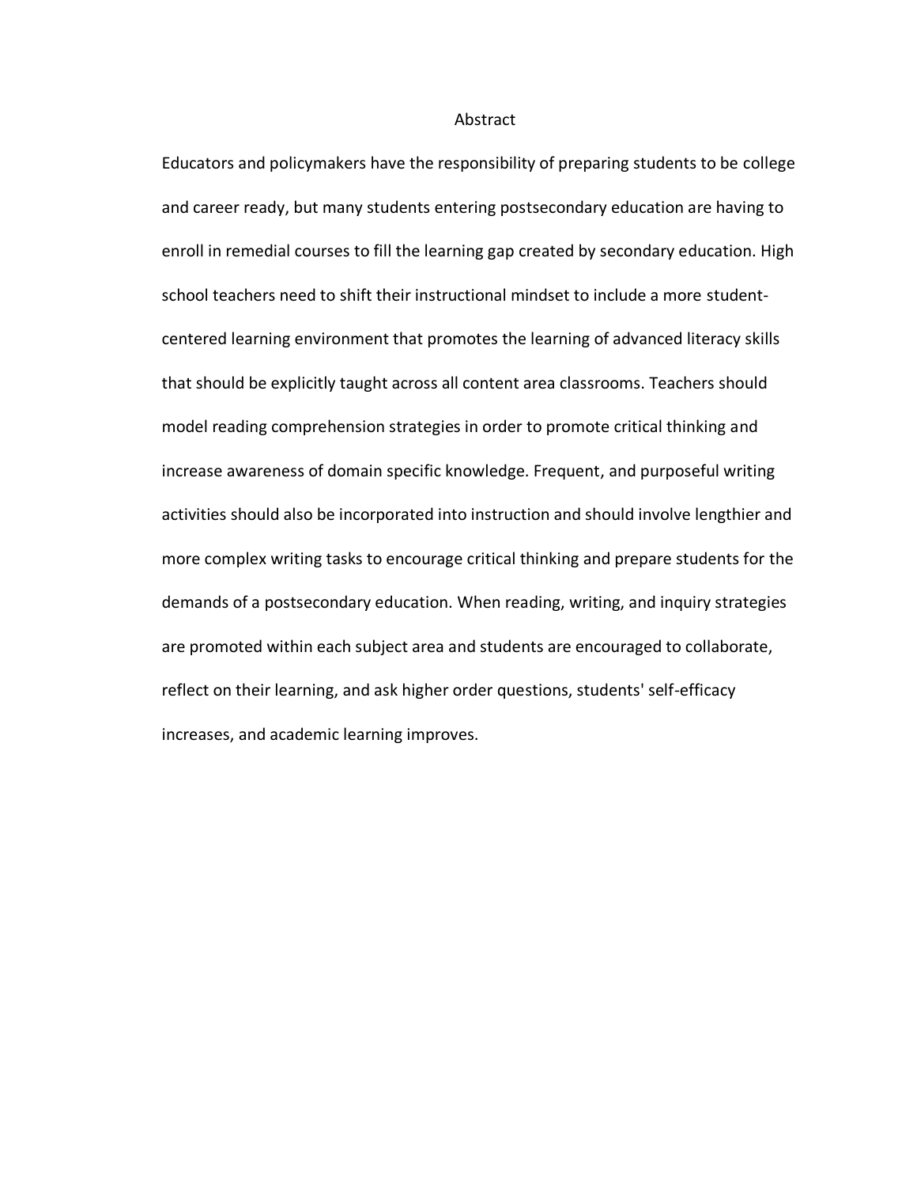# Abstract

Educators and policymakers have the responsibility of preparing students to be college and career ready, but many students entering postsecondary education are having to enroll in remedial courses to fill the learning gap created by secondary education. High school teachers need to shift their instructional mindset to include a more student-centered learning environment that promotes the learning of advanced literacy skills that should be explicitly taught across all content area classrooms. Teachers should model reading comprehension strategies in order to promote critical thinking and increase awareness of domain specific knowledge. Frequent, and purposeful writing activities should also be incorporated into instruction and should involve lengthier and more complex writing tasks to encourage critical thinking and prepare students for the demands of a postsecondary education. When reading, writing, and inquiry strategies are promoted within each subject area and students are encouraged to collaborate, reflect on their learning, and ask higher order questions, students' self-efficacy increases, and academic learning improves.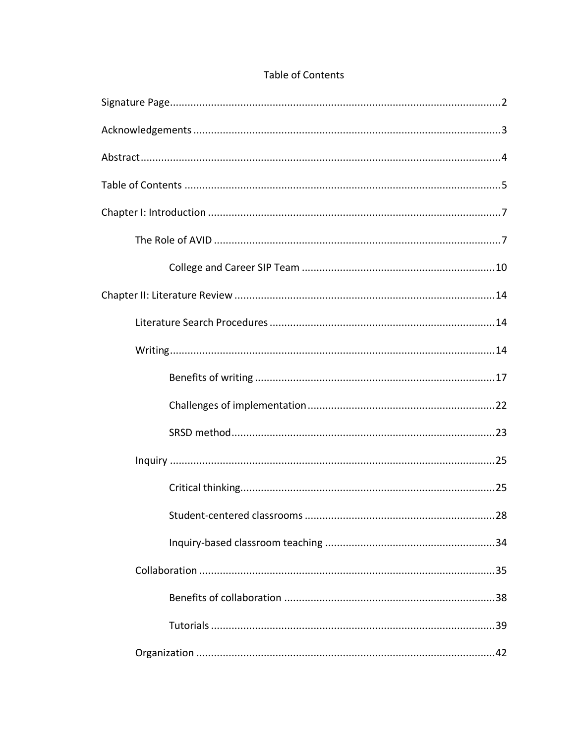# Table of Contents

Signature Page................................................................................................................2

Acknowledgements ........................................................................................................3

Abstract..........................................................................................................................4

Table of Contents ...........................................................................................................5

Chapter I: Introduction ...................................................................................................7

  The Role of AVID .................................................................................................7

    College and Career SIP Team .................................................................10

Chapter II: Literature Review ........................................................................................14

  Literature Search Procedures ............................................................................14

  Writing..............................................................................................................14

    Benefits of writing .................................................................................17

    Challenges of implementation...............................................................22

    SRSD method.........................................................................................23

  Inquiry ..............................................................................................................25

    Critical thinking......................................................................................25

    Student-centered classrooms ................................................................28

    Inquiry-based classroom teaching .........................................................34

  Collaboration ...................................................................................................35

    Benefits of collaboration .......................................................................38

    Tutorials ................................................................................................39

  Organization ....................................................................................................42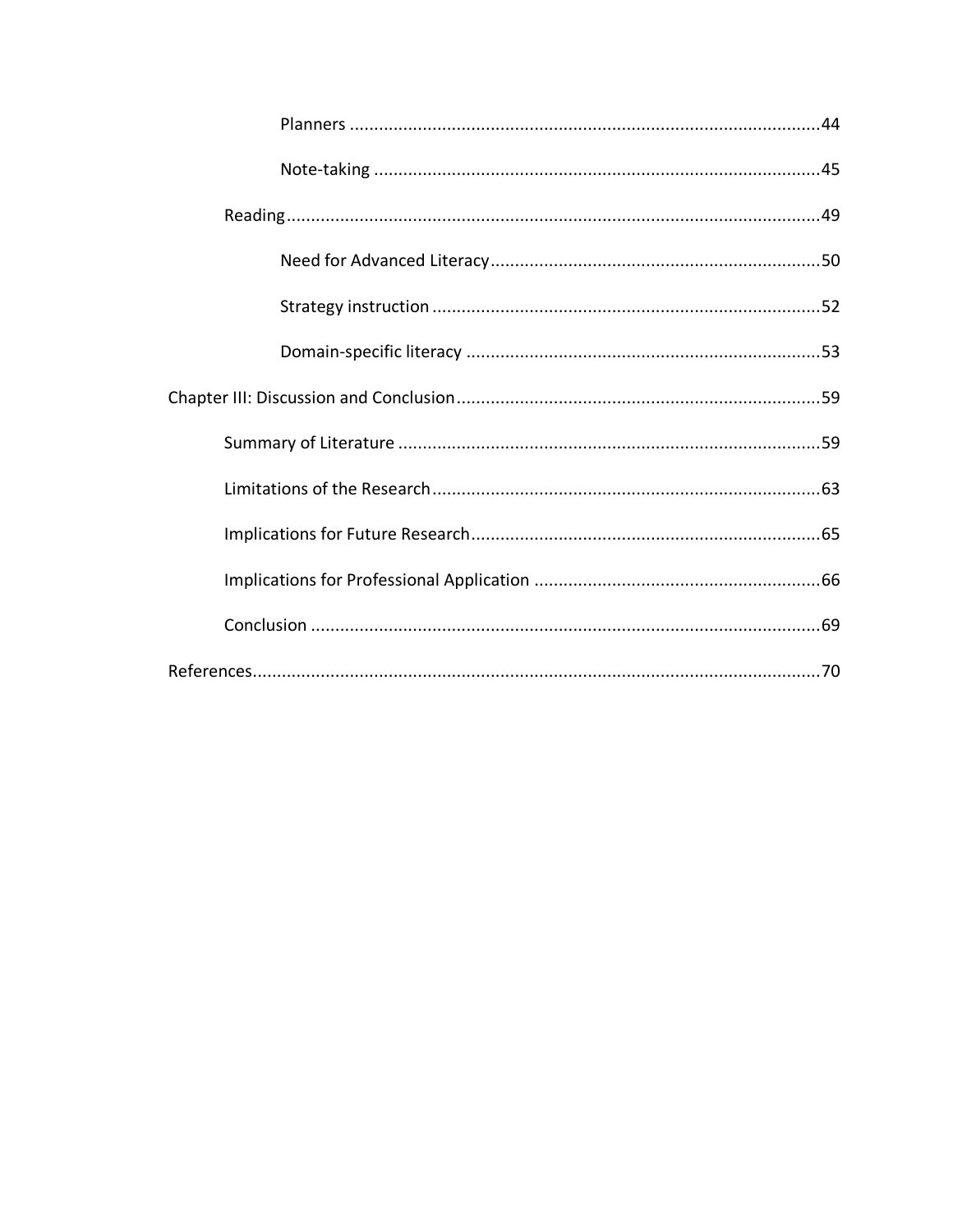Planners ......................................................................................44

Note-taking ..................................................................................45

Reading..............................................................................................49

Need for Advanced Literacy...........................................................50

Strategy instruction .......................................................................52

Domain-specific literacy ................................................................53

Chapter III: Discussion and Conclusion................................................59

Summary of Literature .......................................................................59

Limitations of the Research................................................................63

Implications for Future Research........................................................65

Implications for Professional Application ..........................................66

Conclusion .........................................................................................69

References..............................................................................................70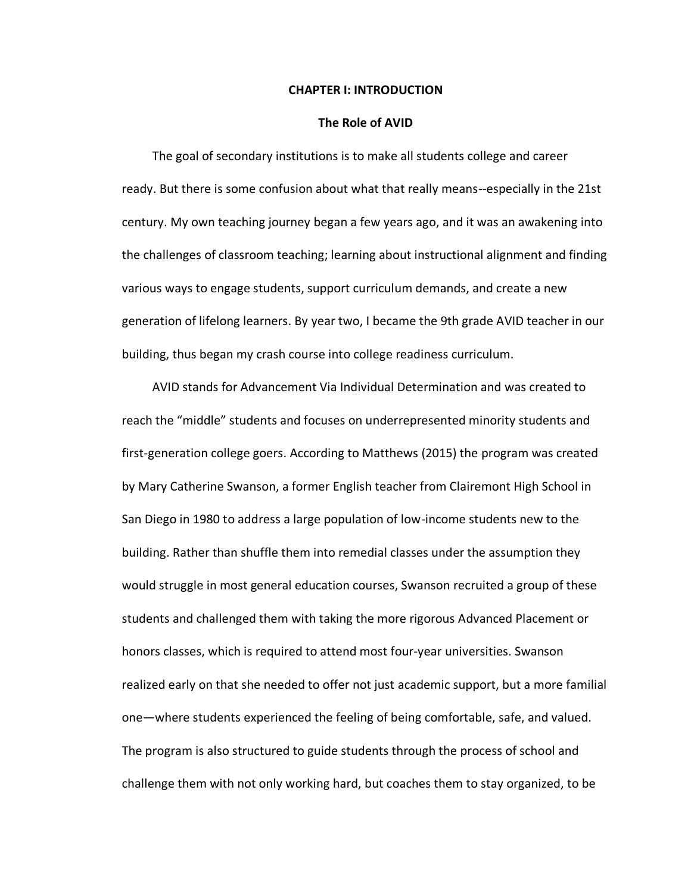# CHAPTER I: INTRODUCTION

## The Role of AVID

The goal of secondary institutions is to make all students college and career ready. But there is some confusion about what that really means--especially in the 21st century. My own teaching journey began a few years ago, and it was an awakening into the challenges of classroom teaching; learning about instructional alignment and finding various ways to engage students, support curriculum demands, and create a new generation of lifelong learners. By year two, I became the 9th grade AVID teacher in our building, thus began my crash course into college readiness curriculum.

AVID stands for Advancement Via Individual Determination and was created to reach the "middle" students and focuses on underrepresented minority students and first-generation college goers. According to Matthews (2015) the program was created by Mary Catherine Swanson, a former English teacher from Clairemont High School in San Diego in 1980 to address a large population of low-income students new to the building. Rather than shuffle them into remedial classes under the assumption they would struggle in most general education courses, Swanson recruited a group of these students and challenged them with taking the more rigorous Advanced Placement or honors classes, which is required to attend most four-year universities. Swanson realized early on that she needed to offer not just academic support, but a more familial one—where students experienced the feeling of being comfortable, safe, and valued. The program is also structured to guide students through the process of school and challenge them with not only working hard, but coaches them to stay organized, to be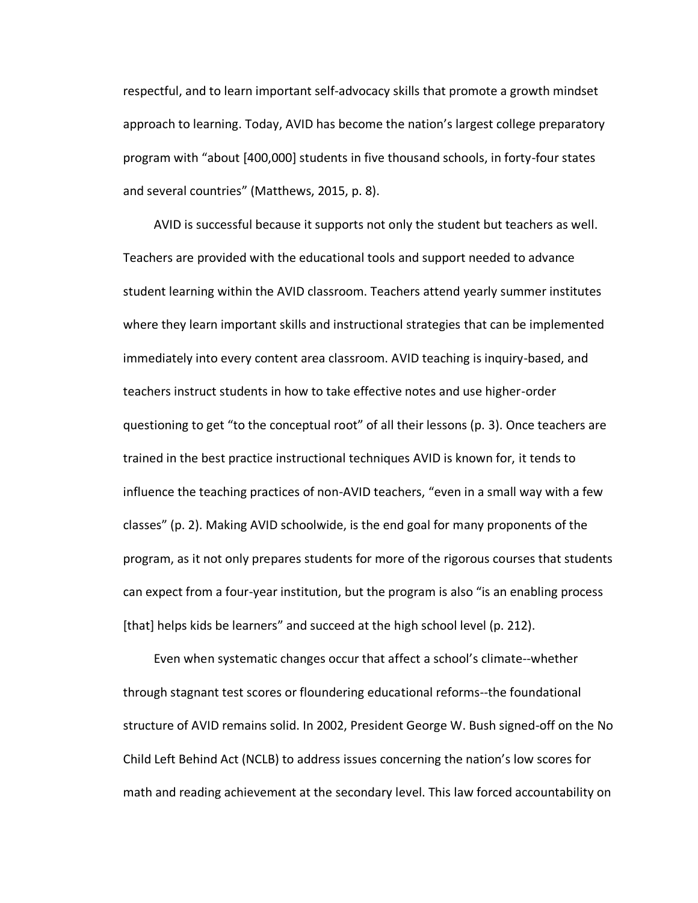respectful, and to learn important self-advocacy skills that promote a growth mindset approach to learning. Today, AVID has become the nation's largest college preparatory program with "about [400,000] students in five thousand schools, in forty-four states and several countries" (Matthews, 2015, p. 8).

AVID is successful because it supports not only the student but teachers as well. Teachers are provided with the educational tools and support needed to advance student learning within the AVID classroom. Teachers attend yearly summer institutes where they learn important skills and instructional strategies that can be implemented immediately into every content area classroom. AVID teaching is inquiry-based, and teachers instruct students in how to take effective notes and use higher-order questioning to get "to the conceptual root" of all their lessons (p. 3). Once teachers are trained in the best practice instructional techniques AVID is known for, it tends to influence the teaching practices of non-AVID teachers, "even in a small way with a few classes" (p. 2). Making AVID schoolwide, is the end goal for many proponents of the program, as it not only prepares students for more of the rigorous courses that students can expect from a four-year institution, but the program is also "is an enabling process [that] helps kids be learners" and succeed at the high school level (p. 212).

Even when systematic changes occur that affect a school's climate--whether through stagnant test scores or floundering educational reforms--the foundational structure of AVID remains solid. In 2002, President George W. Bush signed-off on the No Child Left Behind Act (NCLB) to address issues concerning the nation's low scores for math and reading achievement at the secondary level. This law forced accountability on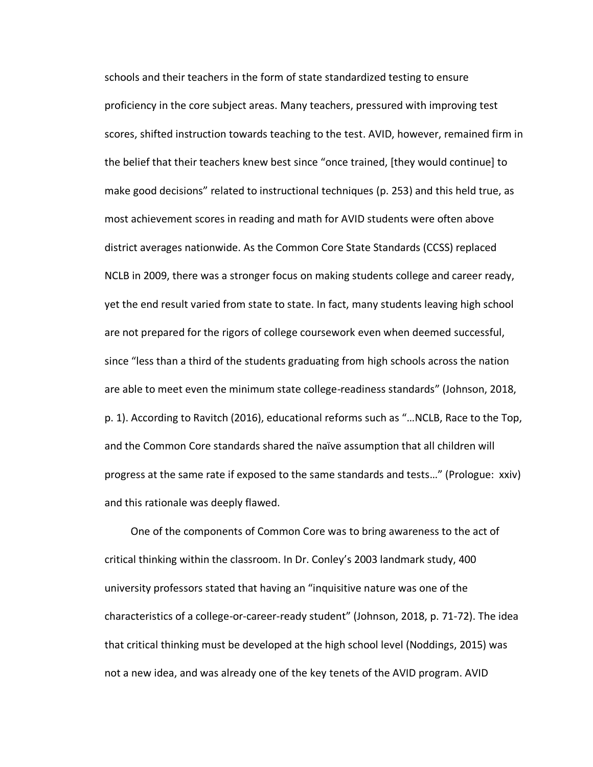schools and their teachers in the form of state standardized testing to ensure proficiency in the core subject areas. Many teachers, pressured with improving test scores, shifted instruction towards teaching to the test. AVID, however, remained firm in the belief that their teachers knew best since "once trained, [they would continue] to make good decisions" related to instructional techniques (p. 253) and this held true, as most achievement scores in reading and math for AVID students were often above district averages nationwide. As the Common Core State Standards (CCSS) replaced NCLB in 2009, there was a stronger focus on making students college and career ready, yet the end result varied from state to state. In fact, many students leaving high school are not prepared for the rigors of college coursework even when deemed successful, since "less than a third of the students graduating from high schools across the nation are able to meet even the minimum state college-readiness standards" (Johnson, 2018, p. 1). According to Ravitch (2016), educational reforms such as "…NCLB, Race to the Top, and the Common Core standards shared the naïve assumption that all children will progress at the same rate if exposed to the same standards and tests…" (Prologue:  xxiv) and this rationale was deeply flawed.

One of the components of Common Core was to bring awareness to the act of critical thinking within the classroom. In Dr. Conley's 2003 landmark study, 400 university professors stated that having an "inquisitive nature was one of the characteristics of a college-or-career-ready student" (Johnson, 2018, p. 71-72). The idea that critical thinking must be developed at the high school level (Noddings, 2015) was not a new idea, and was already one of the key tenets of the AVID program. AVID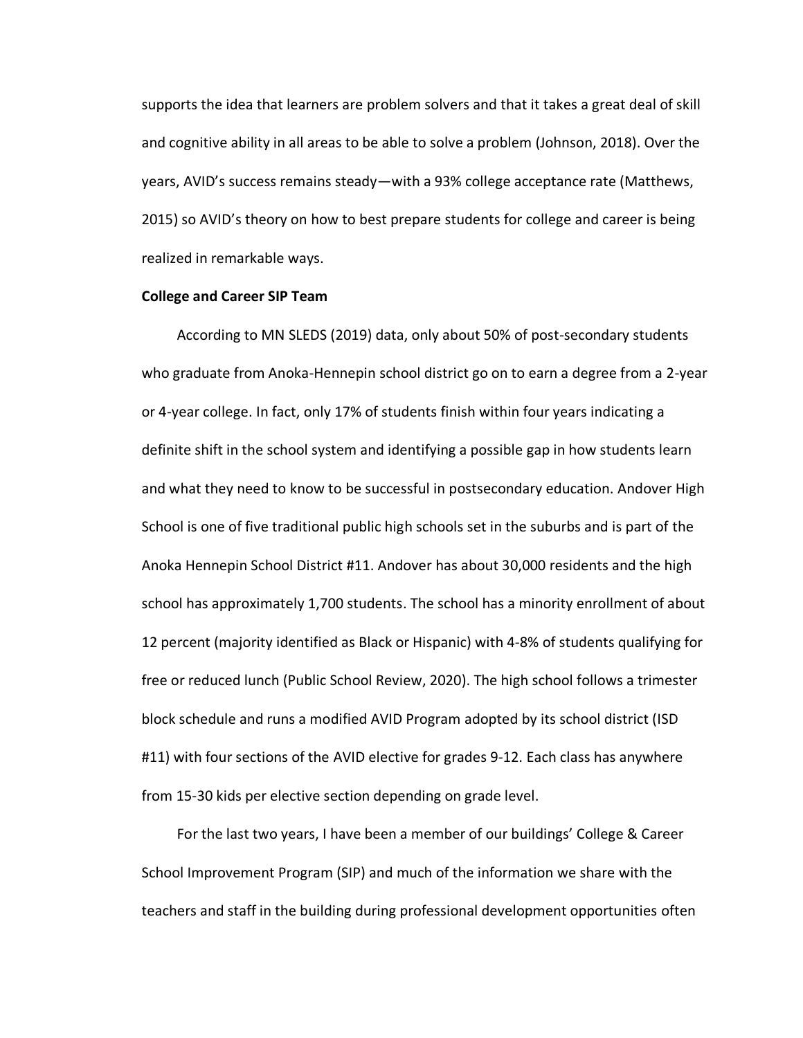supports the idea that learners are problem solvers and that it takes a great deal of skill and cognitive ability in all areas to be able to solve a problem (Johnson, 2018). Over the years, AVID's success remains steady—with a 93% college acceptance rate (Matthews, 2015) so AVID's theory on how to best prepare students for college and career is being realized in remarkable ways.

**College and Career SIP Team**

According to MN SLEDS (2019) data, only about 50% of post-secondary students who graduate from Anoka-Hennepin school district go on to earn a degree from a 2-year or 4-year college. In fact, only 17% of students finish within four years indicating a definite shift in the school system and identifying a possible gap in how students learn and what they need to know to be successful in postsecondary education. Andover High School is one of five traditional public high schools set in the suburbs and is part of the Anoka Hennepin School District #11. Andover has about 30,000 residents and the high school has approximately 1,700 students. The school has a minority enrollment of about 12 percent (majority identified as Black or Hispanic) with 4-8% of students qualifying for free or reduced lunch (Public School Review, 2020). The high school follows a trimester block schedule and runs a modified AVID Program adopted by its school district (ISD #11) with four sections of the AVID elective for grades 9-12. Each class has anywhere from 15-30 kids per elective section depending on grade level.

For the last two years, I have been a member of our buildings' College & Career School Improvement Program (SIP) and much of the information we share with the teachers and staff in the building during professional development opportunities often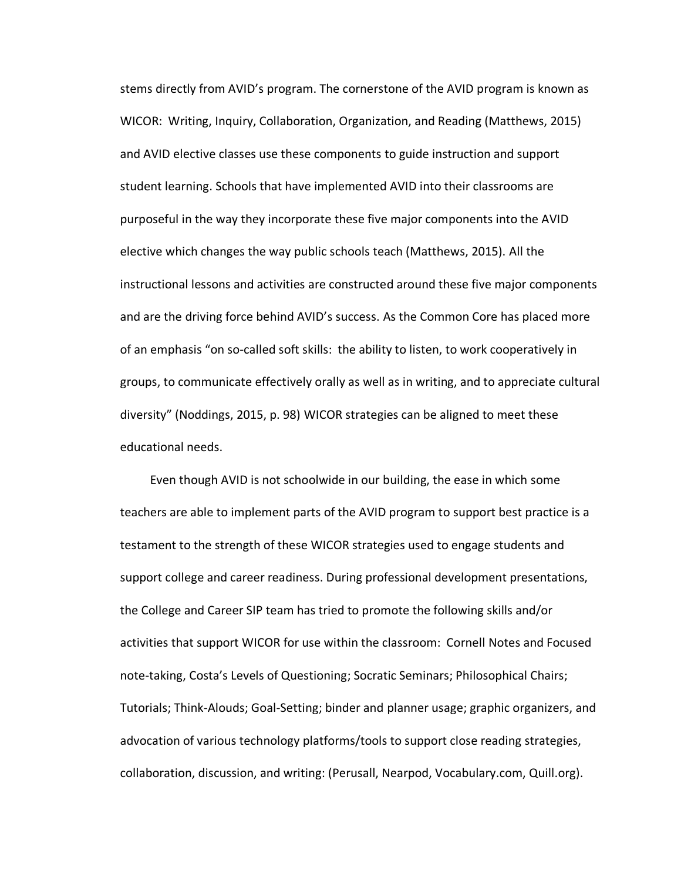stems directly from AVID's program. The cornerstone of the AVID program is known as WICOR: Writing, Inquiry, Collaboration, Organization, and Reading (Matthews, 2015) and AVID elective classes use these components to guide instruction and support student learning. Schools that have implemented AVID into their classrooms are purposeful in the way they incorporate these five major components into the AVID elective which changes the way public schools teach (Matthews, 2015). All the instructional lessons and activities are constructed around these five major components and are the driving force behind AVID's success. As the Common Core has placed more of an emphasis "on so-called soft skills: the ability to listen, to work cooperatively in groups, to communicate effectively orally as well as in writing, and to appreciate cultural diversity" (Noddings, 2015, p. 98) WICOR strategies can be aligned to meet these educational needs.

Even though AVID is not schoolwide in our building, the ease in which some teachers are able to implement parts of the AVID program to support best practice is a testament to the strength of these WICOR strategies used to engage students and support college and career readiness. During professional development presentations, the College and Career SIP team has tried to promote the following skills and/or activities that support WICOR for use within the classroom: Cornell Notes and Focused note-taking, Costa's Levels of Questioning; Socratic Seminars; Philosophical Chairs; Tutorials; Think-Alouds; Goal-Setting; binder and planner usage; graphic organizers, and advocation of various technology platforms/tools to support close reading strategies, collaboration, discussion, and writing: (Perusall, Nearpod, Vocabulary.com, Quill.org).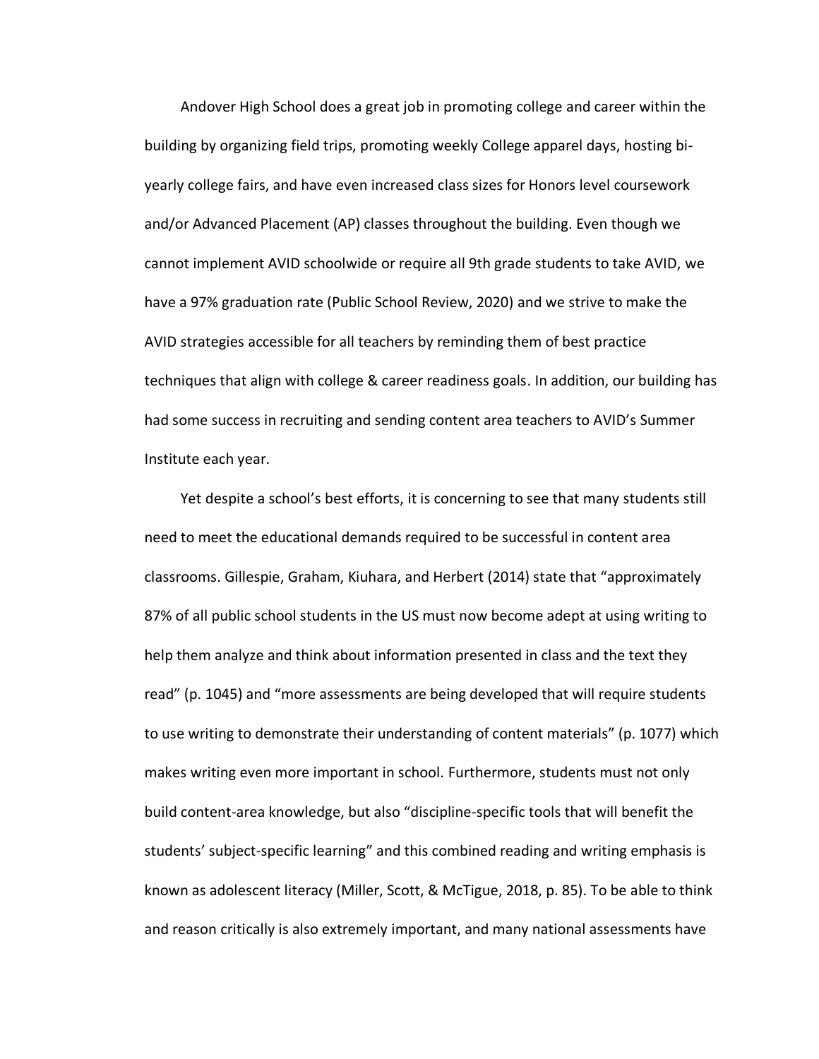Andover High School does a great job in promoting college and career within the building by organizing field trips, promoting weekly College apparel days, hosting bi-yearly college fairs, and have even increased class sizes for Honors level coursework and/or Advanced Placement (AP) classes throughout the building. Even though we cannot implement AVID schoolwide or require all 9th grade students to take AVID, we have a 97% graduation rate (Public School Review, 2020) and we strive to make the AVID strategies accessible for all teachers by reminding them of best practice techniques that align with college & career readiness goals. In addition, our building has had some success in recruiting and sending content area teachers to AVID's Summer Institute each year.

Yet despite a school's best efforts, it is concerning to see that many students still need to meet the educational demands required to be successful in content area classrooms. Gillespie, Graham, Kiuhara, and Herbert (2014) state that "approximately 87% of all public school students in the US must now become adept at using writing to help them analyze and think about information presented in class and the text they read" (p. 1045) and "more assessments are being developed that will require students to use writing to demonstrate their understanding of content materials" (p. 1077) which makes writing even more important in school. Furthermore, students must not only build content-area knowledge, but also "discipline-specific tools that will benefit the students' subject-specific learning" and this combined reading and writing emphasis is known as adolescent literacy (Miller, Scott, & McTigue, 2018, p. 85). To be able to think and reason critically is also extremely important, and many national assessments have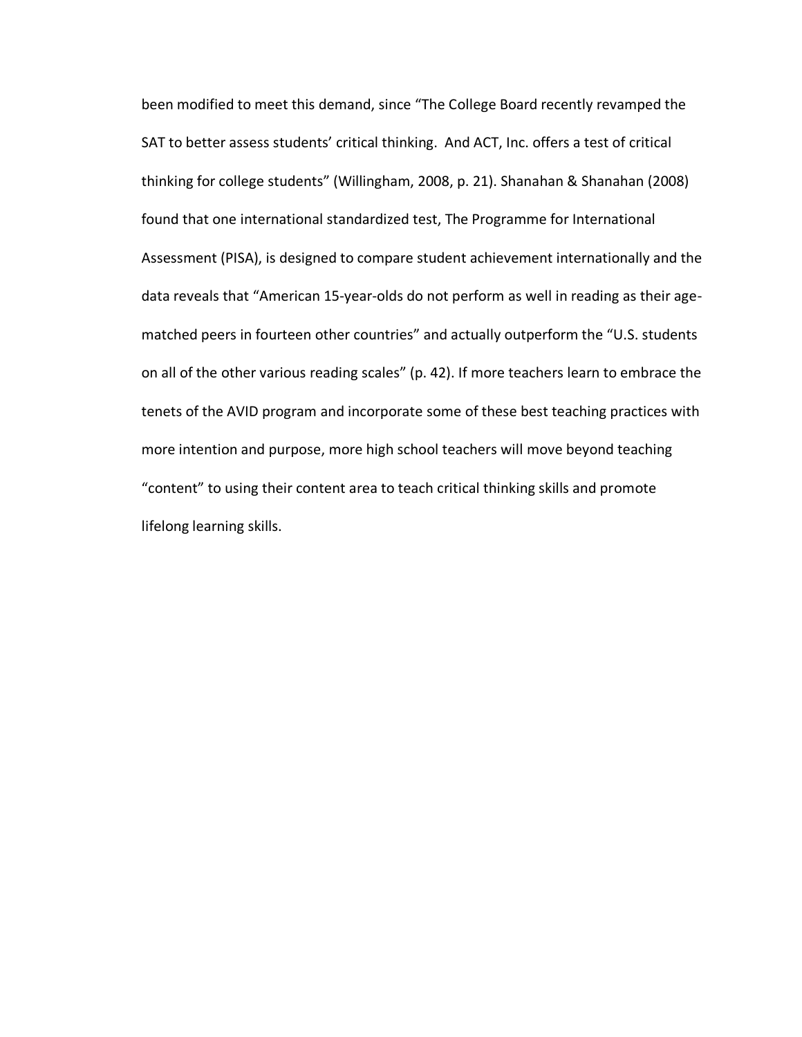been modified to meet this demand, since "The College Board recently revamped the SAT to better assess students' critical thinking. And ACT, Inc. offers a test of critical thinking for college students" (Willingham, 2008, p. 21). Shanahan & Shanahan (2008) found that one international standardized test, The Programme for International Assessment (PISA), is designed to compare student achievement internationally and the data reveals that "American 15-year-olds do not perform as well in reading as their age-matched peers in fourteen other countries" and actually outperform the "U.S. students on all of the other various reading scales" (p. 42). If more teachers learn to embrace the tenets of the AVID program and incorporate some of these best teaching practices with more intention and purpose, more high school teachers will move beyond teaching "content" to using their content area to teach critical thinking skills and promote lifelong learning skills.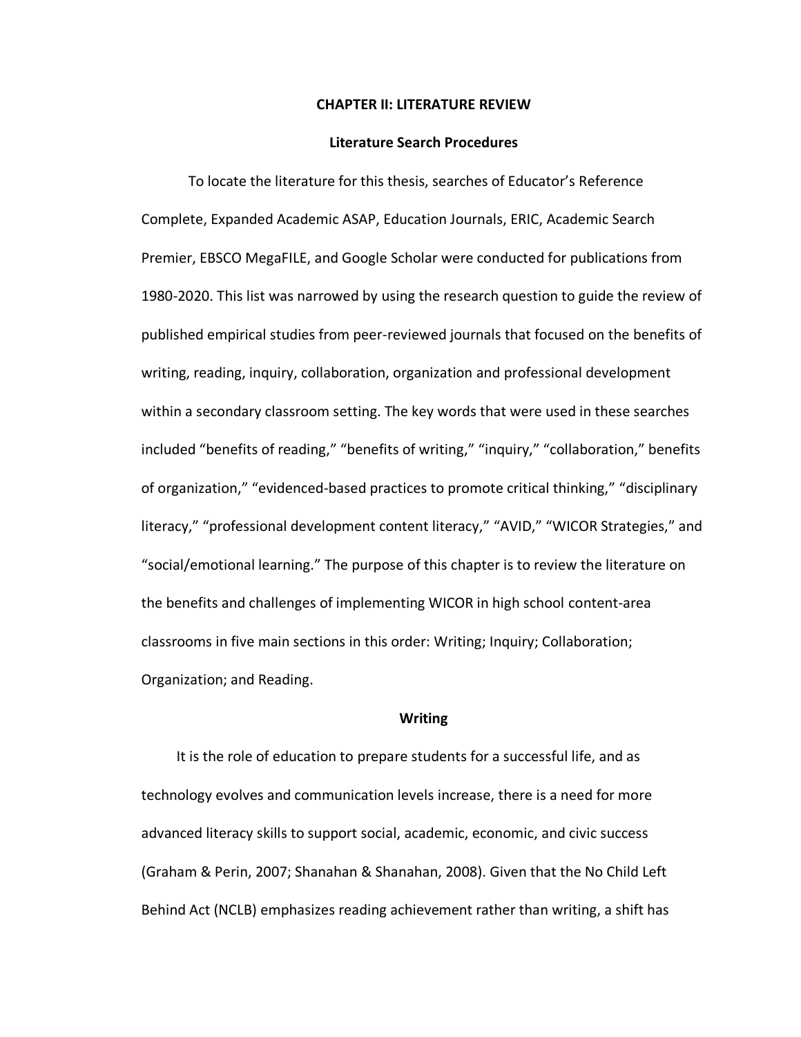# CHAPTER II: LITERATURE REVIEW

## Literature Search Procedures

To locate the literature for this thesis, searches of Educator's Reference Complete, Expanded Academic ASAP, Education Journals, ERIC, Academic Search Premier, EBSCO MegaFILE, and Google Scholar were conducted for publications from 1980-2020. This list was narrowed by using the research question to guide the review of published empirical studies from peer-reviewed journals that focused on the benefits of writing, reading, inquiry, collaboration, organization and professional development within a secondary classroom setting. The key words that were used in these searches included "benefits of reading," "benefits of writing," "inquiry," "collaboration," benefits of organization," "evidenced-based practices to promote critical thinking," "disciplinary literacy," "professional development content literacy," "AVID," "WICOR Strategies," and "social/emotional learning." The purpose of this chapter is to review the literature on the benefits and challenges of implementing WICOR in high school content-area classrooms in five main sections in this order: Writing; Inquiry; Collaboration; Organization; and Reading.

## Writing

It is the role of education to prepare students for a successful life, and as technology evolves and communication levels increase, there is a need for more advanced literacy skills to support social, academic, economic, and civic success (Graham & Perin, 2007; Shanahan & Shanahan, 2008). Given that the No Child Left Behind Act (NCLB) emphasizes reading achievement rather than writing, a shift has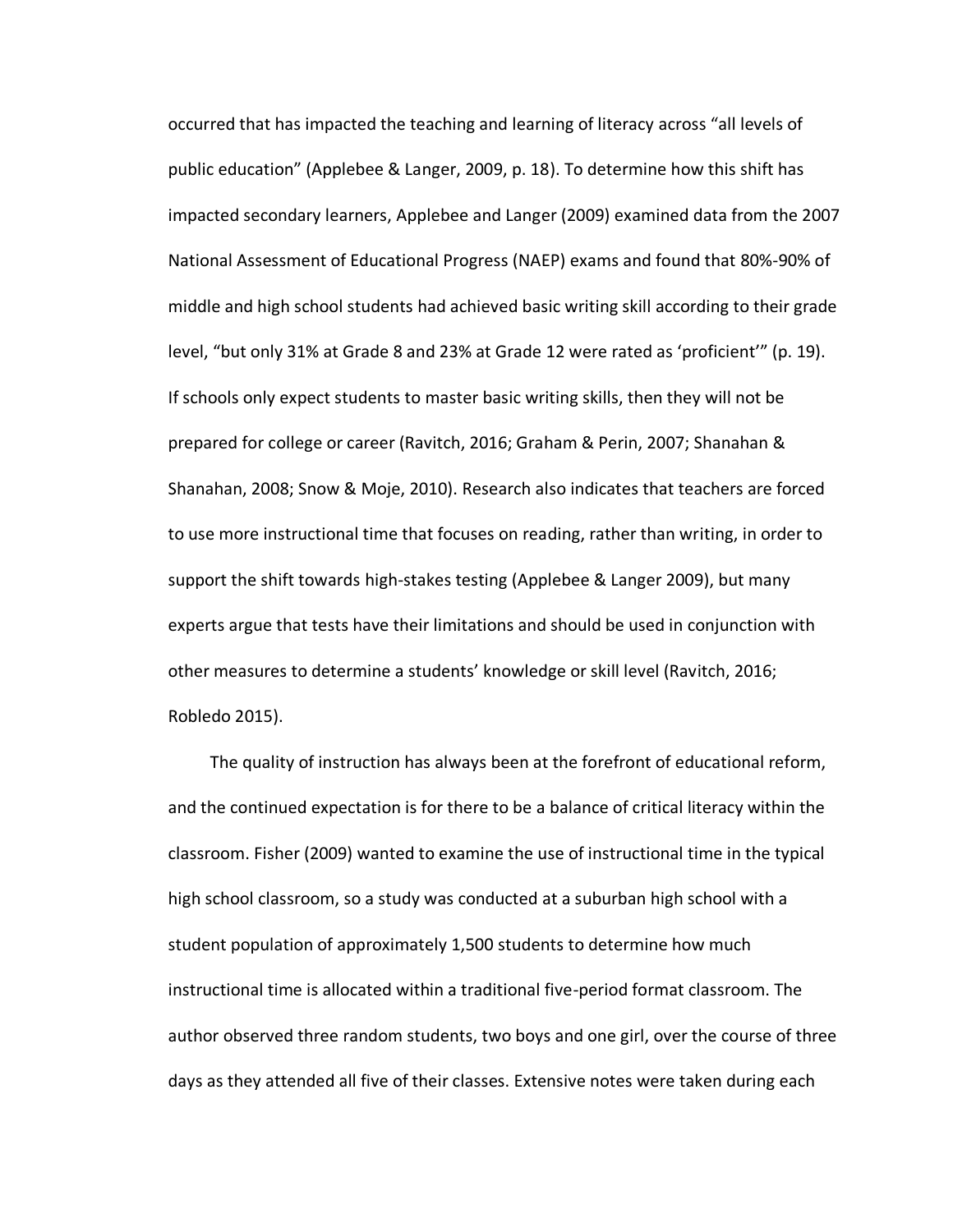occurred that has impacted the teaching and learning of literacy across "all levels of public education" (Applebee & Langer, 2009, p. 18). To determine how this shift has impacted secondary learners, Applebee and Langer (2009) examined data from the 2007 National Assessment of Educational Progress (NAEP) exams and found that 80%-90% of middle and high school students had achieved basic writing skill according to their grade level, "but only 31% at Grade 8 and 23% at Grade 12 were rated as 'proficient'" (p. 19). If schools only expect students to master basic writing skills, then they will not be prepared for college or career (Ravitch, 2016; Graham & Perin, 2007; Shanahan & Shanahan, 2008; Snow & Moje, 2010). Research also indicates that teachers are forced to use more instructional time that focuses on reading, rather than writing, in order to support the shift towards high-stakes testing (Applebee & Langer 2009), but many experts argue that tests have their limitations and should be used in conjunction with other measures to determine a students' knowledge or skill level (Ravitch, 2016; Robledo 2015).

The quality of instruction has always been at the forefront of educational reform, and the continued expectation is for there to be a balance of critical literacy within the classroom. Fisher (2009) wanted to examine the use of instructional time in the typical high school classroom, so a study was conducted at a suburban high school with a student population of approximately 1,500 students to determine how much instructional time is allocated within a traditional five-period format classroom. The author observed three random students, two boys and one girl, over the course of three days as they attended all five of their classes. Extensive notes were taken during each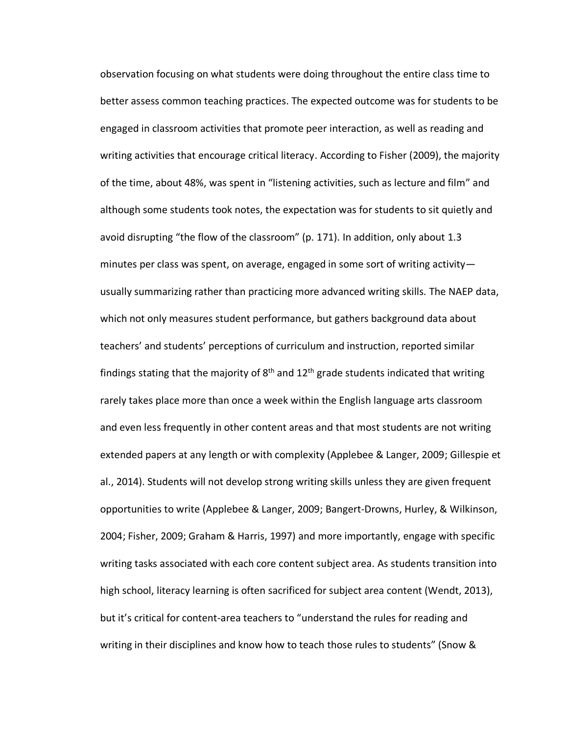observation focusing on what students were doing throughout the entire class time to better assess common teaching practices. The expected outcome was for students to be engaged in classroom activities that promote peer interaction, as well as reading and writing activities that encourage critical literacy. According to Fisher (2009), the majority of the time, about 48%, was spent in "listening activities, such as lecture and film" and although some students took notes, the expectation was for students to sit quietly and avoid disrupting "the flow of the classroom" (p. 171). In addition, only about 1.3 minutes per class was spent, on average, engaged in some sort of writing activity—usually summarizing rather than practicing more advanced writing skills. The NAEP data, which not only measures student performance, but gathers background data about teachers' and students' perceptions of curriculum and instruction, reported similar findings stating that the majority of 8th and 12th grade students indicated that writing rarely takes place more than once a week within the English language arts classroom and even less frequently in other content areas and that most students are not writing extended papers at any length or with complexity (Applebee & Langer, 2009; Gillespie et al., 2014). Students will not develop strong writing skills unless they are given frequent opportunities to write (Applebee & Langer, 2009; Bangert-Drowns, Hurley, & Wilkinson, 2004; Fisher, 2009; Graham & Harris, 1997) and more importantly, engage with specific writing tasks associated with each core content subject area. As students transition into high school, literacy learning is often sacrificed for subject area content (Wendt, 2013), but it's critical for content-area teachers to "understand the rules for reading and writing in their disciplines and know how to teach those rules to students" (Snow &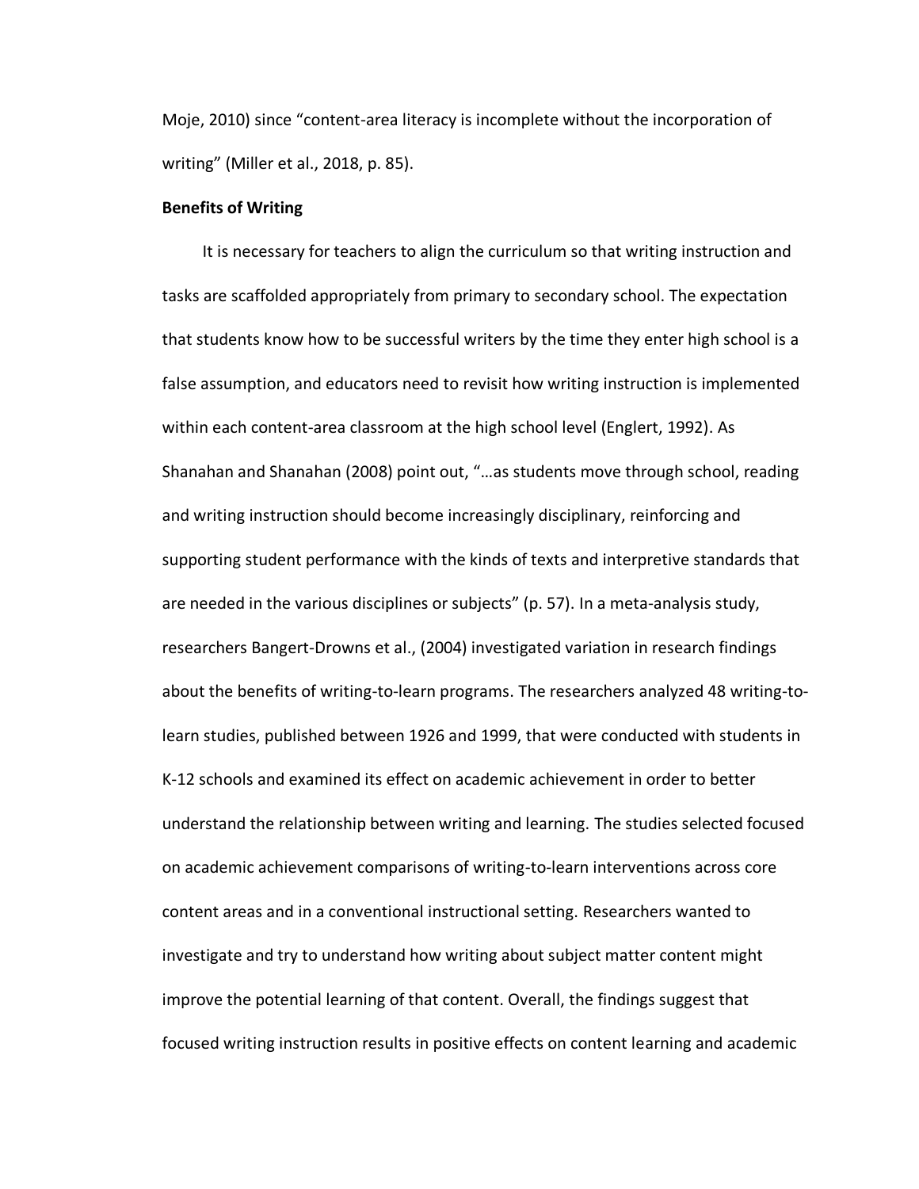Moje, 2010) since "content-area literacy is incomplete without the incorporation of writing" (Miller et al., 2018, p. 85).

**Benefits of Writing**

It is necessary for teachers to align the curriculum so that writing instruction and tasks are scaffolded appropriately from primary to secondary school. The expectation that students know how to be successful writers by the time they enter high school is a false assumption, and educators need to revisit how writing instruction is implemented within each content-area classroom at the high school level (Englert, 1992). As Shanahan and Shanahan (2008) point out, "…as students move through school, reading and writing instruction should become increasingly disciplinary, reinforcing and supporting student performance with the kinds of texts and interpretive standards that are needed in the various disciplines or subjects" (p. 57). In a meta-analysis study, researchers Bangert-Drowns et al., (2004) investigated variation in research findings about the benefits of writing-to-learn programs. The researchers analyzed 48 writing-to-learn studies, published between 1926 and 1999, that were conducted with students in K-12 schools and examined its effect on academic achievement in order to better understand the relationship between writing and learning. The studies selected focused on academic achievement comparisons of writing-to-learn interventions across core content areas and in a conventional instructional setting. Researchers wanted to investigate and try to understand how writing about subject matter content might improve the potential learning of that content. Overall, the findings suggest that focused writing instruction results in positive effects on content learning and academic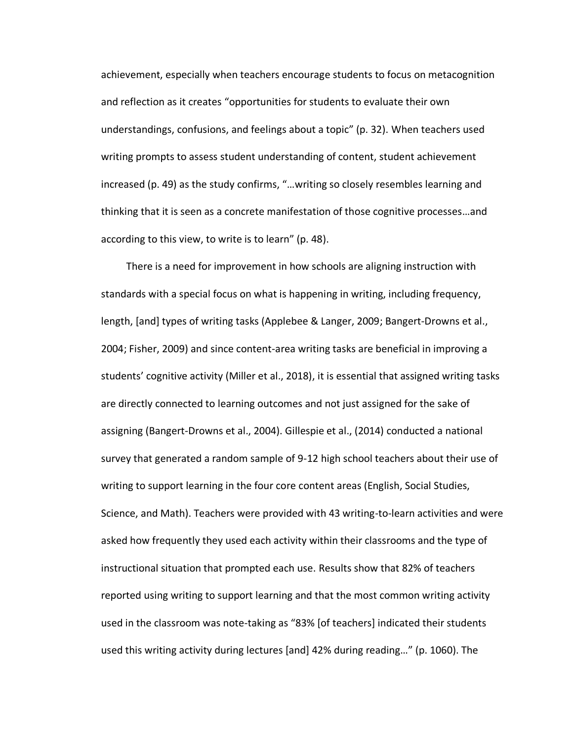achievement, especially when teachers encourage students to focus on metacognition and reflection as it creates "opportunities for students to evaluate their own understandings, confusions, and feelings about a topic" (p. 32). When teachers used writing prompts to assess student understanding of content, student achievement increased (p. 49) as the study confirms, "…writing so closely resembles learning and thinking that it is seen as a concrete manifestation of those cognitive processes…and according to this view, to write is to learn" (p. 48).

There is a need for improvement in how schools are aligning instruction with standards with a special focus on what is happening in writing, including frequency, length, [and] types of writing tasks (Applebee & Langer, 2009; Bangert-Drowns et al., 2004; Fisher, 2009) and since content-area writing tasks are beneficial in improving a students' cognitive activity (Miller et al., 2018), it is essential that assigned writing tasks are directly connected to learning outcomes and not just assigned for the sake of assigning (Bangert-Drowns et al., 2004). Gillespie et al., (2014) conducted a national survey that generated a random sample of 9-12 high school teachers about their use of writing to support learning in the four core content areas (English, Social Studies, Science, and Math). Teachers were provided with 43 writing-to-learn activities and were asked how frequently they used each activity within their classrooms and the type of instructional situation that prompted each use. Results show that 82% of teachers reported using writing to support learning and that the most common writing activity used in the classroom was note-taking as "83% [of teachers] indicated their students used this writing activity during lectures [and] 42% during reading…" (p. 1060). The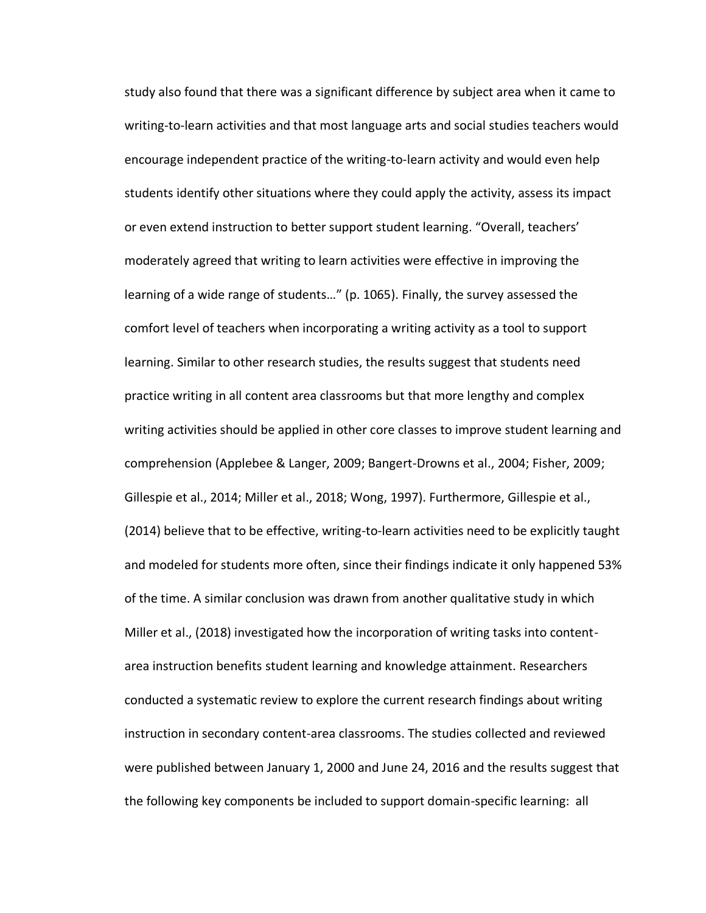study also found that there was a significant difference by subject area when it came to writing-to-learn activities and that most language arts and social studies teachers would encourage independent practice of the writing-to-learn activity and would even help students identify other situations where they could apply the activity, assess its impact or even extend instruction to better support student learning. “Overall, teachers’ moderately agreed that writing to learn activities were effective in improving the learning of a wide range of students…” (p. 1065). Finally, the survey assessed the comfort level of teachers when incorporating a writing activity as a tool to support learning. Similar to other research studies, the results suggest that students need practice writing in all content area classrooms but that more lengthy and complex writing activities should be applied in other core classes to improve student learning and comprehension (Applebee & Langer, 2009; Bangert-Drowns et al., 2004; Fisher, 2009; Gillespie et al., 2014; Miller et al., 2018; Wong, 1997). Furthermore, Gillespie et al., (2014) believe that to be effective, writing-to-learn activities need to be explicitly taught and modeled for students more often, since their findings indicate it only happened 53% of the time. A similar conclusion was drawn from another qualitative study in which Miller et al., (2018) investigated how the incorporation of writing tasks into content-area instruction benefits student learning and knowledge attainment. Researchers conducted a systematic review to explore the current research findings about writing instruction in secondary content-area classrooms. The studies collected and reviewed were published between January 1, 2000 and June 24, 2016 and the results suggest that the following key components be included to support domain-specific learning: all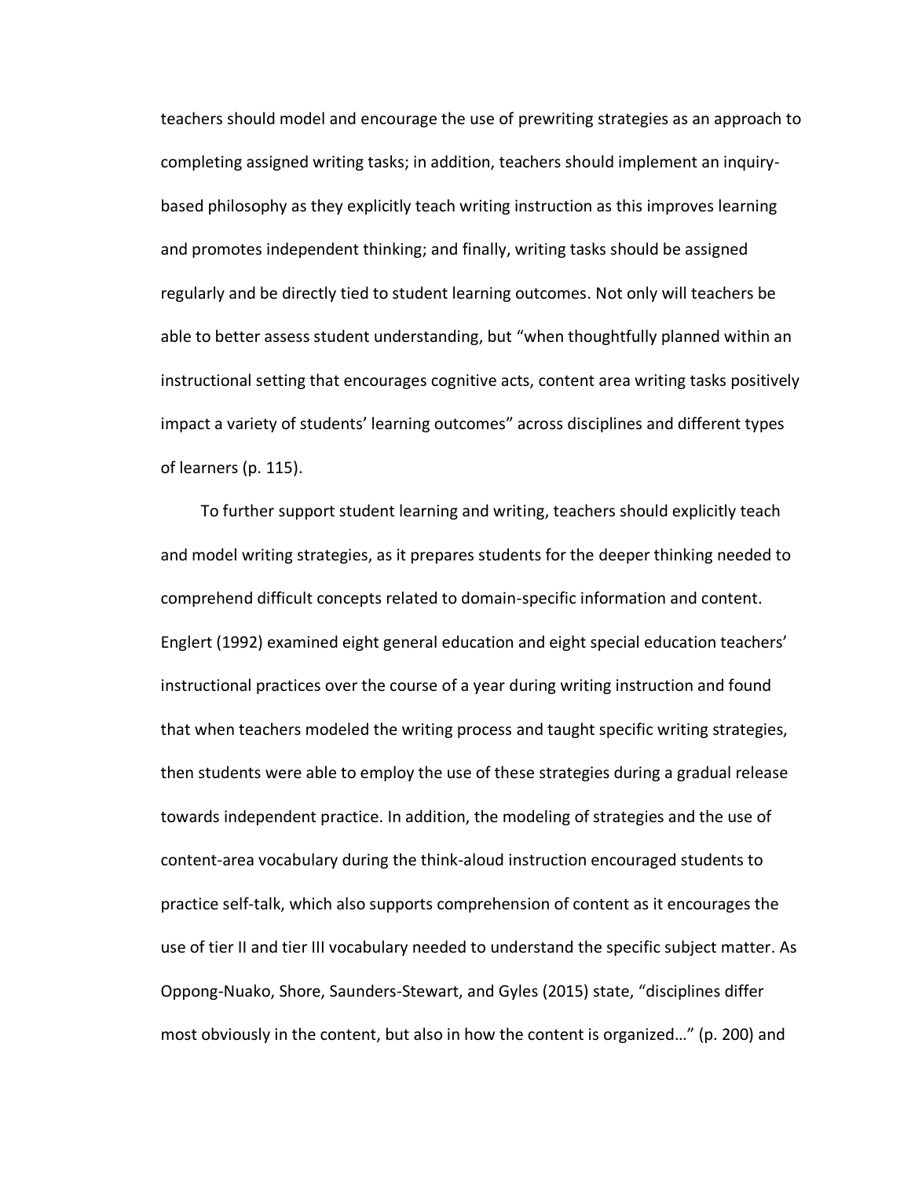teachers should model and encourage the use of prewriting strategies as an approach to completing assigned writing tasks; in addition, teachers should implement an inquiry-based philosophy as they explicitly teach writing instruction as this improves learning and promotes independent thinking; and finally, writing tasks should be assigned regularly and be directly tied to student learning outcomes. Not only will teachers be able to better assess student understanding, but "when thoughtfully planned within an instructional setting that encourages cognitive acts, content area writing tasks positively impact a variety of students' learning outcomes" across disciplines and different types of learners (p. 115).

To further support student learning and writing, teachers should explicitly teach and model writing strategies, as it prepares students for the deeper thinking needed to comprehend difficult concepts related to domain-specific information and content. Englert (1992) examined eight general education and eight special education teachers' instructional practices over the course of a year during writing instruction and found that when teachers modeled the writing process and taught specific writing strategies, then students were able to employ the use of these strategies during a gradual release towards independent practice. In addition, the modeling of strategies and the use of content-area vocabulary during the think-aloud instruction encouraged students to practice self-talk, which also supports comprehension of content as it encourages the use of tier II and tier III vocabulary needed to understand the specific subject matter. As Oppong-Nuako, Shore, Saunders-Stewart, and Gyles (2015) state, "disciplines differ most obviously in the content, but also in how the content is organized…" (p. 200) and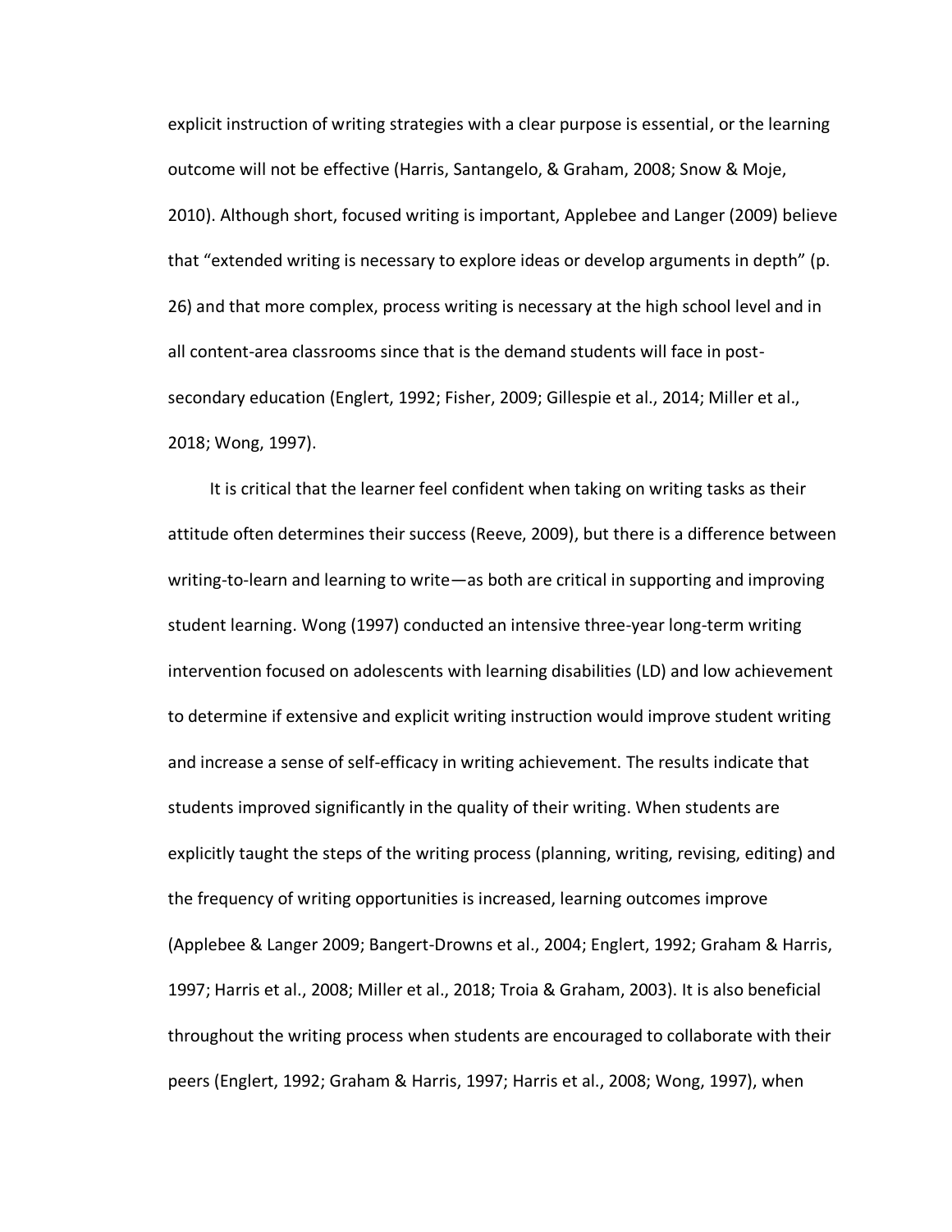explicit instruction of writing strategies with a clear purpose is essential, or the learning outcome will not be effective (Harris, Santangelo, & Graham, 2008; Snow & Moje, 2010). Although short, focused writing is important, Applebee and Langer (2009) believe that "extended writing is necessary to explore ideas or develop arguments in depth" (p. 26) and that more complex, process writing is necessary at the high school level and in all content-area classrooms since that is the demand students will face in post-secondary education (Englert, 1992; Fisher, 2009; Gillespie et al., 2014; Miller et al., 2018; Wong, 1997).

It is critical that the learner feel confident when taking on writing tasks as their attitude often determines their success (Reeve, 2009), but there is a difference between writing-to-learn and learning to write—as both are critical in supporting and improving student learning. Wong (1997) conducted an intensive three-year long-term writing intervention focused on adolescents with learning disabilities (LD) and low achievement to determine if extensive and explicit writing instruction would improve student writing and increase a sense of self-efficacy in writing achievement. The results indicate that students improved significantly in the quality of their writing. When students are explicitly taught the steps of the writing process (planning, writing, revising, editing) and the frequency of writing opportunities is increased, learning outcomes improve (Applebee & Langer 2009; Bangert-Drowns et al., 2004; Englert, 1992; Graham & Harris, 1997; Harris et al., 2008; Miller et al., 2018; Troia & Graham, 2003). It is also beneficial throughout the writing process when students are encouraged to collaborate with their peers (Englert, 1992; Graham & Harris, 1997; Harris et al., 2008; Wong, 1997), when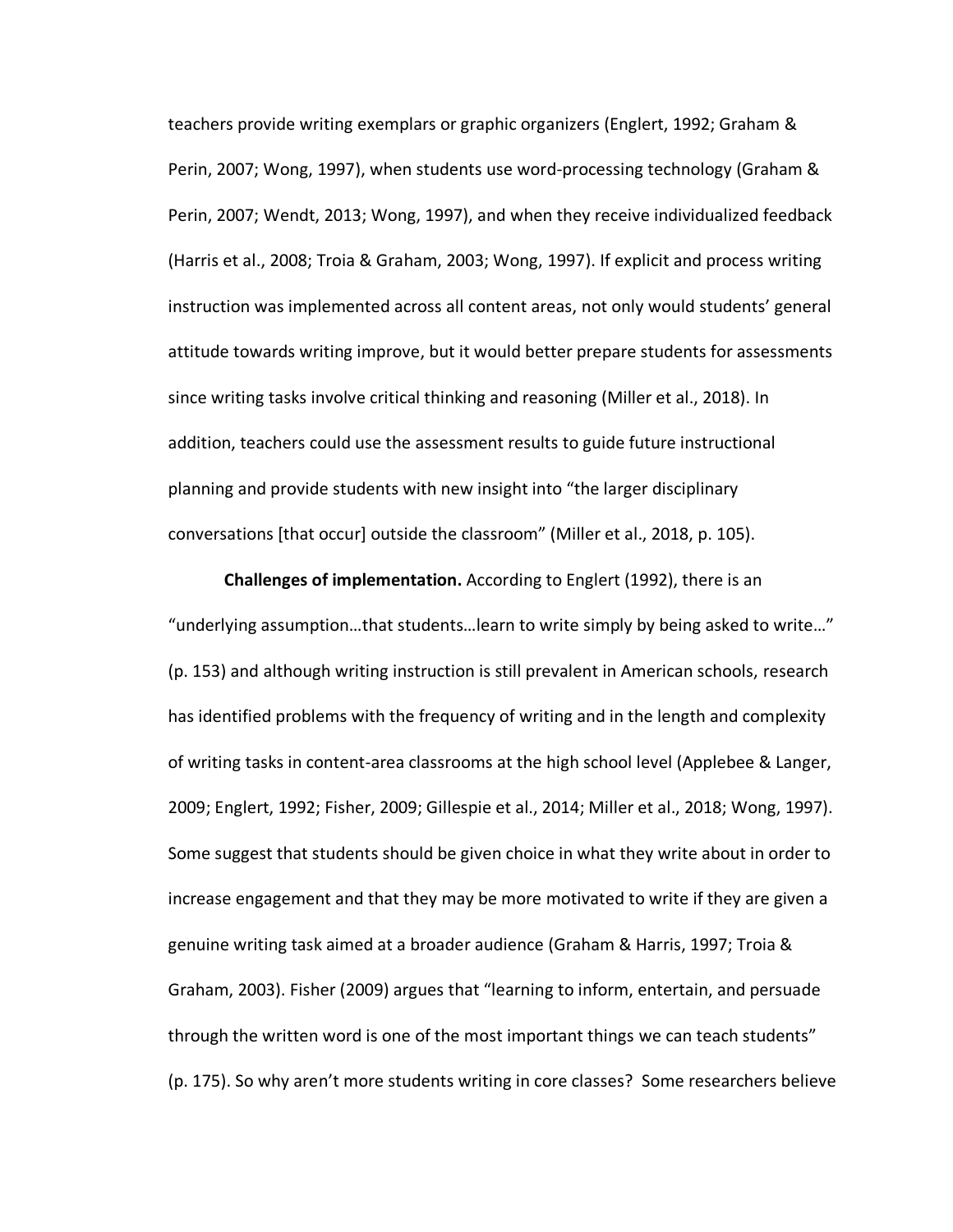teachers provide writing exemplars or graphic organizers (Englert, 1992; Graham & Perin, 2007; Wong, 1997), when students use word-processing technology (Graham & Perin, 2007; Wendt, 2013; Wong, 1997), and when they receive individualized feedback (Harris et al., 2008; Troia & Graham, 2003; Wong, 1997). If explicit and process writing instruction was implemented across all content areas, not only would students' general attitude towards writing improve, but it would better prepare students for assessments since writing tasks involve critical thinking and reasoning (Miller et al., 2018). In addition, teachers could use the assessment results to guide future instructional planning and provide students with new insight into "the larger disciplinary conversations [that occur] outside the classroom" (Miller et al., 2018, p. 105).

**Challenges of implementation.** According to Englert (1992), there is an "underlying assumption…that students…learn to write simply by being asked to write…" (p. 153) and although writing instruction is still prevalent in American schools, research has identified problems with the frequency of writing and in the length and complexity of writing tasks in content-area classrooms at the high school level (Applebee & Langer, 2009; Englert, 1992; Fisher, 2009; Gillespie et al., 2014; Miller et al., 2018; Wong, 1997). Some suggest that students should be given choice in what they write about in order to increase engagement and that they may be more motivated to write if they are given a genuine writing task aimed at a broader audience (Graham & Harris, 1997; Troia & Graham, 2003). Fisher (2009) argues that "learning to inform, entertain, and persuade through the written word is one of the most important things we can teach students" (p. 175). So why aren't more students writing in core classes? Some researchers believe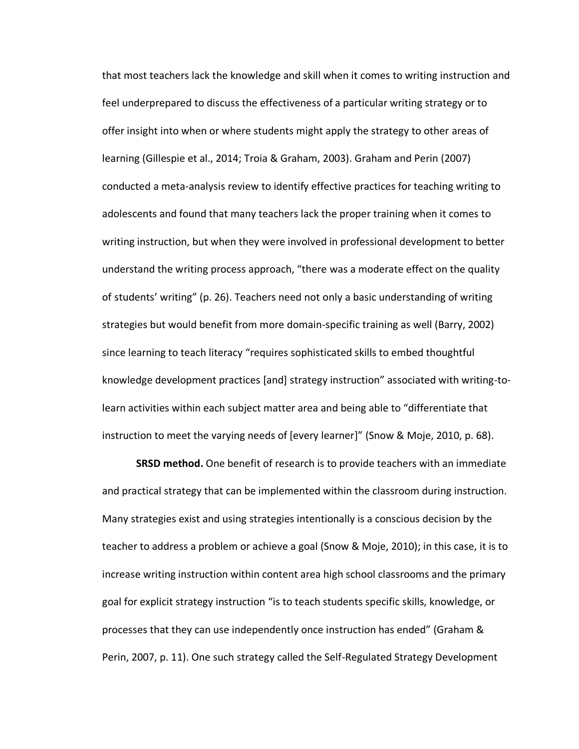that most teachers lack the knowledge and skill when it comes to writing instruction and feel underprepared to discuss the effectiveness of a particular writing strategy or to offer insight into when or where students might apply the strategy to other areas of learning (Gillespie et al., 2014; Troia & Graham, 2003). Graham and Perin (2007) conducted a meta-analysis review to identify effective practices for teaching writing to adolescents and found that many teachers lack the proper training when it comes to writing instruction, but when they were involved in professional development to better understand the writing process approach, “there was a moderate effect on the quality of students’ writing” (p. 26). Teachers need not only a basic understanding of writing strategies but would benefit from more domain-specific training as well (Barry, 2002) since learning to teach literacy “requires sophisticated skills to embed thoughtful knowledge development practices [and] strategy instruction” associated with writing-to-learn activities within each subject matter area and being able to “differentiate that instruction to meet the varying needs of [every learner]” (Snow & Moje, 2010, p. 68).

**SRSD method.** One benefit of research is to provide teachers with an immediate and practical strategy that can be implemented within the classroom during instruction. Many strategies exist and using strategies intentionally is a conscious decision by the teacher to address a problem or achieve a goal (Snow & Moje, 2010); in this case, it is to increase writing instruction within content area high school classrooms and the primary goal for explicit strategy instruction “is to teach students specific skills, knowledge, or processes that they can use independently once instruction has ended” (Graham & Perin, 2007, p. 11). One such strategy called the Self-Regulated Strategy Development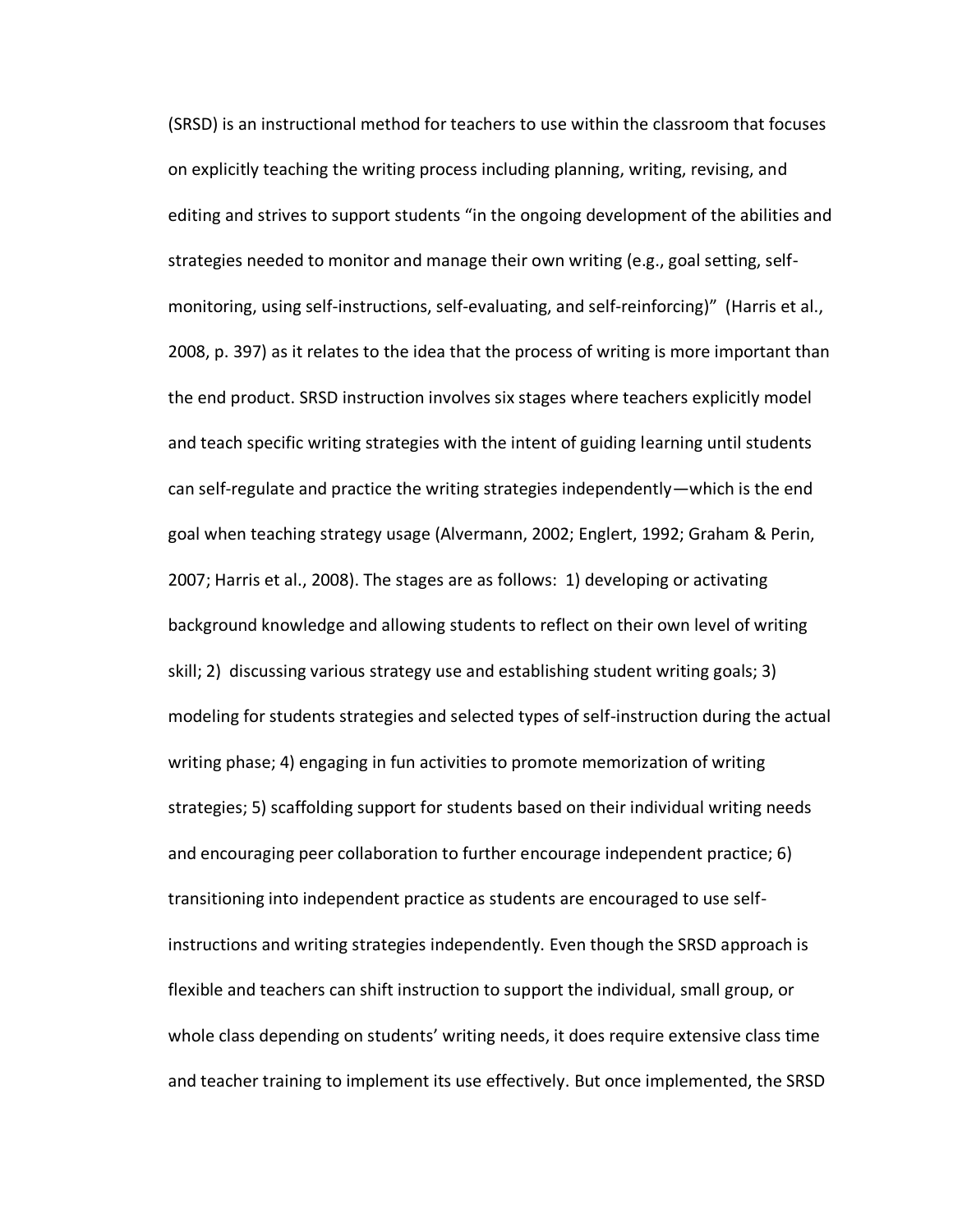(SRSD) is an instructional method for teachers to use within the classroom that focuses on explicitly teaching the writing process including planning, writing, revising, and editing and strives to support students "in the ongoing development of the abilities and strategies needed to monitor and manage their own writing (e.g., goal setting, self-monitoring, using self-instructions, self-evaluating, and self-reinforcing)" (Harris et al., 2008, p. 397) as it relates to the idea that the process of writing is more important than the end product. SRSD instruction involves six stages where teachers explicitly model and teach specific writing strategies with the intent of guiding learning until students can self-regulate and practice the writing strategies independently—which is the end goal when teaching strategy usage (Alvermann, 2002; Englert, 1992; Graham & Perin, 2007; Harris et al., 2008). The stages are as follows: 1) developing or activating background knowledge and allowing students to reflect on their own level of writing skill; 2) discussing various strategy use and establishing student writing goals; 3) modeling for students strategies and selected types of self-instruction during the actual writing phase; 4) engaging in fun activities to promote memorization of writing strategies; 5) scaffolding support for students based on their individual writing needs and encouraging peer collaboration to further encourage independent practice; 6) transitioning into independent practice as students are encouraged to use self-instructions and writing strategies independently. Even though the SRSD approach is flexible and teachers can shift instruction to support the individual, small group, or whole class depending on students' writing needs, it does require extensive class time and teacher training to implement its use effectively. But once implemented, the SRSD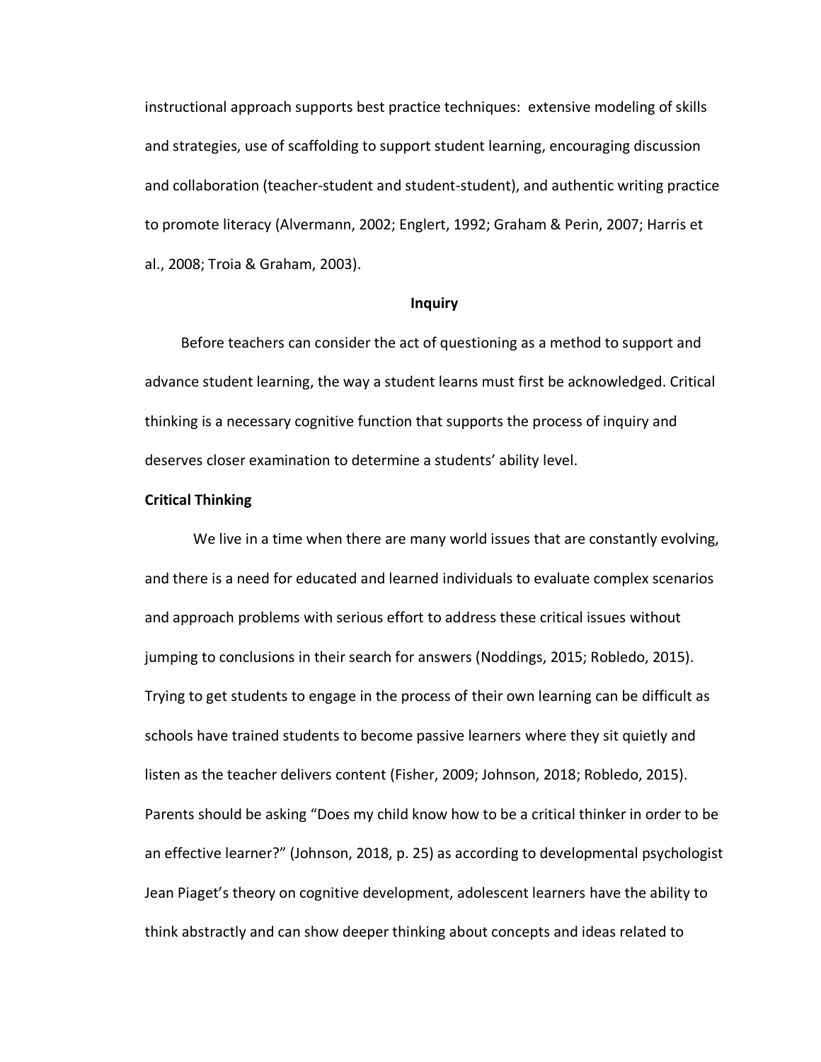instructional approach supports best practice techniques: extensive modeling of skills and strategies, use of scaffolding to support student learning, encouraging discussion and collaboration (teacher-student and student-student), and authentic writing practice to promote literacy (Alvermann, 2002; Englert, 1992; Graham & Perin, 2007; Harris et al., 2008; Troia & Graham, 2003).

## Inquiry

Before teachers can consider the act of questioning as a method to support and advance student learning, the way a student learns must first be acknowledged. Critical thinking is a necessary cognitive function that supports the process of inquiry and deserves closer examination to determine a students' ability level.

### Critical Thinking

We live in a time when there are many world issues that are constantly evolving, and there is a need for educated and learned individuals to evaluate complex scenarios and approach problems with serious effort to address these critical issues without jumping to conclusions in their search for answers (Noddings, 2015; Robledo, 2015). Trying to get students to engage in the process of their own learning can be difficult as schools have trained students to become passive learners where they sit quietly and listen as the teacher delivers content (Fisher, 2009; Johnson, 2018; Robledo, 2015). Parents should be asking "Does my child know how to be a critical thinker in order to be an effective learner?" (Johnson, 2018, p. 25) as according to developmental psychologist Jean Piaget's theory on cognitive development, adolescent learners have the ability to think abstractly and can show deeper thinking about concepts and ideas related to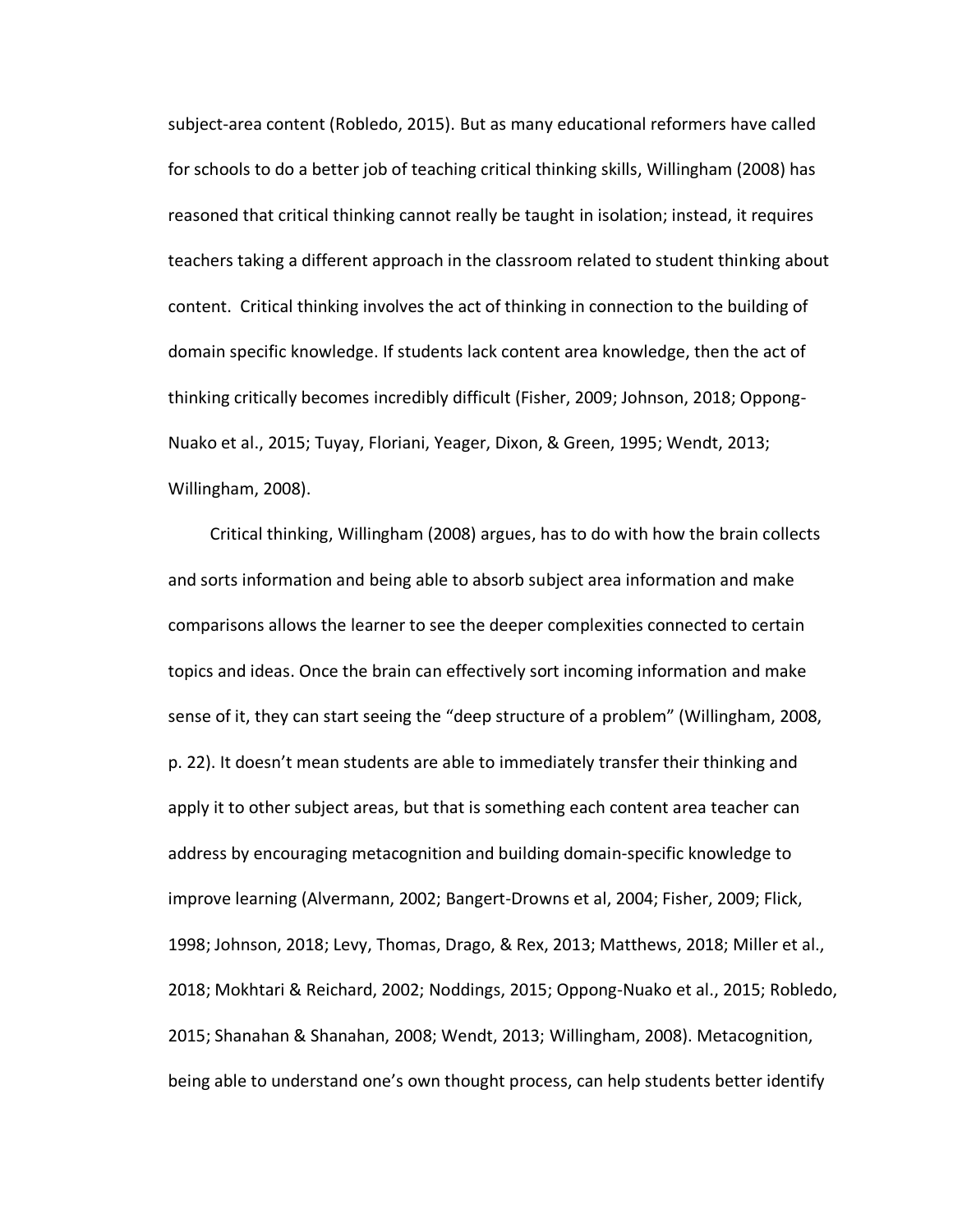subject-area content (Robledo, 2015). But as many educational reformers have called for schools to do a better job of teaching critical thinking skills, Willingham (2008) has reasoned that critical thinking cannot really be taught in isolation; instead, it requires teachers taking a different approach in the classroom related to student thinking about content. Critical thinking involves the act of thinking in connection to the building of domain specific knowledge. If students lack content area knowledge, then the act of thinking critically becomes incredibly difficult (Fisher, 2009; Johnson, 2018; Oppong-Nuako et al., 2015; Tuyay, Floriani, Yeager, Dixon, & Green, 1995; Wendt, 2013; Willingham, 2008).

Critical thinking, Willingham (2008) argues, has to do with how the brain collects and sorts information and being able to absorb subject area information and make comparisons allows the learner to see the deeper complexities connected to certain topics and ideas. Once the brain can effectively sort incoming information and make sense of it, they can start seeing the "deep structure of a problem" (Willingham, 2008, p. 22). It doesn't mean students are able to immediately transfer their thinking and apply it to other subject areas, but that is something each content area teacher can address by encouraging metacognition and building domain-specific knowledge to improve learning (Alvermann, 2002; Bangert-Drowns et al, 2004; Fisher, 2009; Flick, 1998; Johnson, 2018; Levy, Thomas, Drago, & Rex, 2013; Matthews, 2018; Miller et al., 2018; Mokhtari & Reichard, 2002; Noddings, 2015; Oppong-Nuako et al., 2015; Robledo, 2015; Shanahan & Shanahan, 2008; Wendt, 2013; Willingham, 2008). Metacognition, being able to understand one's own thought process, can help students better identify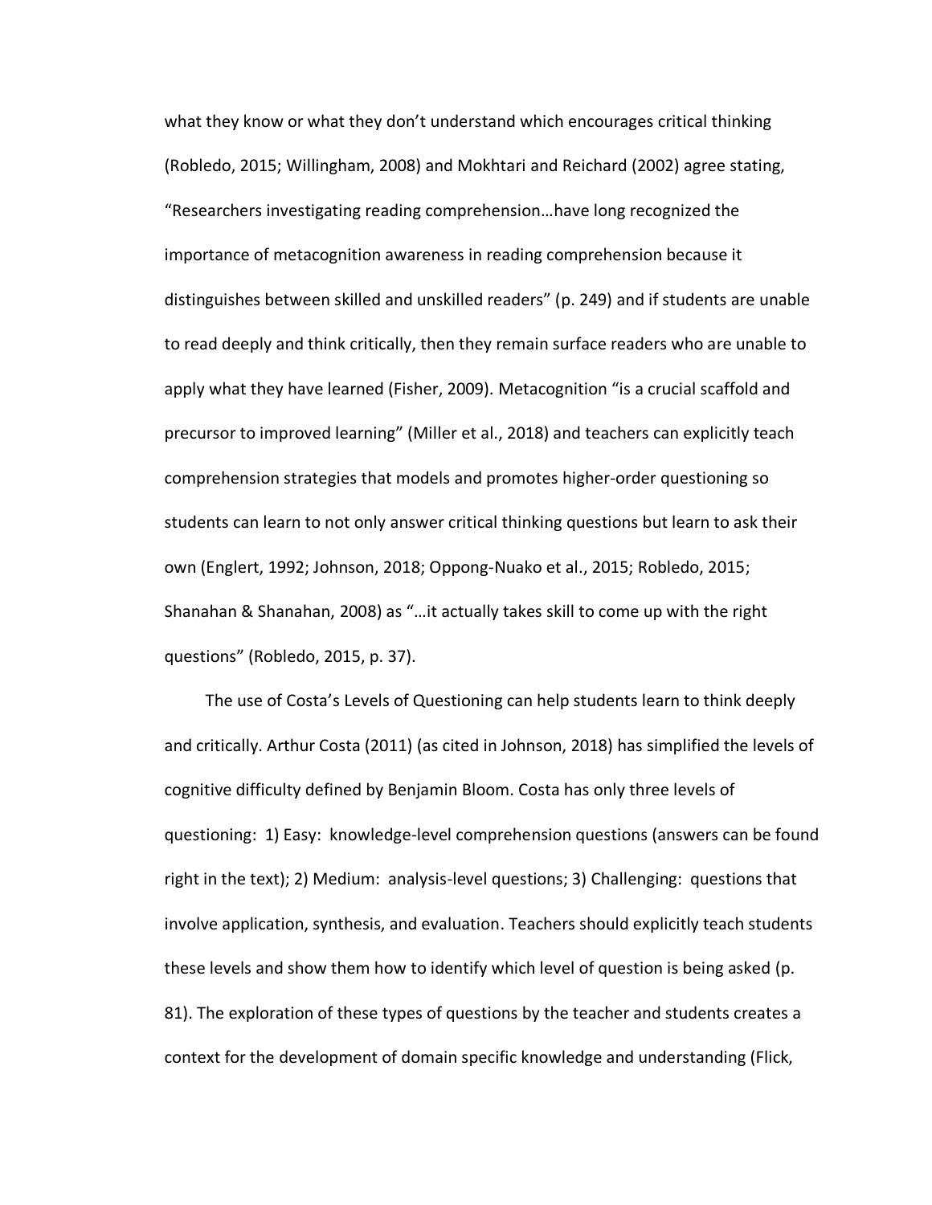what they know or what they don't understand which encourages critical thinking (Robledo, 2015; Willingham, 2008) and Mokhtari and Reichard (2002) agree stating, "Researchers investigating reading comprehension…have long recognized the importance of metacognition awareness in reading comprehension because it distinguishes between skilled and unskilled readers" (p. 249) and if students are unable to read deeply and think critically, then they remain surface readers who are unable to apply what they have learned (Fisher, 2009). Metacognition "is a crucial scaffold and precursor to improved learning" (Miller et al., 2018) and teachers can explicitly teach comprehension strategies that models and promotes higher-order questioning so students can learn to not only answer critical thinking questions but learn to ask their own (Englert, 1992; Johnson, 2018; Oppong-Nuako et al., 2015; Robledo, 2015; Shanahan & Shanahan, 2008) as "…it actually takes skill to come up with the right questions" (Robledo, 2015, p. 37).

The use of Costa's Levels of Questioning can help students learn to think deeply and critically. Arthur Costa (2011) (as cited in Johnson, 2018) has simplified the levels of cognitive difficulty defined by Benjamin Bloom. Costa has only three levels of questioning: 1) Easy: knowledge-level comprehension questions (answers can be found right in the text); 2) Medium: analysis-level questions; 3) Challenging: questions that involve application, synthesis, and evaluation. Teachers should explicitly teach students these levels and show them how to identify which level of question is being asked (p. 81). The exploration of these types of questions by the teacher and students creates a context for the development of domain specific knowledge and understanding (Flick,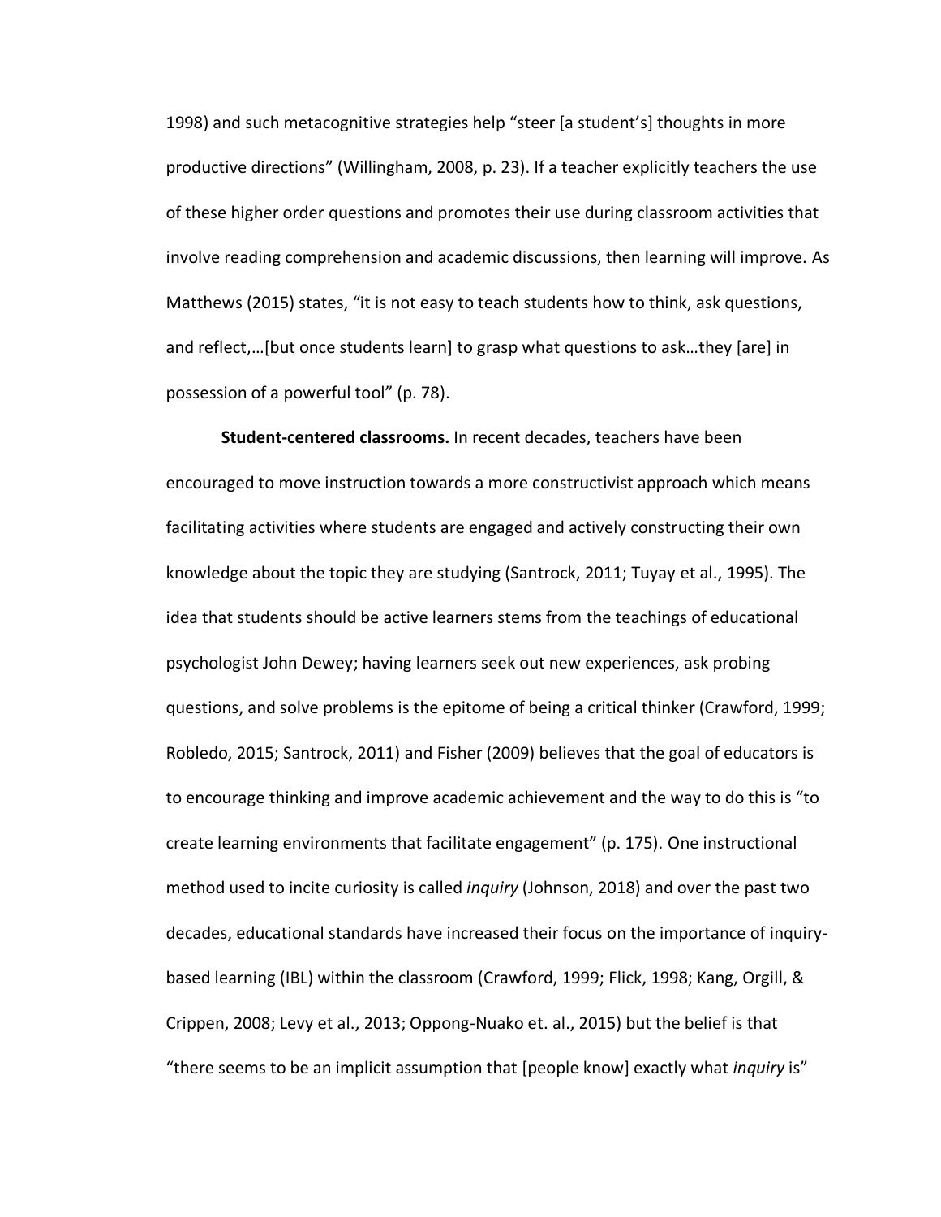1998) and such metacognitive strategies help "steer [a student's] thoughts in more productive directions" (Willingham, 2008, p. 23). If a teacher explicitly teachers the use of these higher order questions and promotes their use during classroom activities that involve reading comprehension and academic discussions, then learning will improve. As Matthews (2015) states, "it is not easy to teach students how to think, ask questions, and reflect,…[but once students learn] to grasp what questions to ask…they [are] in possession of a powerful tool" (p. 78).

**Student-centered classrooms.** In recent decades, teachers have been encouraged to move instruction towards a more constructivist approach which means facilitating activities where students are engaged and actively constructing their own knowledge about the topic they are studying (Santrock, 2011; Tuyay et al., 1995). The idea that students should be active learners stems from the teachings of educational psychologist John Dewey; having learners seek out new experiences, ask probing questions, and solve problems is the epitome of being a critical thinker (Crawford, 1999; Robledo, 2015; Santrock, 2011) and Fisher (2009) believes that the goal of educators is to encourage thinking and improve academic achievement and the way to do this is "to create learning environments that facilitate engagement" (p. 175). One instructional method used to incite curiosity is called *inquiry* (Johnson, 2018) and over the past two decades, educational standards have increased their focus on the importance of inquiry-based learning (IBL) within the classroom (Crawford, 1999; Flick, 1998; Kang, Orgill, & Crippen, 2008; Levy et al., 2013; Oppong-Nuako et. al., 2015) but the belief is that "there seems to be an implicit assumption that [people know] exactly what *inquiry* is"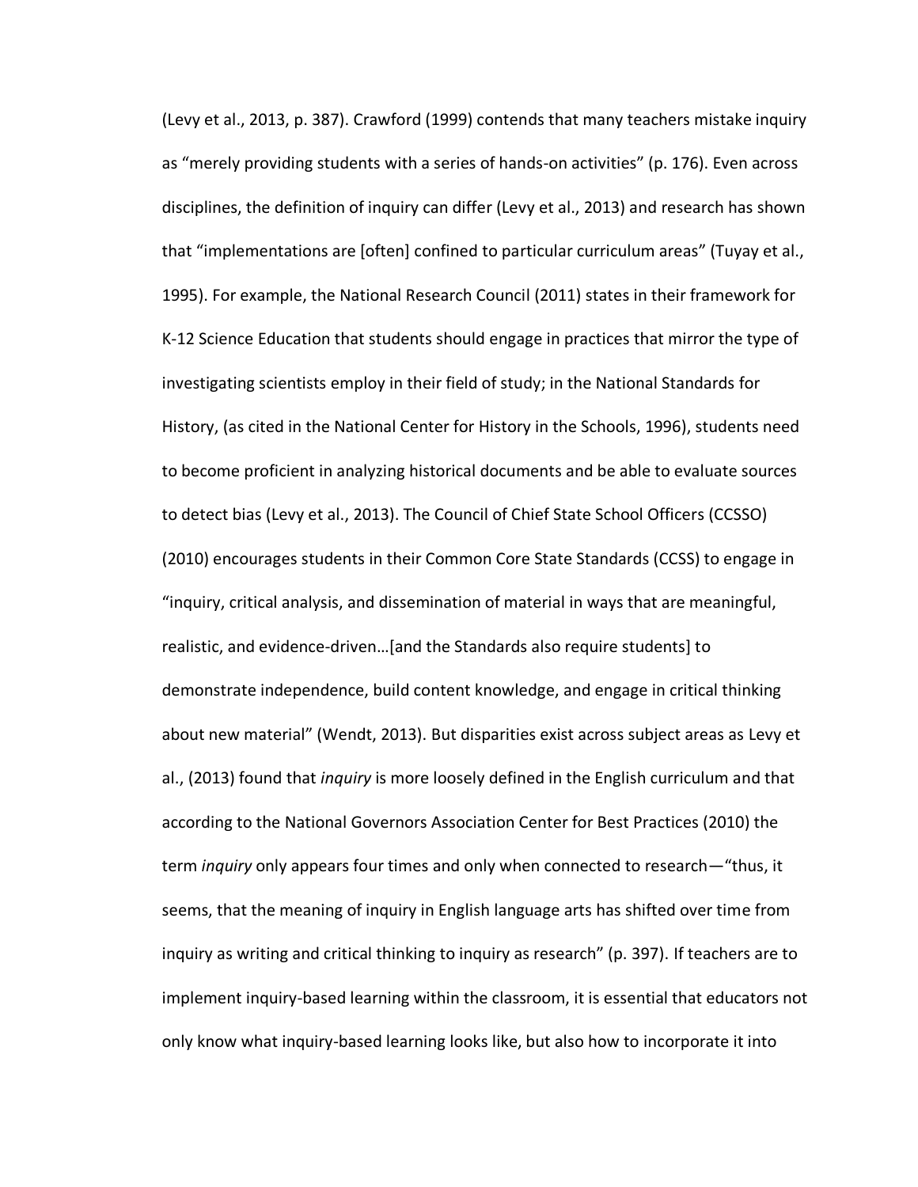(Levy et al., 2013, p. 387). Crawford (1999) contends that many teachers mistake inquiry as "merely providing students with a series of hands-on activities" (p. 176). Even across disciplines, the definition of inquiry can differ (Levy et al., 2013) and research has shown that "implementations are [often] confined to particular curriculum areas" (Tuyay et al., 1995). For example, the National Research Council (2011) states in their framework for K-12 Science Education that students should engage in practices that mirror the type of investigating scientists employ in their field of study; in the National Standards for History, (as cited in the National Center for History in the Schools, 1996), students need to become proficient in analyzing historical documents and be able to evaluate sources to detect bias (Levy et al., 2013). The Council of Chief State School Officers (CCSSO) (2010) encourages students in their Common Core State Standards (CCSS) to engage in "inquiry, critical analysis, and dissemination of material in ways that are meaningful, realistic, and evidence-driven…[and the Standards also require students] to demonstrate independence, build content knowledge, and engage in critical thinking about new material" (Wendt, 2013). But disparities exist across subject areas as Levy et al., (2013) found that *inquiry* is more loosely defined in the English curriculum and that according to the National Governors Association Center for Best Practices (2010) the term *inquiry* only appears four times and only when connected to research—"thus, it seems, that the meaning of inquiry in English language arts has shifted over time from inquiry as writing and critical thinking to inquiry as research" (p. 397). If teachers are to implement inquiry-based learning within the classroom, it is essential that educators not only know what inquiry-based learning looks like, but also how to incorporate it into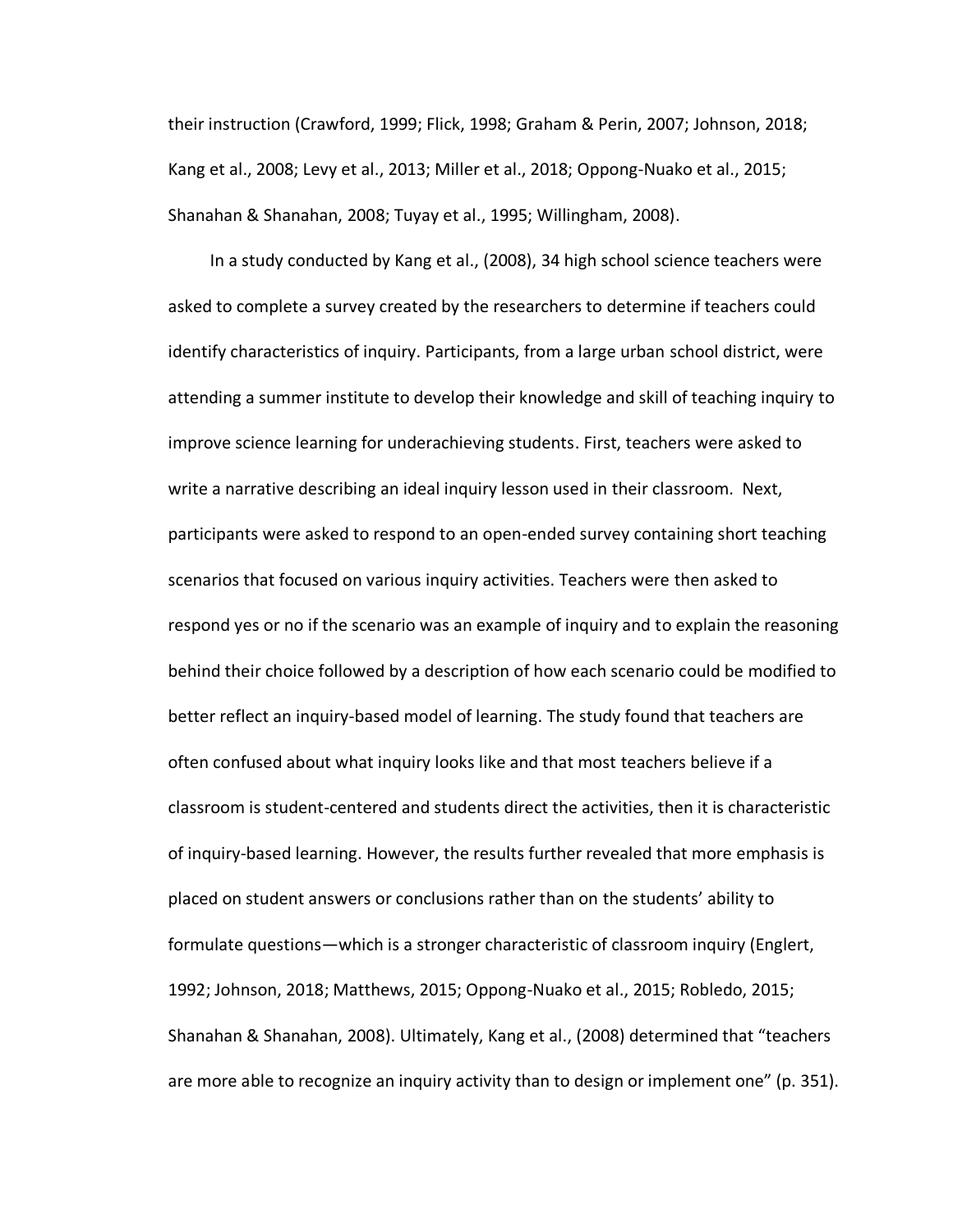their instruction (Crawford, 1999; Flick, 1998; Graham & Perin, 2007; Johnson, 2018; Kang et al., 2008; Levy et al., 2013; Miller et al., 2018; Oppong-Nuako et al., 2015; Shanahan & Shanahan, 2008; Tuyay et al., 1995; Willingham, 2008).

In a study conducted by Kang et al., (2008), 34 high school science teachers were asked to complete a survey created by the researchers to determine if teachers could identify characteristics of inquiry. Participants, from a large urban school district, were attending a summer institute to develop their knowledge and skill of teaching inquiry to improve science learning for underachieving students. First, teachers were asked to write a narrative describing an ideal inquiry lesson used in their classroom. Next, participants were asked to respond to an open-ended survey containing short teaching scenarios that focused on various inquiry activities. Teachers were then asked to respond yes or no if the scenario was an example of inquiry and to explain the reasoning behind their choice followed by a description of how each scenario could be modified to better reflect an inquiry-based model of learning. The study found that teachers are often confused about what inquiry looks like and that most teachers believe if a classroom is student-centered and students direct the activities, then it is characteristic of inquiry-based learning. However, the results further revealed that more emphasis is placed on student answers or conclusions rather than on the students' ability to formulate questions—which is a stronger characteristic of classroom inquiry (Englert, 1992; Johnson, 2018; Matthews, 2015; Oppong-Nuako et al., 2015; Robledo, 2015; Shanahan & Shanahan, 2008). Ultimately, Kang et al., (2008) determined that "teachers are more able to recognize an inquiry activity than to design or implement one" (p. 351).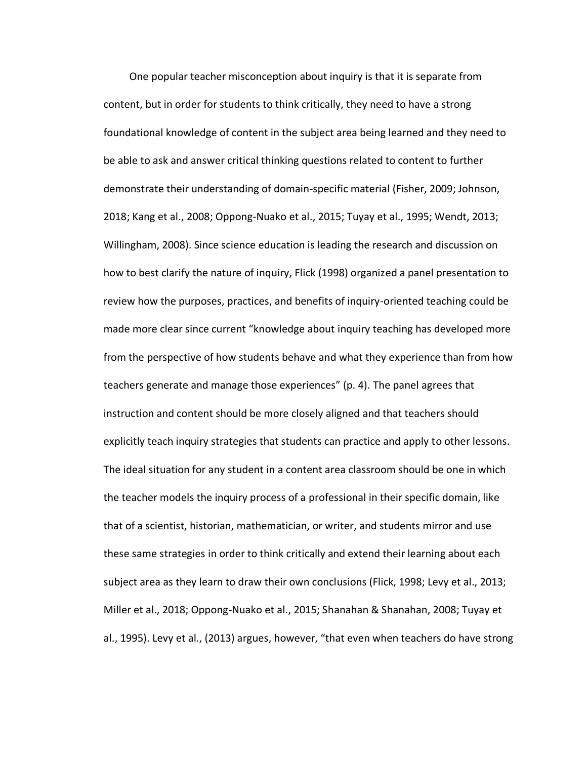One popular teacher misconception about inquiry is that it is separate from content, but in order for students to think critically, they need to have a strong foundational knowledge of content in the subject area being learned and they need to be able to ask and answer critical thinking questions related to content to further demonstrate their understanding of domain-specific material (Fisher, 2009; Johnson, 2018; Kang et al., 2008; Oppong-Nuako et al., 2015; Tuyay et al., 1995; Wendt, 2013; Willingham, 2008). Since science education is leading the research and discussion on how to best clarify the nature of inquiry, Flick (1998) organized a panel presentation to review how the purposes, practices, and benefits of inquiry-oriented teaching could be made more clear since current "knowledge about inquiry teaching has developed more from the perspective of how students behave and what they experience than from how teachers generate and manage those experiences" (p. 4). The panel agrees that instruction and content should be more closely aligned and that teachers should explicitly teach inquiry strategies that students can practice and apply to other lessons. The ideal situation for any student in a content area classroom should be one in which the teacher models the inquiry process of a professional in their specific domain, like that of a scientist, historian, mathematician, or writer, and students mirror and use these same strategies in order to think critically and extend their learning about each subject area as they learn to draw their own conclusions (Flick, 1998; Levy et al., 2013; Miller et al., 2018; Oppong-Nuako et al., 2015; Shanahan & Shanahan, 2008; Tuyay et al., 1995). Levy et al., (2013) argues, however, "that even when teachers do have strong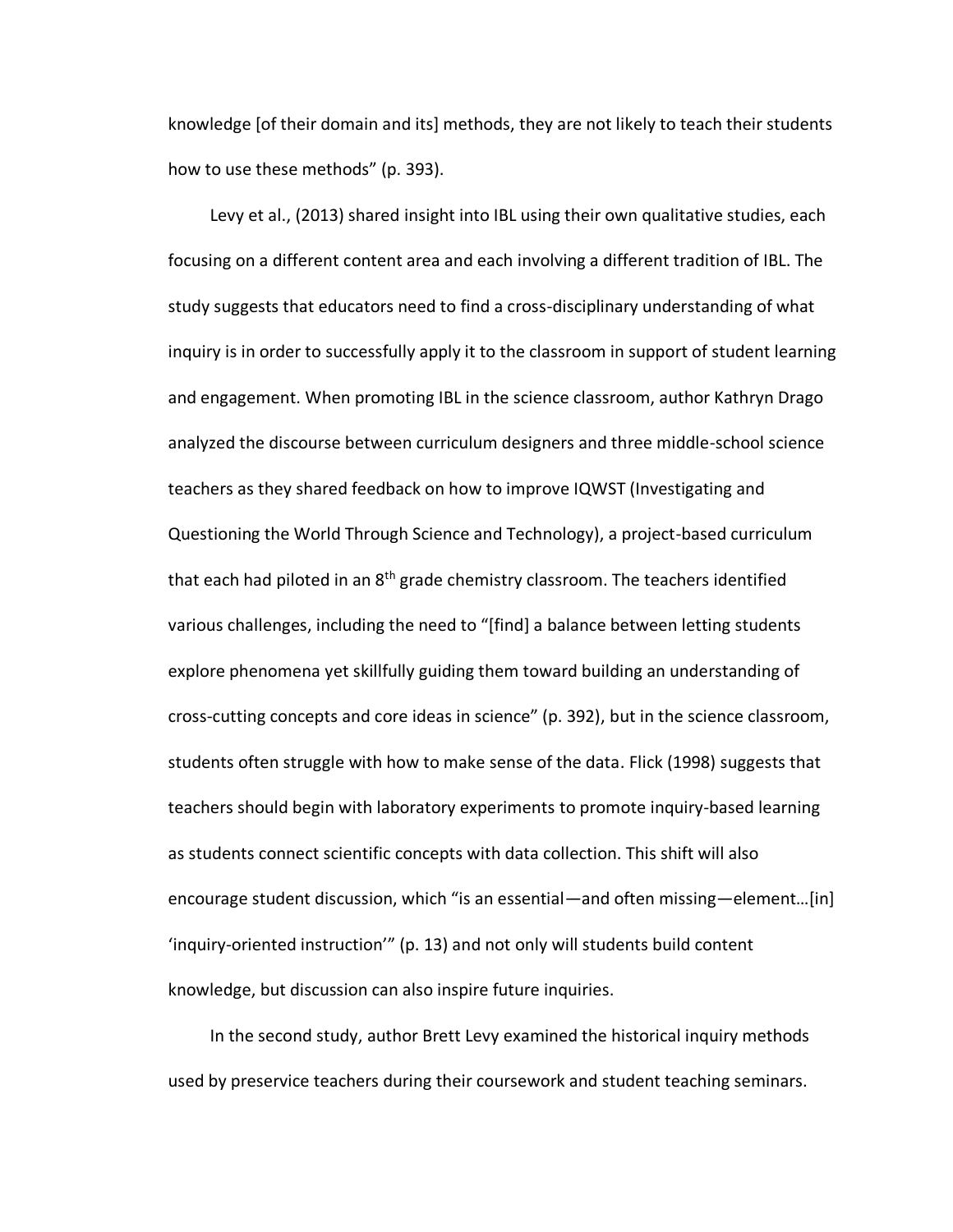knowledge [of their domain and its] methods, they are not likely to teach their students how to use these methods" (p. 393).

Levy et al., (2013) shared insight into IBL using their own qualitative studies, each focusing on a different content area and each involving a different tradition of IBL. The study suggests that educators need to find a cross-disciplinary understanding of what inquiry is in order to successfully apply it to the classroom in support of student learning and engagement. When promoting IBL in the science classroom, author Kathryn Drago analyzed the discourse between curriculum designers and three middle-school science teachers as they shared feedback on how to improve IQWST (Investigating and Questioning the World Through Science and Technology), a project-based curriculum that each had piloted in an 8th grade chemistry classroom. The teachers identified various challenges, including the need to "[find] a balance between letting students explore phenomena yet skillfully guiding them toward building an understanding of cross-cutting concepts and core ideas in science" (p. 392), but in the science classroom, students often struggle with how to make sense of the data. Flick (1998) suggests that teachers should begin with laboratory experiments to promote inquiry-based learning as students connect scientific concepts with data collection. This shift will also encourage student discussion, which "is an essential—and often missing—element…[in] 'inquiry-oriented instruction'" (p. 13) and not only will students build content knowledge, but discussion can also inspire future inquiries.

In the second study, author Brett Levy examined the historical inquiry methods used by preservice teachers during their coursework and student teaching seminars.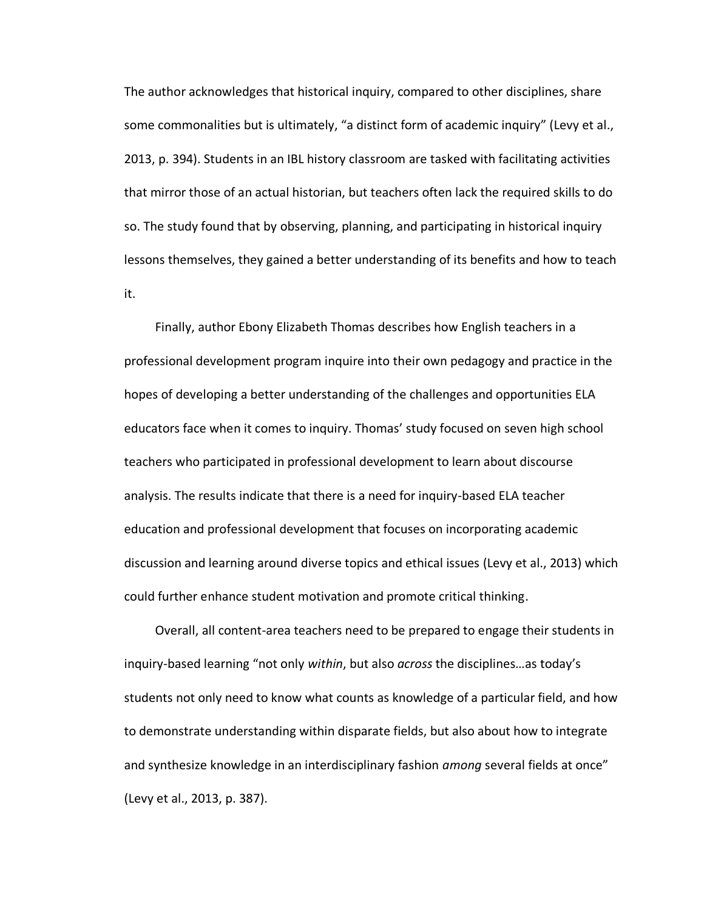The author acknowledges that historical inquiry, compared to other disciplines, share some commonalities but is ultimately, "a distinct form of academic inquiry" (Levy et al., 2013, p. 394). Students in an IBL history classroom are tasked with facilitating activities that mirror those of an actual historian, but teachers often lack the required skills to do so. The study found that by observing, planning, and participating in historical inquiry lessons themselves, they gained a better understanding of its benefits and how to teach it.

Finally, author Ebony Elizabeth Thomas describes how English teachers in a professional development program inquire into their own pedagogy and practice in the hopes of developing a better understanding of the challenges and opportunities ELA educators face when it comes to inquiry. Thomas' study focused on seven high school teachers who participated in professional development to learn about discourse analysis. The results indicate that there is a need for inquiry-based ELA teacher education and professional development that focuses on incorporating academic discussion and learning around diverse topics and ethical issues (Levy et al., 2013) which could further enhance student motivation and promote critical thinking.

Overall, all content-area teachers need to be prepared to engage their students in inquiry-based learning "not only *within*, but also *across* the disciplines…as today's students not only need to know what counts as knowledge of a particular field, and how to demonstrate understanding within disparate fields, but also about how to integrate and synthesize knowledge in an interdisciplinary fashion *among* several fields at once" (Levy et al., 2013, p. 387).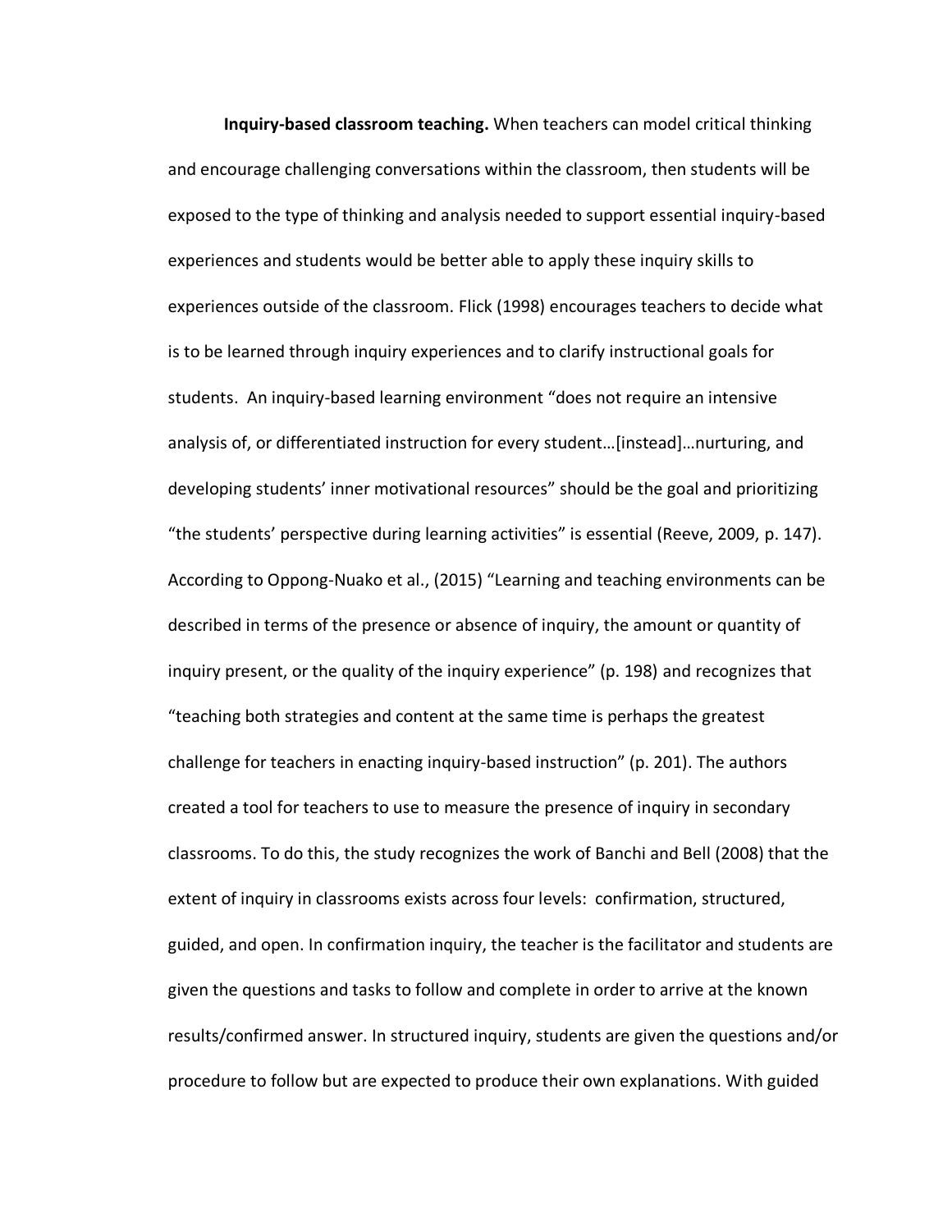**Inquiry-based classroom teaching.** When teachers can model critical thinking and encourage challenging conversations within the classroom, then students will be exposed to the type of thinking and analysis needed to support essential inquiry-based experiences and students would be better able to apply these inquiry skills to experiences outside of the classroom. Flick (1998) encourages teachers to decide what is to be learned through inquiry experiences and to clarify instructional goals for students. An inquiry-based learning environment "does not require an intensive analysis of, or differentiated instruction for every student…[instead]…nurturing, and developing students' inner motivational resources" should be the goal and prioritizing "the students' perspective during learning activities" is essential (Reeve, 2009, p. 147). According to Oppong-Nuako et al., (2015) "Learning and teaching environments can be described in terms of the presence or absence of inquiry, the amount or quantity of inquiry present, or the quality of the inquiry experience" (p. 198) and recognizes that "teaching both strategies and content at the same time is perhaps the greatest challenge for teachers in enacting inquiry-based instruction" (p. 201). The authors created a tool for teachers to use to measure the presence of inquiry in secondary classrooms. To do this, the study recognizes the work of Banchi and Bell (2008) that the extent of inquiry in classrooms exists across four levels: confirmation, structured, guided, and open. In confirmation inquiry, the teacher is the facilitator and students are given the questions and tasks to follow and complete in order to arrive at the known results/confirmed answer. In structured inquiry, students are given the questions and/or procedure to follow but are expected to produce their own explanations. With guided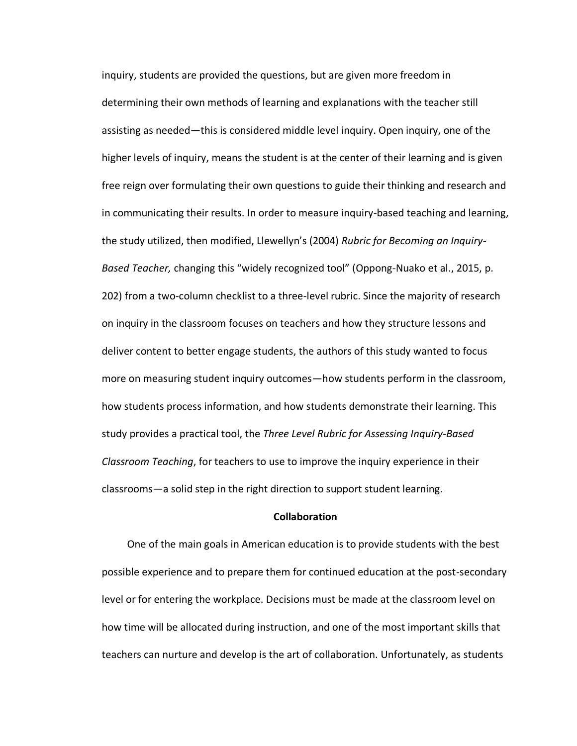inquiry, students are provided the questions, but are given more freedom in determining their own methods of learning and explanations with the teacher still assisting as needed—this is considered middle level inquiry. Open inquiry, one of the higher levels of inquiry, means the student is at the center of their learning and is given free reign over formulating their own questions to guide their thinking and research and in communicating their results. In order to measure inquiry-based teaching and learning, the study utilized, then modified, Llewellyn's (2004) *Rubric for Becoming an Inquiry-Based Teacher,* changing this "widely recognized tool" (Oppong-Nuako et al., 2015, p. 202) from a two-column checklist to a three-level rubric. Since the majority of research on inquiry in the classroom focuses on teachers and how they structure lessons and deliver content to better engage students, the authors of this study wanted to focus more on measuring student inquiry outcomes—how students perform in the classroom, how students process information, and how students demonstrate their learning. This study provides a practical tool, the *Three Level Rubric for Assessing Inquiry-Based Classroom Teaching*, for teachers to use to improve the inquiry experience in their classrooms—a solid step in the right direction to support student learning.

## Collaboration

One of the main goals in American education is to provide students with the best possible experience and to prepare them for continued education at the post-secondary level or for entering the workplace. Decisions must be made at the classroom level on how time will be allocated during instruction, and one of the most important skills that teachers can nurture and develop is the art of collaboration. Unfortunately, as students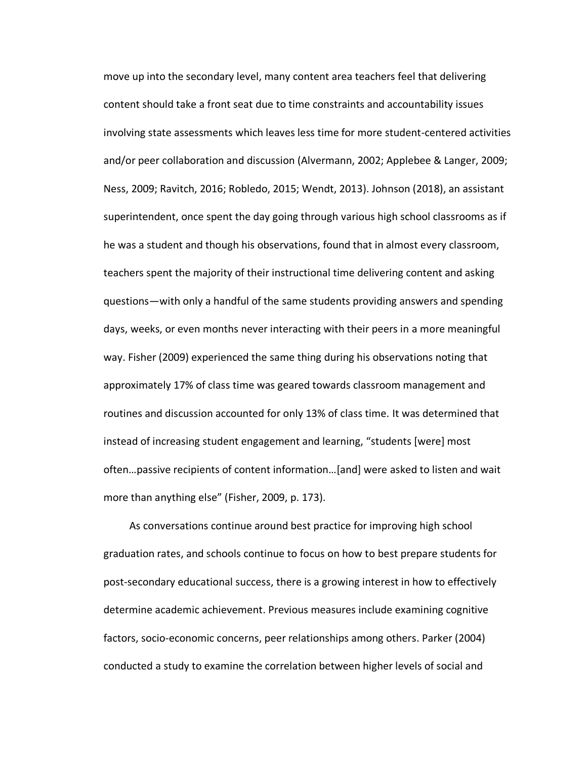move up into the secondary level, many content area teachers feel that delivering content should take a front seat due to time constraints and accountability issues involving state assessments which leaves less time for more student-centered activities and/or peer collaboration and discussion (Alvermann, 2002; Applebee & Langer, 2009; Ness, 2009; Ravitch, 2016; Robledo, 2015; Wendt, 2013). Johnson (2018), an assistant superintendent, once spent the day going through various high school classrooms as if he was a student and though his observations, found that in almost every classroom, teachers spent the majority of their instructional time delivering content and asking questions—with only a handful of the same students providing answers and spending days, weeks, or even months never interacting with their peers in a more meaningful way. Fisher (2009) experienced the same thing during his observations noting that approximately 17% of class time was geared towards classroom management and routines and discussion accounted for only 13% of class time. It was determined that instead of increasing student engagement and learning, "students [were] most often…passive recipients of content information…[and] were asked to listen and wait more than anything else" (Fisher, 2009, p. 173).

As conversations continue around best practice for improving high school graduation rates, and schools continue to focus on how to best prepare students for post-secondary educational success, there is a growing interest in how to effectively determine academic achievement. Previous measures include examining cognitive factors, socio-economic concerns, peer relationships among others. Parker (2004) conducted a study to examine the correlation between higher levels of social and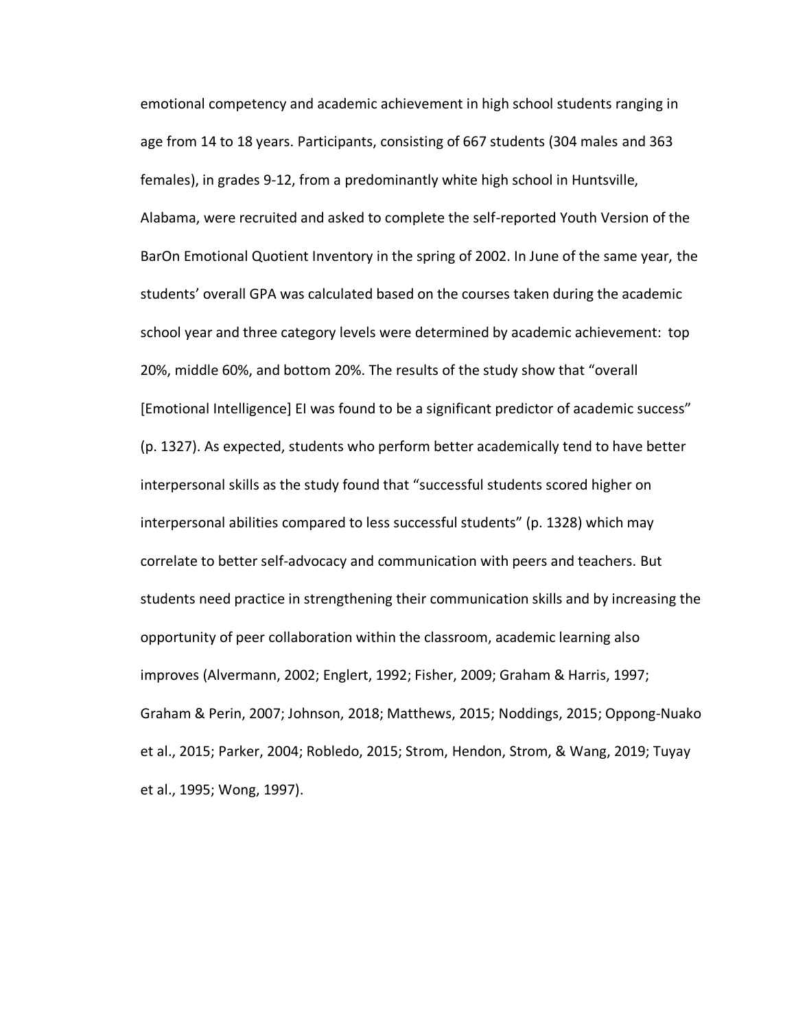emotional competency and academic achievement in high school students ranging in age from 14 to 18 years. Participants, consisting of 667 students (304 males and 363 females), in grades 9-12, from a predominantly white high school in Huntsville, Alabama, were recruited and asked to complete the self-reported Youth Version of the BarOn Emotional Quotient Inventory in the spring of 2002. In June of the same year, the students' overall GPA was calculated based on the courses taken during the academic school year and three category levels were determined by academic achievement: top 20%, middle 60%, and bottom 20%. The results of the study show that "overall [Emotional Intelligence] EI was found to be a significant predictor of academic success" (p. 1327). As expected, students who perform better academically tend to have better interpersonal skills as the study found that "successful students scored higher on interpersonal abilities compared to less successful students" (p. 1328) which may correlate to better self-advocacy and communication with peers and teachers. But students need practice in strengthening their communication skills and by increasing the opportunity of peer collaboration within the classroom, academic learning also improves (Alvermann, 2002; Englert, 1992; Fisher, 2009; Graham & Harris, 1997; Graham & Perin, 2007; Johnson, 2018; Matthews, 2015; Noddings, 2015; Oppong-Nuako et al., 2015; Parker, 2004; Robledo, 2015; Strom, Hendon, Strom, & Wang, 2019; Tuyay et al., 1995; Wong, 1997).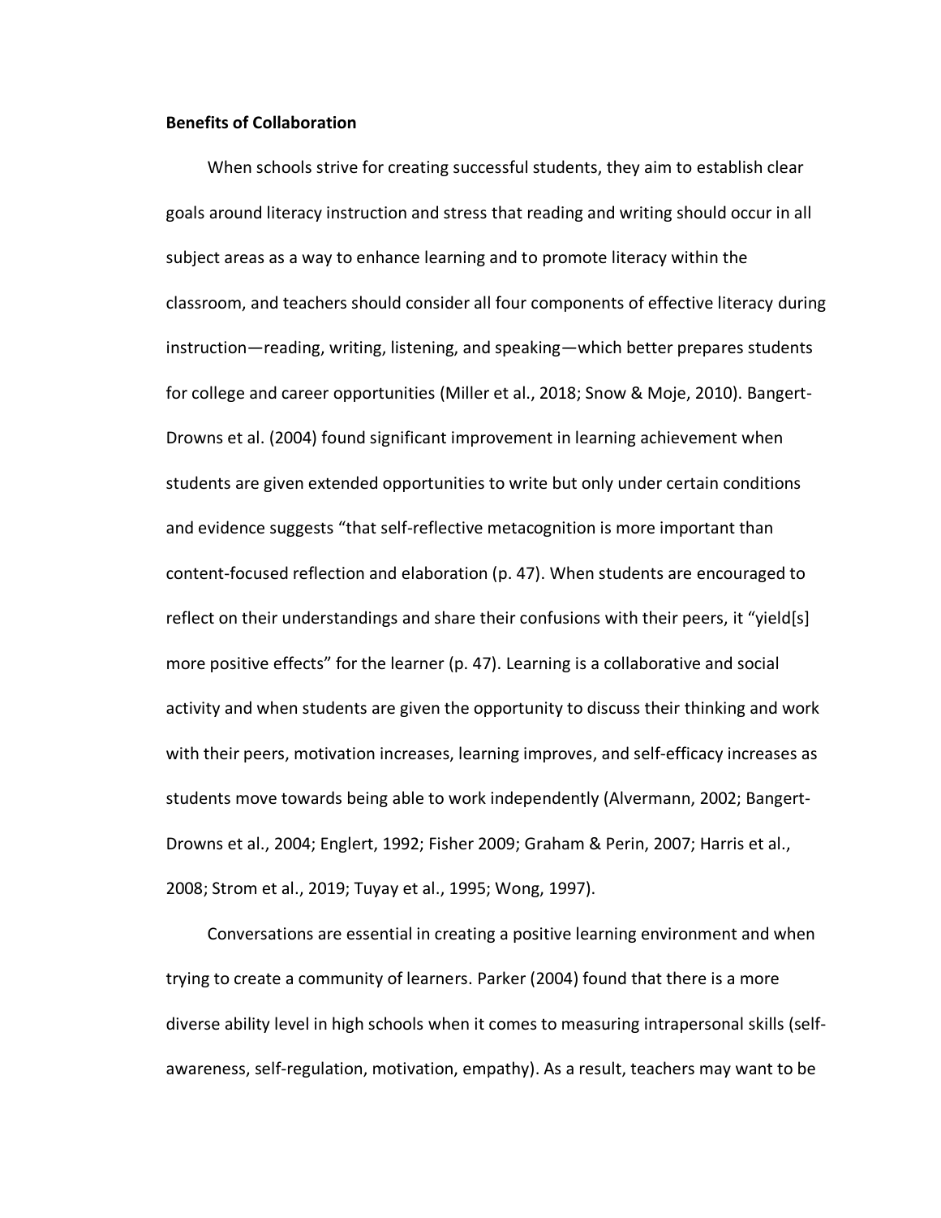**Benefits of Collaboration**

When schools strive for creating successful students, they aim to establish clear goals around literacy instruction and stress that reading and writing should occur in all subject areas as a way to enhance learning and to promote literacy within the classroom, and teachers should consider all four components of effective literacy during instruction—reading, writing, listening, and speaking—which better prepares students for college and career opportunities (Miller et al., 2018; Snow & Moje, 2010). Bangert-Drowns et al. (2004) found significant improvement in learning achievement when students are given extended opportunities to write but only under certain conditions and evidence suggests "that self-reflective metacognition is more important than content-focused reflection and elaboration (p. 47). When students are encouraged to reflect on their understandings and share their confusions with their peers, it "yield[s] more positive effects" for the learner (p. 47). Learning is a collaborative and social activity and when students are given the opportunity to discuss their thinking and work with their peers, motivation increases, learning improves, and self-efficacy increases as students move towards being able to work independently (Alvermann, 2002; Bangert-Drowns et al., 2004; Englert, 1992; Fisher 2009; Graham & Perin, 2007; Harris et al., 2008; Strom et al., 2019; Tuyay et al., 1995; Wong, 1997).

Conversations are essential in creating a positive learning environment and when trying to create a community of learners. Parker (2004) found that there is a more diverse ability level in high schools when it comes to measuring intrapersonal skills (self-awareness, self-regulation, motivation, empathy). As a result, teachers may want to be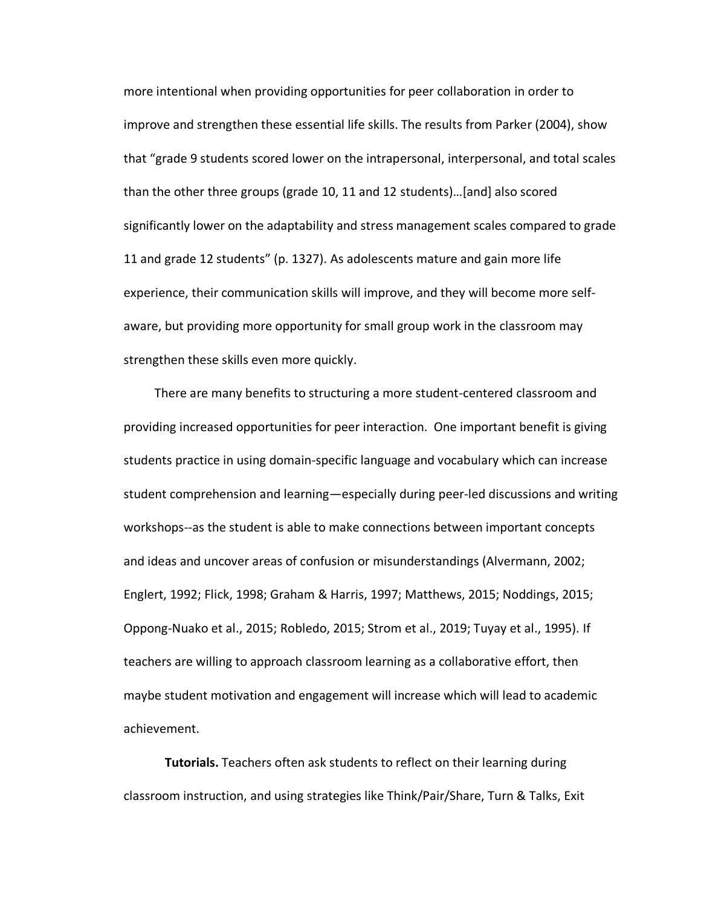more intentional when providing opportunities for peer collaboration in order to improve and strengthen these essential life skills. The results from Parker (2004), show that "grade 9 students scored lower on the intrapersonal, interpersonal, and total scales than the other three groups (grade 10, 11 and 12 students)…[and] also scored significantly lower on the adaptability and stress management scales compared to grade 11 and grade 12 students" (p. 1327). As adolescents mature and gain more life experience, their communication skills will improve, and they will become more self-aware, but providing more opportunity for small group work in the classroom may strengthen these skills even more quickly.

There are many benefits to structuring a more student-centered classroom and providing increased opportunities for peer interaction. One important benefit is giving students practice in using domain-specific language and vocabulary which can increase student comprehension and learning—especially during peer-led discussions and writing workshops--as the student is able to make connections between important concepts and ideas and uncover areas of confusion or misunderstandings (Alvermann, 2002; Englert, 1992; Flick, 1998; Graham & Harris, 1997; Matthews, 2015; Noddings, 2015; Oppong-Nuako et al., 2015; Robledo, 2015; Strom et al., 2019; Tuyay et al., 1995). If teachers are willing to approach classroom learning as a collaborative effort, then maybe student motivation and engagement will increase which will lead to academic achievement.

**Tutorials.** Teachers often ask students to reflect on their learning during classroom instruction, and using strategies like Think/Pair/Share, Turn & Talks, Exit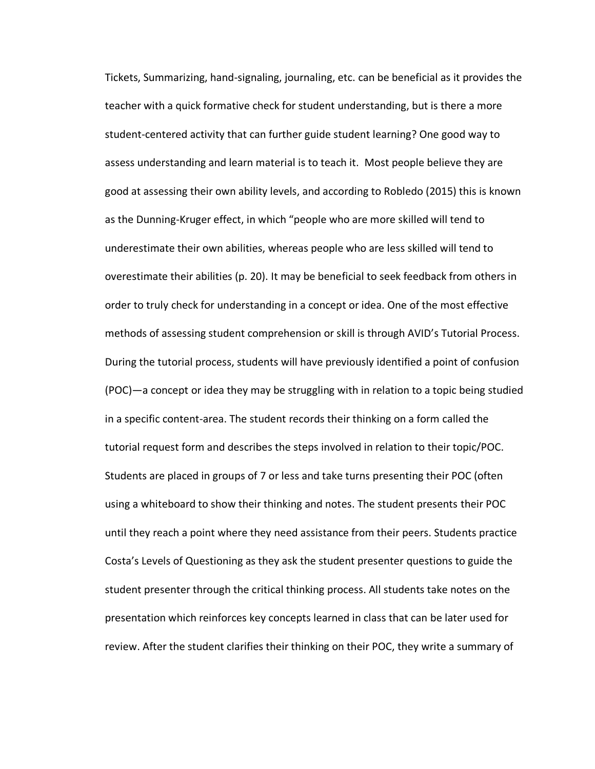Tickets, Summarizing, hand-signaling, journaling, etc. can be beneficial as it provides the teacher with a quick formative check for student understanding, but is there a more student-centered activity that can further guide student learning? One good way to assess understanding and learn material is to teach it. Most people believe they are good at assessing their own ability levels, and according to Robledo (2015) this is known as the Dunning-Kruger effect, in which "people who are more skilled will tend to underestimate their own abilities, whereas people who are less skilled will tend to overestimate their abilities (p. 20). It may be beneficial to seek feedback from others in order to truly check for understanding in a concept or idea. One of the most effective methods of assessing student comprehension or skill is through AVID's Tutorial Process. During the tutorial process, students will have previously identified a point of confusion (POC)—a concept or idea they may be struggling with in relation to a topic being studied in a specific content-area. The student records their thinking on a form called the tutorial request form and describes the steps involved in relation to their topic/POC. Students are placed in groups of 7 or less and take turns presenting their POC (often using a whiteboard to show their thinking and notes. The student presents their POC until they reach a point where they need assistance from their peers. Students practice Costa's Levels of Questioning as they ask the student presenter questions to guide the student presenter through the critical thinking process. All students take notes on the presentation which reinforces key concepts learned in class that can be later used for review. After the student clarifies their thinking on their POC, they write a summary of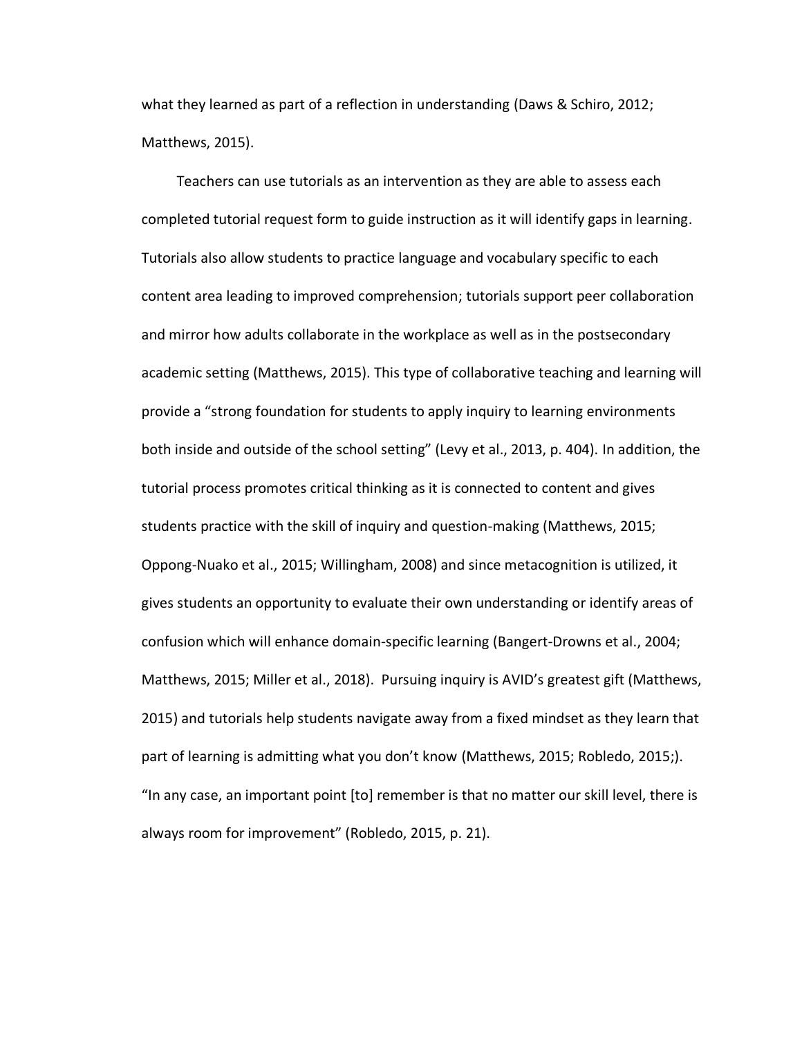what they learned as part of a reflection in understanding (Daws & Schiro, 2012; Matthews, 2015).

Teachers can use tutorials as an intervention as they are able to assess each completed tutorial request form to guide instruction as it will identify gaps in learning. Tutorials also allow students to practice language and vocabulary specific to each content area leading to improved comprehension; tutorials support peer collaboration and mirror how adults collaborate in the workplace as well as in the postsecondary academic setting (Matthews, 2015). This type of collaborative teaching and learning will provide a "strong foundation for students to apply inquiry to learning environments both inside and outside of the school setting" (Levy et al., 2013, p. 404). In addition, the tutorial process promotes critical thinking as it is connected to content and gives students practice with the skill of inquiry and question-making (Matthews, 2015; Oppong-Nuako et al., 2015; Willingham, 2008) and since metacognition is utilized, it gives students an opportunity to evaluate their own understanding or identify areas of confusion which will enhance domain-specific learning (Bangert-Drowns et al., 2004; Matthews, 2015; Miller et al., 2018). Pursuing inquiry is AVID's greatest gift (Matthews, 2015) and tutorials help students navigate away from a fixed mindset as they learn that part of learning is admitting what you don't know (Matthews, 2015; Robledo, 2015;). "In any case, an important point [to] remember is that no matter our skill level, there is always room for improvement" (Robledo, 2015, p. 21).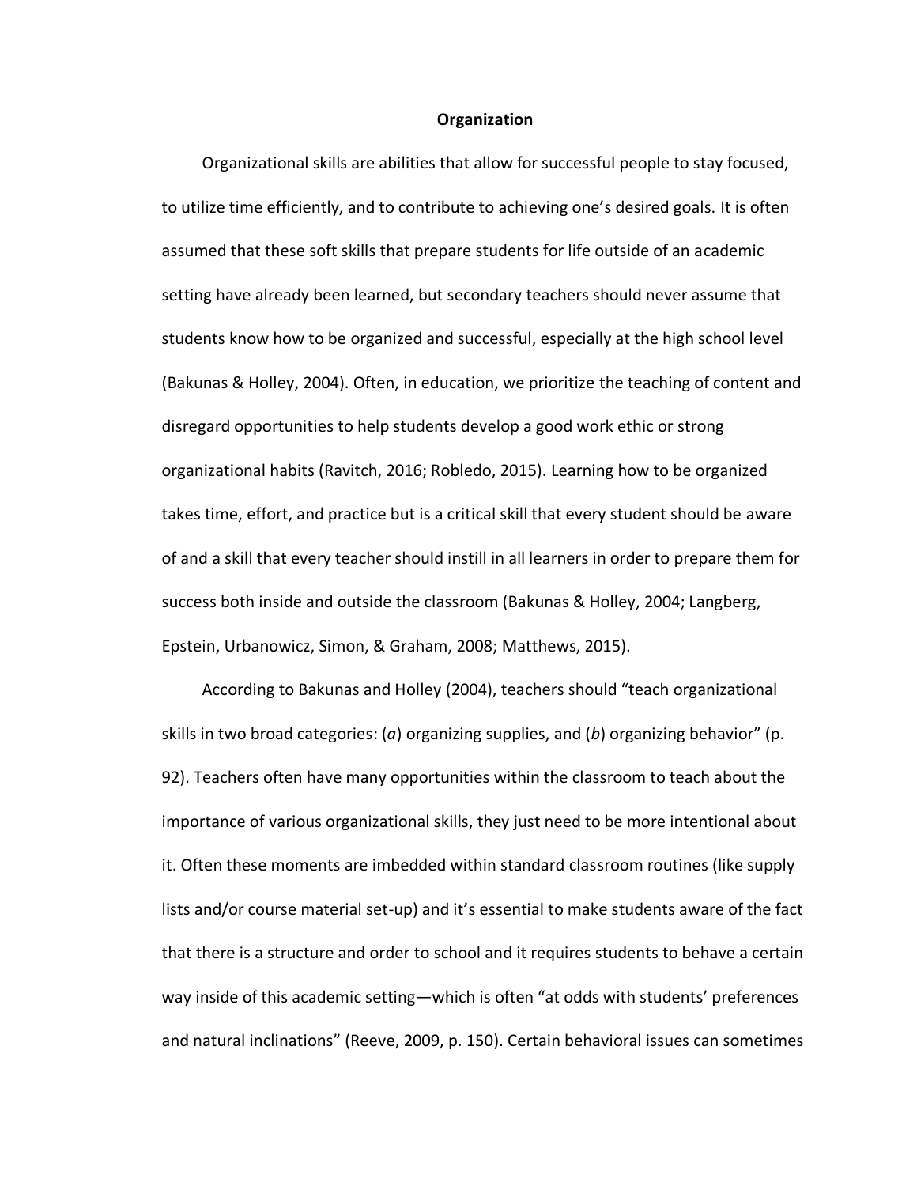# Organization

Organizational skills are abilities that allow for successful people to stay focused, to utilize time efficiently, and to contribute to achieving one's desired goals. It is often assumed that these soft skills that prepare students for life outside of an academic setting have already been learned, but secondary teachers should never assume that students know how to be organized and successful, especially at the high school level (Bakunas & Holley, 2004). Often, in education, we prioritize the teaching of content and disregard opportunities to help students develop a good work ethic or strong organizational habits (Ravitch, 2016; Robledo, 2015). Learning how to be organized takes time, effort, and practice but is a critical skill that every student should be aware of and a skill that every teacher should instill in all learners in order to prepare them for success both inside and outside the classroom (Bakunas & Holley, 2004; Langberg, Epstein, Urbanowicz, Simon, & Graham, 2008; Matthews, 2015).

According to Bakunas and Holley (2004), teachers should "teach organizational skills in two broad categories: (*a*) organizing supplies, and (*b*) organizing behavior" (p. 92). Teachers often have many opportunities within the classroom to teach about the importance of various organizational skills, they just need to be more intentional about it. Often these moments are imbedded within standard classroom routines (like supply lists and/or course material set-up) and it's essential to make students aware of the fact that there is a structure and order to school and it requires students to behave a certain way inside of this academic setting—which is often "at odds with students' preferences and natural inclinations" (Reeve, 2009, p. 150). Certain behavioral issues can sometimes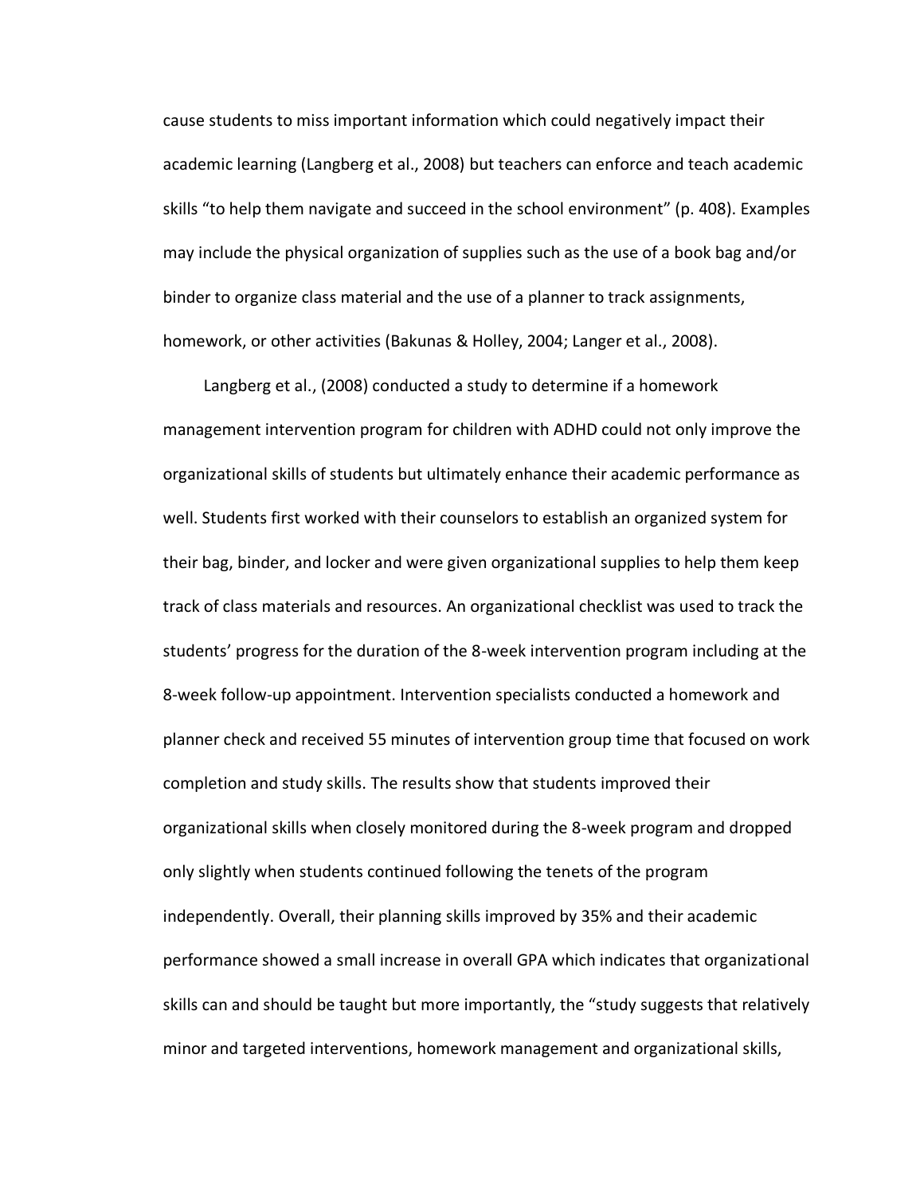cause students to miss important information which could negatively impact their academic learning (Langberg et al., 2008) but teachers can enforce and teach academic skills "to help them navigate and succeed in the school environment" (p. 408). Examples may include the physical organization of supplies such as the use of a book bag and/or binder to organize class material and the use of a planner to track assignments, homework, or other activities (Bakunas & Holley, 2004; Langer et al., 2008).

Langberg et al., (2008) conducted a study to determine if a homework management intervention program for children with ADHD could not only improve the organizational skills of students but ultimately enhance their academic performance as well. Students first worked with their counselors to establish an organized system for their bag, binder, and locker and were given organizational supplies to help them keep track of class materials and resources. An organizational checklist was used to track the students' progress for the duration of the 8-week intervention program including at the 8-week follow-up appointment. Intervention specialists conducted a homework and planner check and received 55 minutes of intervention group time that focused on work completion and study skills. The results show that students improved their organizational skills when closely monitored during the 8-week program and dropped only slightly when students continued following the tenets of the program independently. Overall, their planning skills improved by 35% and their academic performance showed a small increase in overall GPA which indicates that organizational skills can and should be taught but more importantly, the "study suggests that relatively minor and targeted interventions, homework management and organizational skills,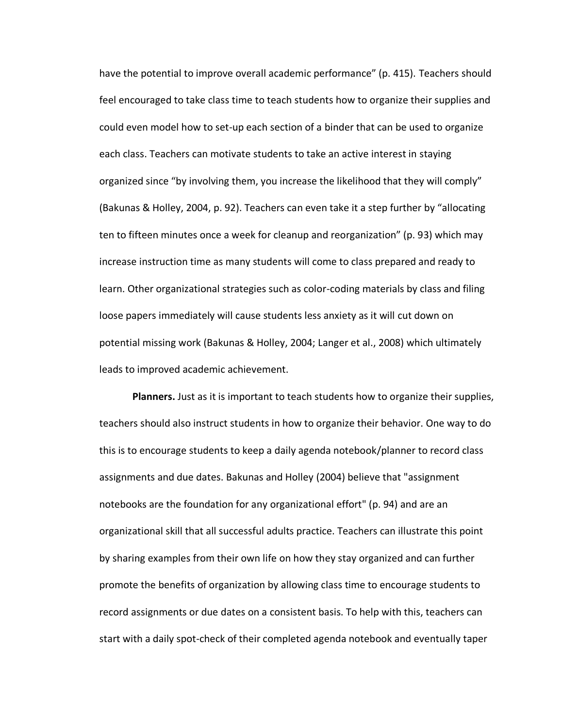have the potential to improve overall academic performance" (p. 415). Teachers should feel encouraged to take class time to teach students how to organize their supplies and could even model how to set-up each section of a binder that can be used to organize each class. Teachers can motivate students to take an active interest in staying organized since "by involving them, you increase the likelihood that they will comply" (Bakunas & Holley, 2004, p. 92). Teachers can even take it a step further by "allocating ten to fifteen minutes once a week for cleanup and reorganization" (p. 93) which may increase instruction time as many students will come to class prepared and ready to learn. Other organizational strategies such as color-coding materials by class and filing loose papers immediately will cause students less anxiety as it will cut down on potential missing work (Bakunas & Holley, 2004; Langer et al., 2008) which ultimately leads to improved academic achievement.

**Planners.** Just as it is important to teach students how to organize their supplies, teachers should also instruct students in how to organize their behavior. One way to do this is to encourage students to keep a daily agenda notebook/planner to record class assignments and due dates. Bakunas and Holley (2004) believe that "assignment notebooks are the foundation for any organizational effort" (p. 94) and are an organizational skill that all successful adults practice. Teachers can illustrate this point by sharing examples from their own life on how they stay organized and can further promote the benefits of organization by allowing class time to encourage students to record assignments or due dates on a consistent basis. To help with this, teachers can start with a daily spot-check of their completed agenda notebook and eventually taper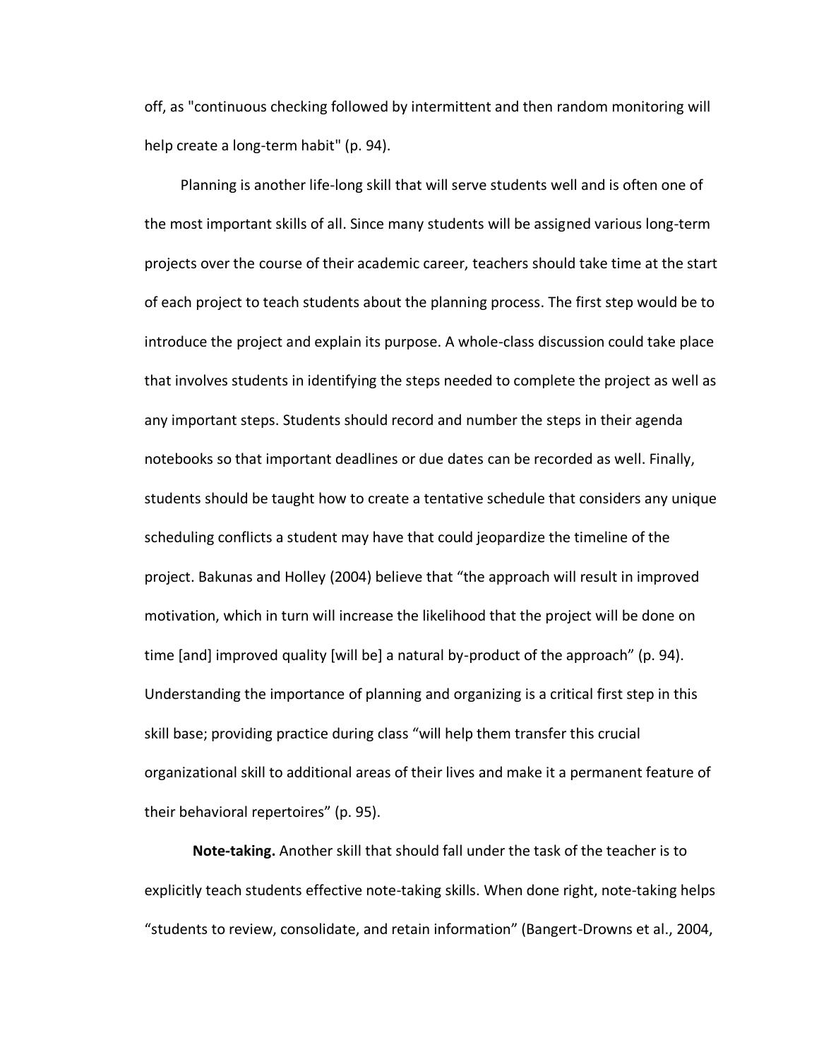off, as "continuous checking followed by intermittent and then random monitoring will help create a long-term habit" (p. 94).

Planning is another life-long skill that will serve students well and is often one of the most important skills of all. Since many students will be assigned various long-term projects over the course of their academic career, teachers should take time at the start of each project to teach students about the planning process. The first step would be to introduce the project and explain its purpose. A whole-class discussion could take place that involves students in identifying the steps needed to complete the project as well as any important steps. Students should record and number the steps in their agenda notebooks so that important deadlines or due dates can be recorded as well. Finally, students should be taught how to create a tentative schedule that considers any unique scheduling conflicts a student may have that could jeopardize the timeline of the project. Bakunas and Holley (2004) believe that "the approach will result in improved motivation, which in turn will increase the likelihood that the project will be done on time [and] improved quality [will be] a natural by-product of the approach" (p. 94). Understanding the importance of planning and organizing is a critical first step in this skill base; providing practice during class "will help them transfer this crucial organizational skill to additional areas of their lives and make it a permanent feature of their behavioral repertoires" (p. 95).

**Note-taking.** Another skill that should fall under the task of the teacher is to explicitly teach students effective note-taking skills. When done right, note-taking helps "students to review, consolidate, and retain information" (Bangert-Drowns et al., 2004,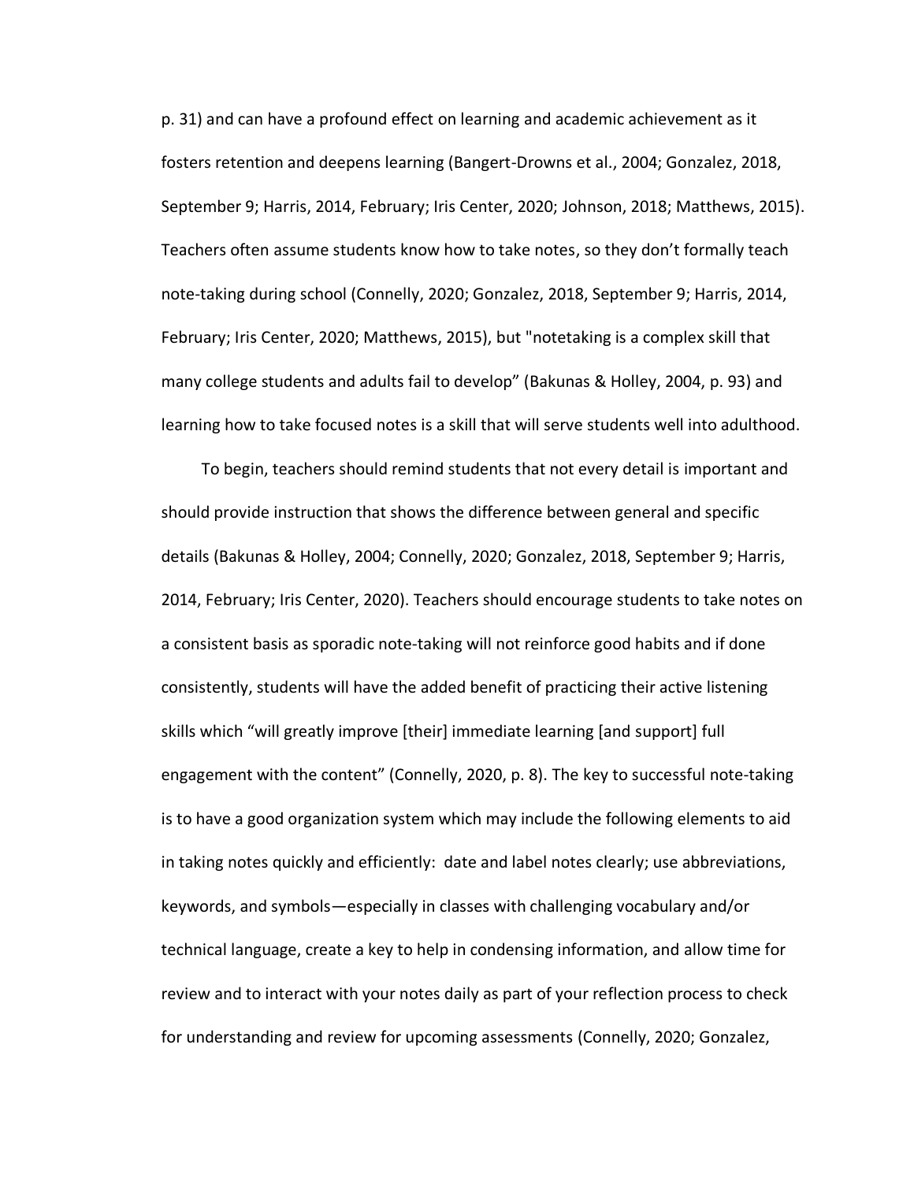p. 31) and can have a profound effect on learning and academic achievement as it fosters retention and deepens learning (Bangert-Drowns et al., 2004; Gonzalez, 2018, September 9; Harris, 2014, February; Iris Center, 2020; Johnson, 2018; Matthews, 2015). Teachers often assume students know how to take notes, so they don't formally teach note-taking during school (Connelly, 2020; Gonzalez, 2018, September 9; Harris, 2014, February; Iris Center, 2020; Matthews, 2015), but "notetaking is a complex skill that many college students and adults fail to develop" (Bakunas & Holley, 2004, p. 93) and learning how to take focused notes is a skill that will serve students well into adulthood.

To begin, teachers should remind students that not every detail is important and should provide instruction that shows the difference between general and specific details (Bakunas & Holley, 2004; Connelly, 2020; Gonzalez, 2018, September 9; Harris, 2014, February; Iris Center, 2020). Teachers should encourage students to take notes on a consistent basis as sporadic note-taking will not reinforce good habits and if done consistently, students will have the added benefit of practicing their active listening skills which "will greatly improve [their] immediate learning [and support] full engagement with the content" (Connelly, 2020, p. 8). The key to successful note-taking is to have a good organization system which may include the following elements to aid in taking notes quickly and efficiently: date and label notes clearly; use abbreviations, keywords, and symbols—especially in classes with challenging vocabulary and/or technical language, create a key to help in condensing information, and allow time for review and to interact with your notes daily as part of your reflection process to check for understanding and review for upcoming assessments (Connelly, 2020; Gonzalez,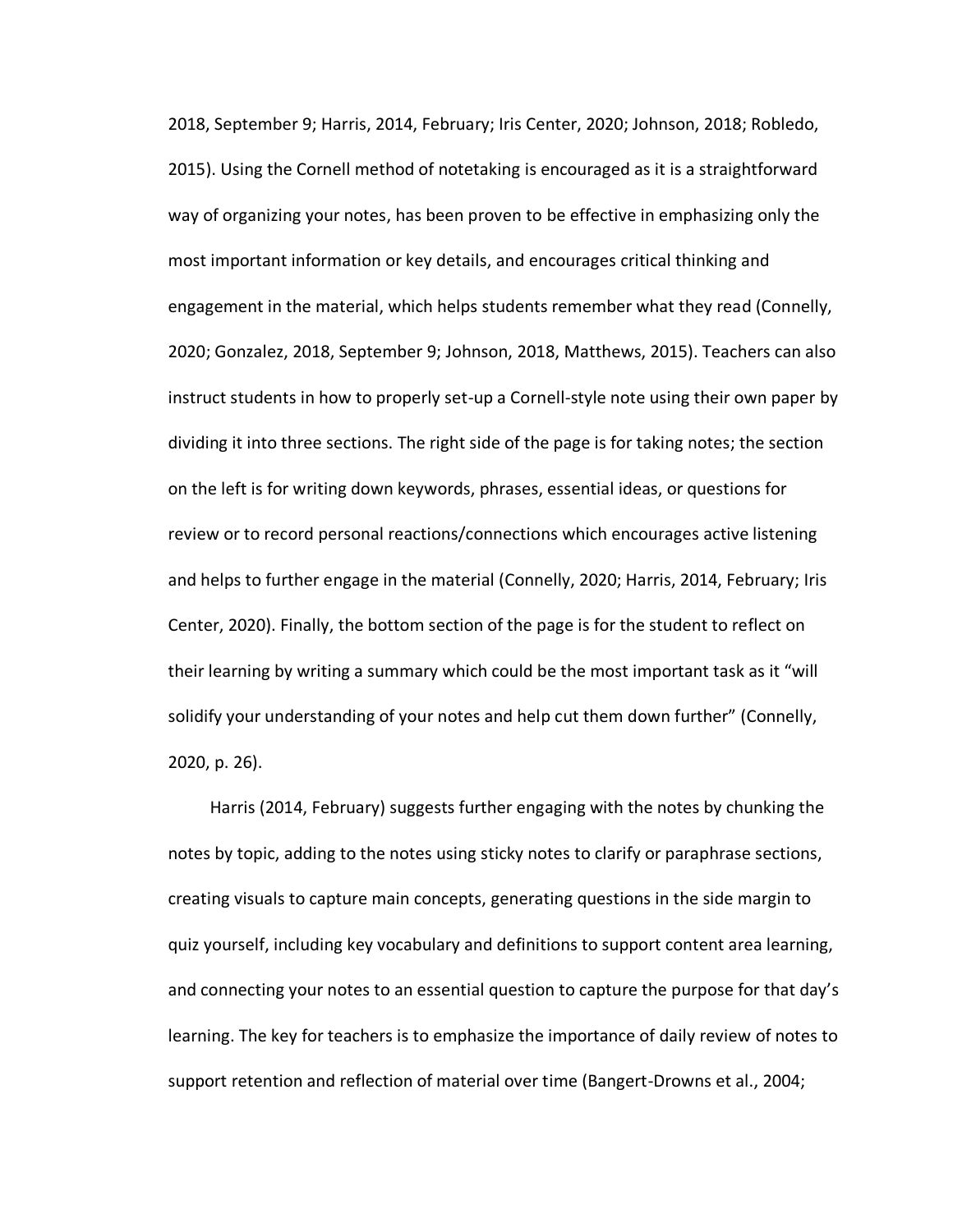2018, September 9; Harris, 2014, February; Iris Center, 2020; Johnson, 2018; Robledo, 2015). Using the Cornell method of notetaking is encouraged as it is a straightforward way of organizing your notes, has been proven to be effective in emphasizing only the most important information or key details, and encourages critical thinking and engagement in the material, which helps students remember what they read (Connelly, 2020; Gonzalez, 2018, September 9; Johnson, 2018, Matthews, 2015). Teachers can also instruct students in how to properly set-up a Cornell-style note using their own paper by dividing it into three sections. The right side of the page is for taking notes; the section on the left is for writing down keywords, phrases, essential ideas, or questions for review or to record personal reactions/connections which encourages active listening and helps to further engage in the material (Connelly, 2020; Harris, 2014, February; Iris Center, 2020). Finally, the bottom section of the page is for the student to reflect on their learning by writing a summary which could be the most important task as it "will solidify your understanding of your notes and help cut them down further" (Connelly, 2020, p. 26).

Harris (2014, February) suggests further engaging with the notes by chunking the notes by topic, adding to the notes using sticky notes to clarify or paraphrase sections, creating visuals to capture main concepts, generating questions in the side margin to quiz yourself, including key vocabulary and definitions to support content area learning, and connecting your notes to an essential question to capture the purpose for that day's learning. The key for teachers is to emphasize the importance of daily review of notes to support retention and reflection of material over time (Bangert-Drowns et al., 2004;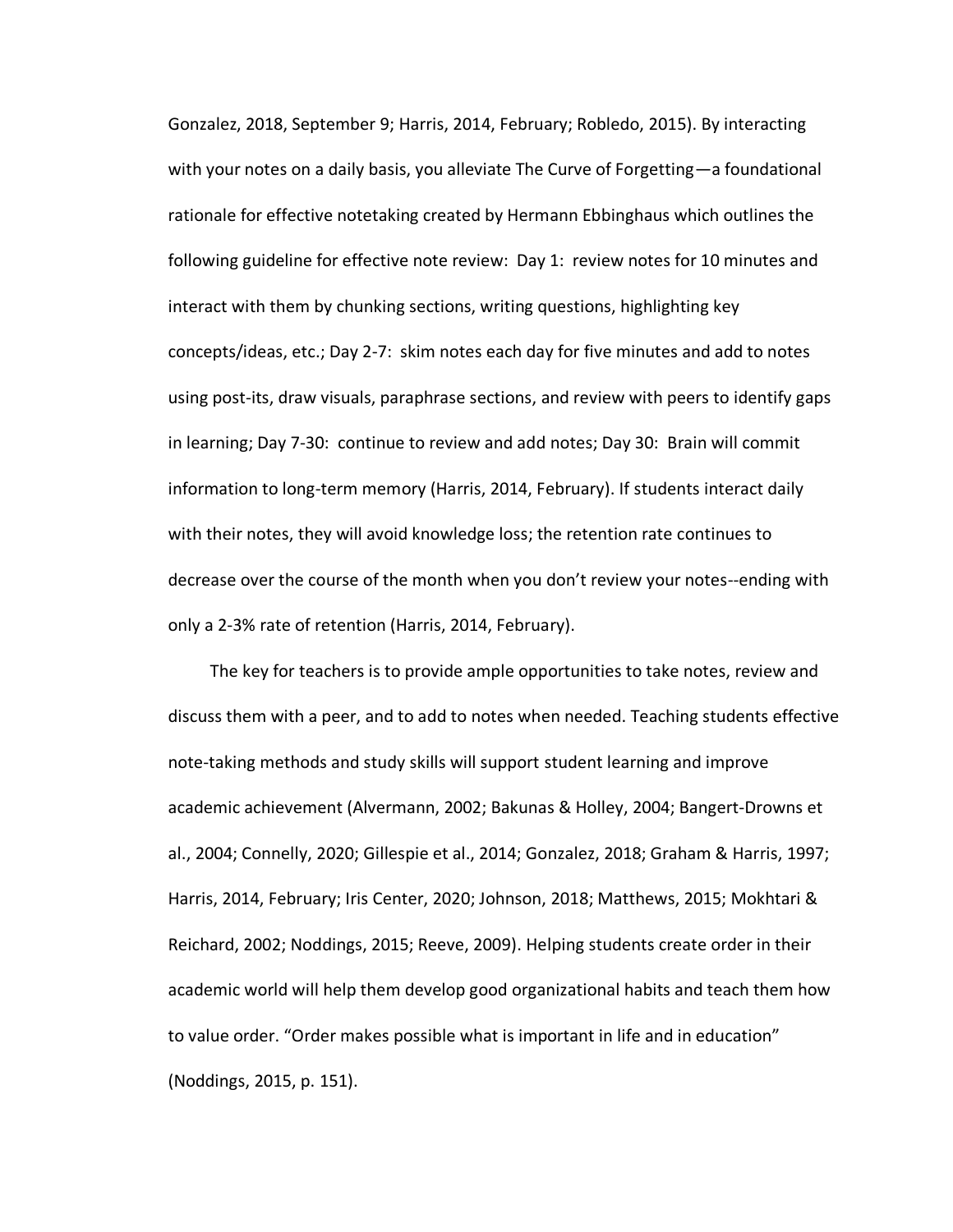Gonzalez, 2018, September 9; Harris, 2014, February; Robledo, 2015). By interacting with your notes on a daily basis, you alleviate The Curve of Forgetting—a foundational rationale for effective notetaking created by Hermann Ebbinghaus which outlines the following guideline for effective note review: Day 1: review notes for 10 minutes and interact with them by chunking sections, writing questions, highlighting key concepts/ideas, etc.; Day 2-7: skim notes each day for five minutes and add to notes using post-its, draw visuals, paraphrase sections, and review with peers to identify gaps in learning; Day 7-30: continue to review and add notes; Day 30: Brain will commit information to long-term memory (Harris, 2014, February). If students interact daily with their notes, they will avoid knowledge loss; the retention rate continues to decrease over the course of the month when you don't review your notes--ending with only a 2-3% rate of retention (Harris, 2014, February).

The key for teachers is to provide ample opportunities to take notes, review and discuss them with a peer, and to add to notes when needed. Teaching students effective note-taking methods and study skills will support student learning and improve academic achievement (Alvermann, 2002; Bakunas & Holley, 2004; Bangert-Drowns et al., 2004; Connelly, 2020; Gillespie et al., 2014; Gonzalez, 2018; Graham & Harris, 1997; Harris, 2014, February; Iris Center, 2020; Johnson, 2018; Matthews, 2015; Mokhtari & Reichard, 2002; Noddings, 2015; Reeve, 2009). Helping students create order in their academic world will help them develop good organizational habits and teach them how to value order. "Order makes possible what is important in life and in education" (Noddings, 2015, p. 151).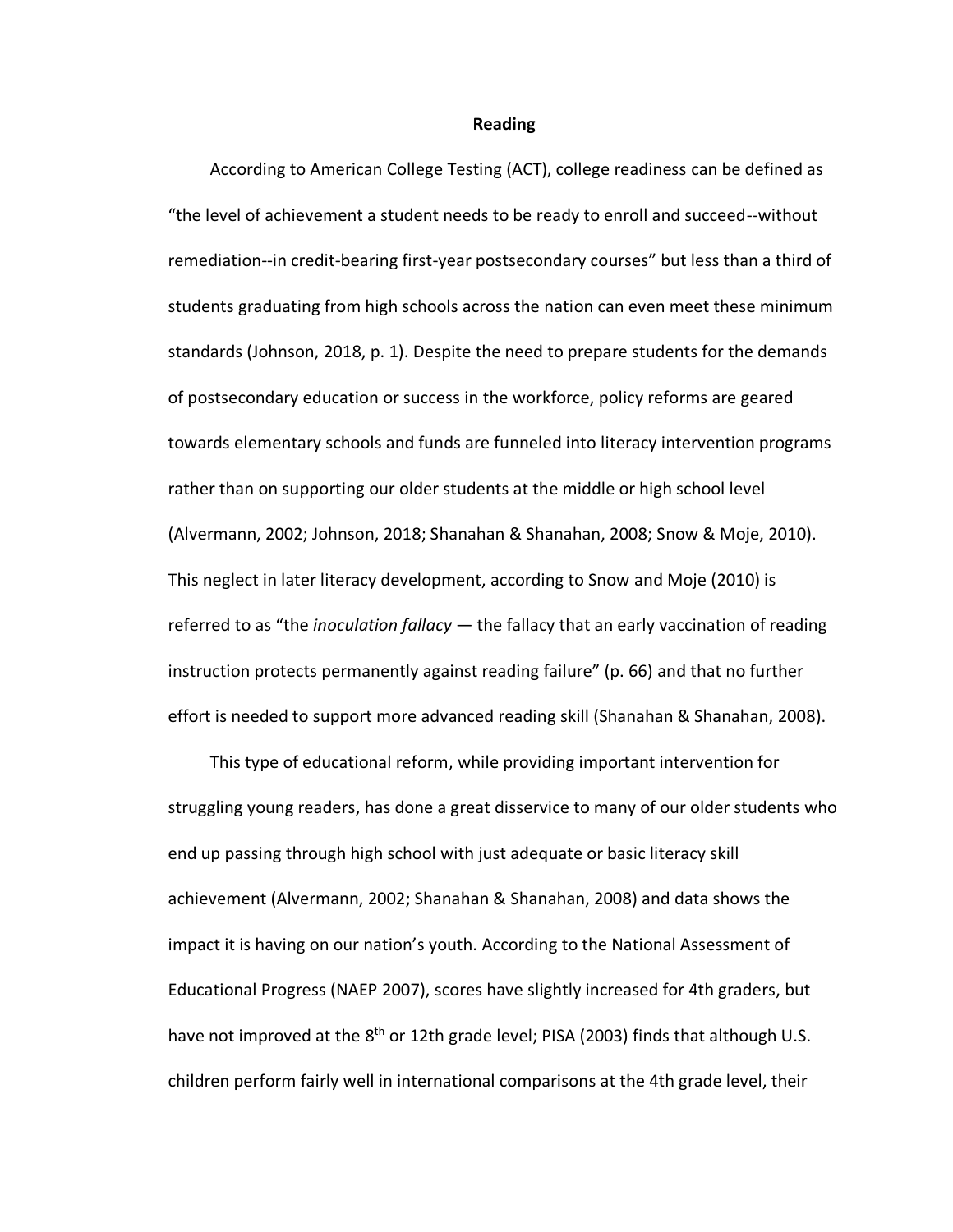**Reading**

According to American College Testing (ACT), college readiness can be defined as "the level of achievement a student needs to be ready to enroll and succeed--without remediation--in credit-bearing first-year postsecondary courses" but less than a third of students graduating from high schools across the nation can even meet these minimum standards (Johnson, 2018, p. 1). Despite the need to prepare students for the demands of postsecondary education or success in the workforce, policy reforms are geared towards elementary schools and funds are funneled into literacy intervention programs rather than on supporting our older students at the middle or high school level (Alvermann, 2002; Johnson, 2018; Shanahan & Shanahan, 2008; Snow & Moje, 2010). This neglect in later literacy development, according to Snow and Moje (2010) is referred to as "the *inoculation fallacy* — the fallacy that an early vaccination of reading instruction protects permanently against reading failure" (p. 66) and that no further effort is needed to support more advanced reading skill (Shanahan & Shanahan, 2008).

This type of educational reform, while providing important intervention for struggling young readers, has done a great disservice to many of our older students who end up passing through high school with just adequate or basic literacy skill achievement (Alvermann, 2002; Shanahan & Shanahan, 2008) and data shows the impact it is having on our nation's youth. According to the National Assessment of Educational Progress (NAEP 2007), scores have slightly increased for 4th graders, but have not improved at the 8th or 12th grade level; PISA (2003) finds that although U.S. children perform fairly well in international comparisons at the 4th grade level, their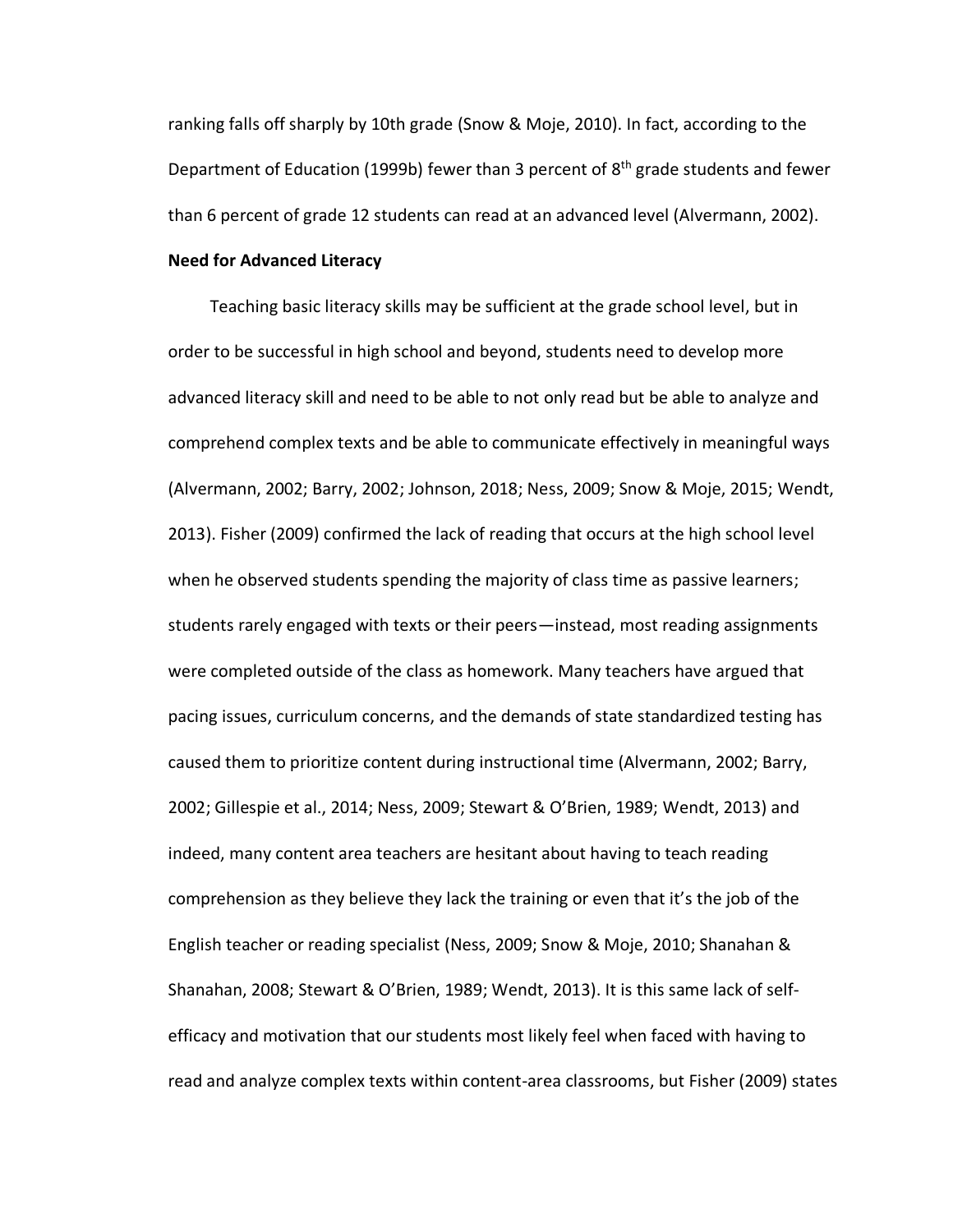ranking falls off sharply by 10th grade (Snow & Moje, 2010). In fact, according to the Department of Education (1999b) fewer than 3 percent of 8th grade students and fewer than 6 percent of grade 12 students can read at an advanced level (Alvermann, 2002).

**Need for Advanced Literacy**

Teaching basic literacy skills may be sufficient at the grade school level, but in order to be successful in high school and beyond, students need to develop more advanced literacy skill and need to be able to not only read but be able to analyze and comprehend complex texts and be able to communicate effectively in meaningful ways (Alvermann, 2002; Barry, 2002; Johnson, 2018; Ness, 2009; Snow & Moje, 2015; Wendt, 2013). Fisher (2009) confirmed the lack of reading that occurs at the high school level when he observed students spending the majority of class time as passive learners; students rarely engaged with texts or their peers—instead, most reading assignments were completed outside of the class as homework. Many teachers have argued that pacing issues, curriculum concerns, and the demands of state standardized testing has caused them to prioritize content during instructional time (Alvermann, 2002; Barry, 2002; Gillespie et al., 2014; Ness, 2009; Stewart & O'Brien, 1989; Wendt, 2013) and indeed, many content area teachers are hesitant about having to teach reading comprehension as they believe they lack the training or even that it's the job of the English teacher or reading specialist (Ness, 2009; Snow & Moje, 2010; Shanahan & Shanahan, 2008; Stewart & O'Brien, 1989; Wendt, 2013). It is this same lack of self-efficacy and motivation that our students most likely feel when faced with having to read and analyze complex texts within content-area classrooms, but Fisher (2009) states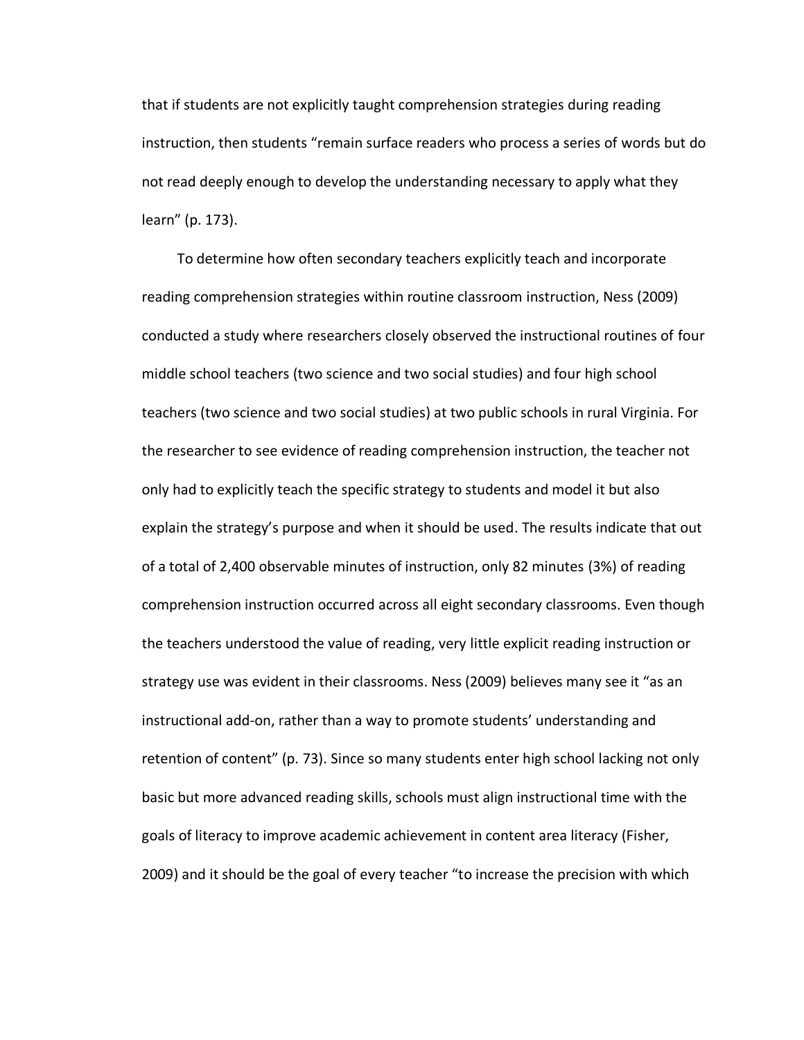that if students are not explicitly taught comprehension strategies during reading instruction, then students “remain surface readers who process a series of words but do not read deeply enough to develop the understanding necessary to apply what they learn” (p. 173).

To determine how often secondary teachers explicitly teach and incorporate reading comprehension strategies within routine classroom instruction, Ness (2009) conducted a study where researchers closely observed the instructional routines of four middle school teachers (two science and two social studies) and four high school teachers (two science and two social studies) at two public schools in rural Virginia. For the researcher to see evidence of reading comprehension instruction, the teacher not only had to explicitly teach the specific strategy to students and model it but also explain the strategy’s purpose and when it should be used. The results indicate that out of a total of 2,400 observable minutes of instruction, only 82 minutes (3%) of reading comprehension instruction occurred across all eight secondary classrooms. Even though the teachers understood the value of reading, very little explicit reading instruction or strategy use was evident in their classrooms. Ness (2009) believes many see it “as an instructional add-on, rather than a way to promote students’ understanding and retention of content” (p. 73). Since so many students enter high school lacking not only basic but more advanced reading skills, schools must align instructional time with the goals of literacy to improve academic achievement in content area literacy (Fisher, 2009) and it should be the goal of every teacher “to increase the precision with which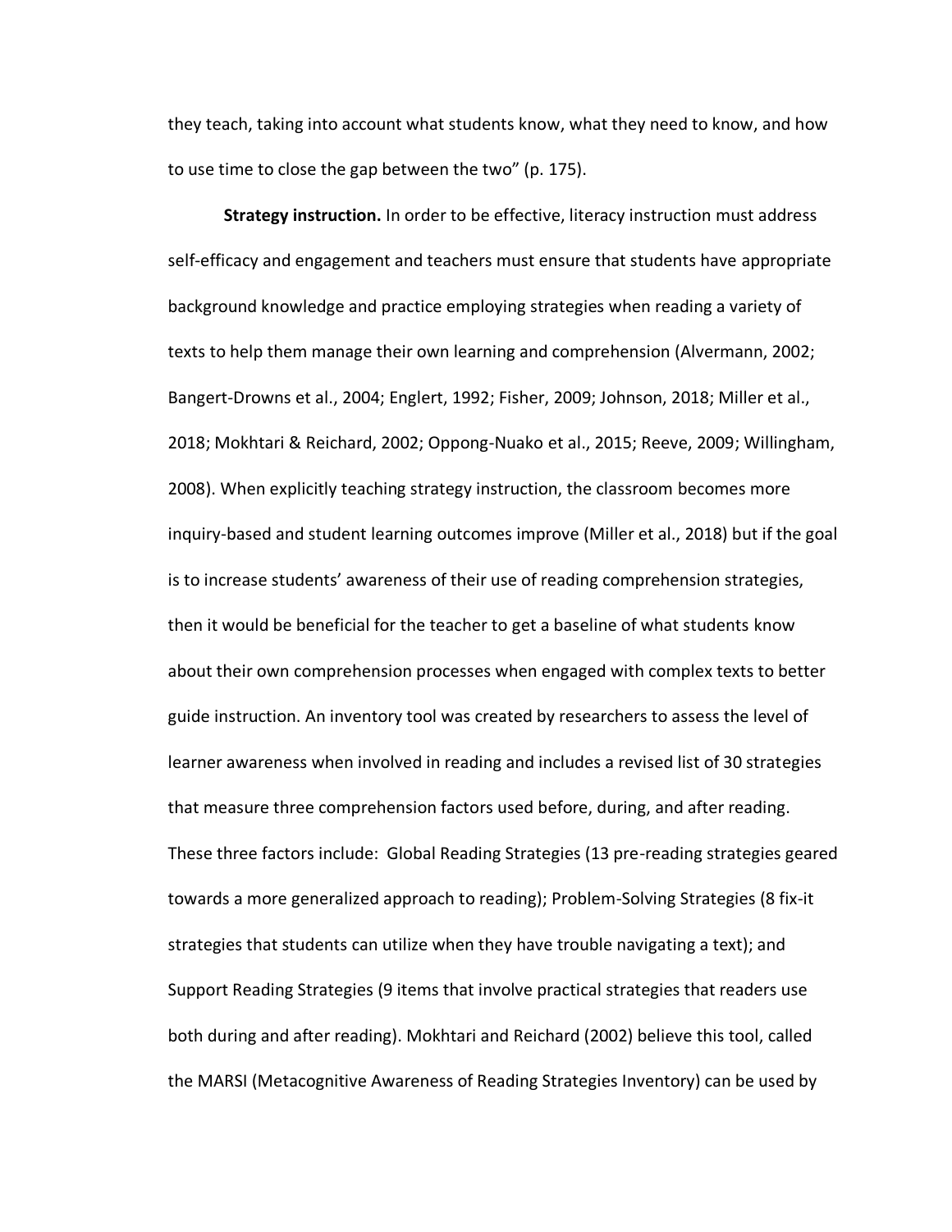they teach, taking into account what students know, what they need to know, and how to use time to close the gap between the two" (p. 175).

**Strategy instruction.** In order to be effective, literacy instruction must address self-efficacy and engagement and teachers must ensure that students have appropriate background knowledge and practice employing strategies when reading a variety of texts to help them manage their own learning and comprehension (Alvermann, 2002; Bangert-Drowns et al., 2004; Englert, 1992; Fisher, 2009; Johnson, 2018; Miller et al., 2018; Mokhtari & Reichard, 2002; Oppong-Nuako et al., 2015; Reeve, 2009; Willingham, 2008). When explicitly teaching strategy instruction, the classroom becomes more inquiry-based and student learning outcomes improve (Miller et al., 2018) but if the goal is to increase students' awareness of their use of reading comprehension strategies, then it would be beneficial for the teacher to get a baseline of what students know about their own comprehension processes when engaged with complex texts to better guide instruction. An inventory tool was created by researchers to assess the level of learner awareness when involved in reading and includes a revised list of 30 strategies that measure three comprehension factors used before, during, and after reading. These three factors include: Global Reading Strategies (13 pre-reading strategies geared towards a more generalized approach to reading); Problem-Solving Strategies (8 fix-it strategies that students can utilize when they have trouble navigating a text); and Support Reading Strategies (9 items that involve practical strategies that readers use both during and after reading). Mokhtari and Reichard (2002) believe this tool, called the MARSI (Metacognitive Awareness of Reading Strategies Inventory) can be used by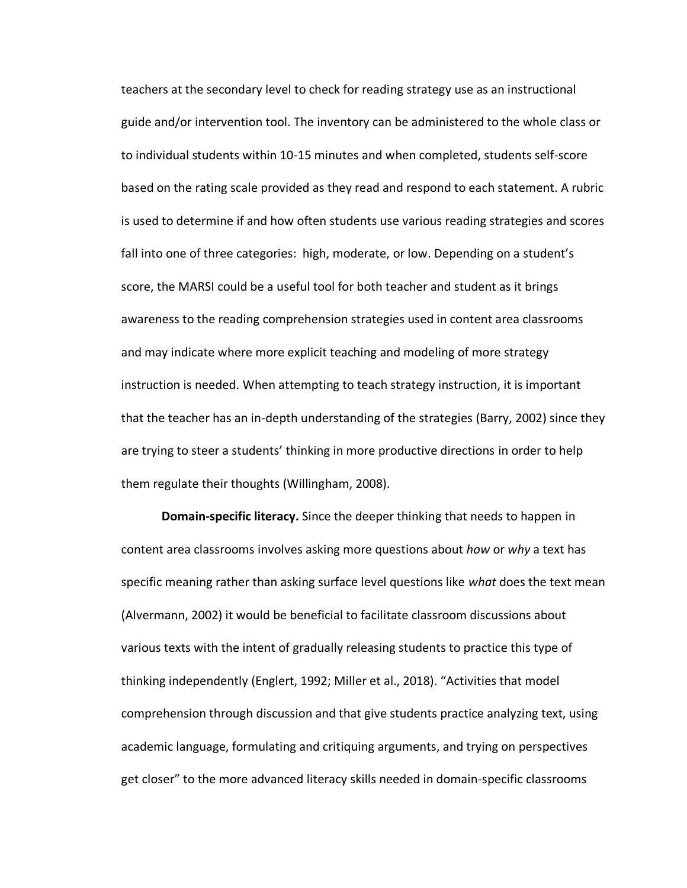teachers at the secondary level to check for reading strategy use as an instructional guide and/or intervention tool. The inventory can be administered to the whole class or to individual students within 10-15 minutes and when completed, students self-score based on the rating scale provided as they read and respond to each statement. A rubric is used to determine if and how often students use various reading strategies and scores fall into one of three categories: high, moderate, or low. Depending on a student's score, the MARSI could be a useful tool for both teacher and student as it brings awareness to the reading comprehension strategies used in content area classrooms and may indicate where more explicit teaching and modeling of more strategy instruction is needed. When attempting to teach strategy instruction, it is important that the teacher has an in-depth understanding of the strategies (Barry, 2002) since they are trying to steer a students' thinking in more productive directions in order to help them regulate their thoughts (Willingham, 2008).

**Domain-specific literacy.** Since the deeper thinking that needs to happen in content area classrooms involves asking more questions about *how* or *why* a text has specific meaning rather than asking surface level questions like *what* does the text mean (Alvermann, 2002) it would be beneficial to facilitate classroom discussions about various texts with the intent of gradually releasing students to practice this type of thinking independently (Englert, 1992; Miller et al., 2018). "Activities that model comprehension through discussion and that give students practice analyzing text, using academic language, formulating and critiquing arguments, and trying on perspectives get closer" to the more advanced literacy skills needed in domain-specific classrooms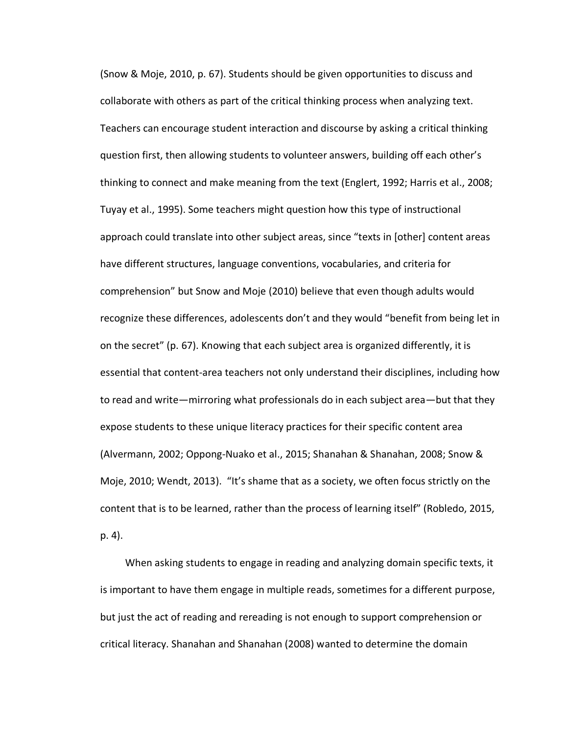(Snow & Moje, 2010, p. 67). Students should be given opportunities to discuss and collaborate with others as part of the critical thinking process when analyzing text. Teachers can encourage student interaction and discourse by asking a critical thinking question first, then allowing students to volunteer answers, building off each other's thinking to connect and make meaning from the text (Englert, 1992; Harris et al., 2008; Tuyay et al., 1995). Some teachers might question how this type of instructional approach could translate into other subject areas, since "texts in [other] content areas have different structures, language conventions, vocabularies, and criteria for comprehension" but Snow and Moje (2010) believe that even though adults would recognize these differences, adolescents don't and they would "benefit from being let in on the secret" (p. 67). Knowing that each subject area is organized differently, it is essential that content-area teachers not only understand their disciplines, including how to read and write—mirroring what professionals do in each subject area—but that they expose students to these unique literacy practices for their specific content area (Alvermann, 2002; Oppong-Nuako et al., 2015; Shanahan & Shanahan, 2008; Snow & Moje, 2010; Wendt, 2013). "It's shame that as a society, we often focus strictly on the content that is to be learned, rather than the process of learning itself" (Robledo, 2015, p. 4).

When asking students to engage in reading and analyzing domain specific texts, it is important to have them engage in multiple reads, sometimes for a different purpose, but just the act of reading and rereading is not enough to support comprehension or critical literacy. Shanahan and Shanahan (2008) wanted to determine the domain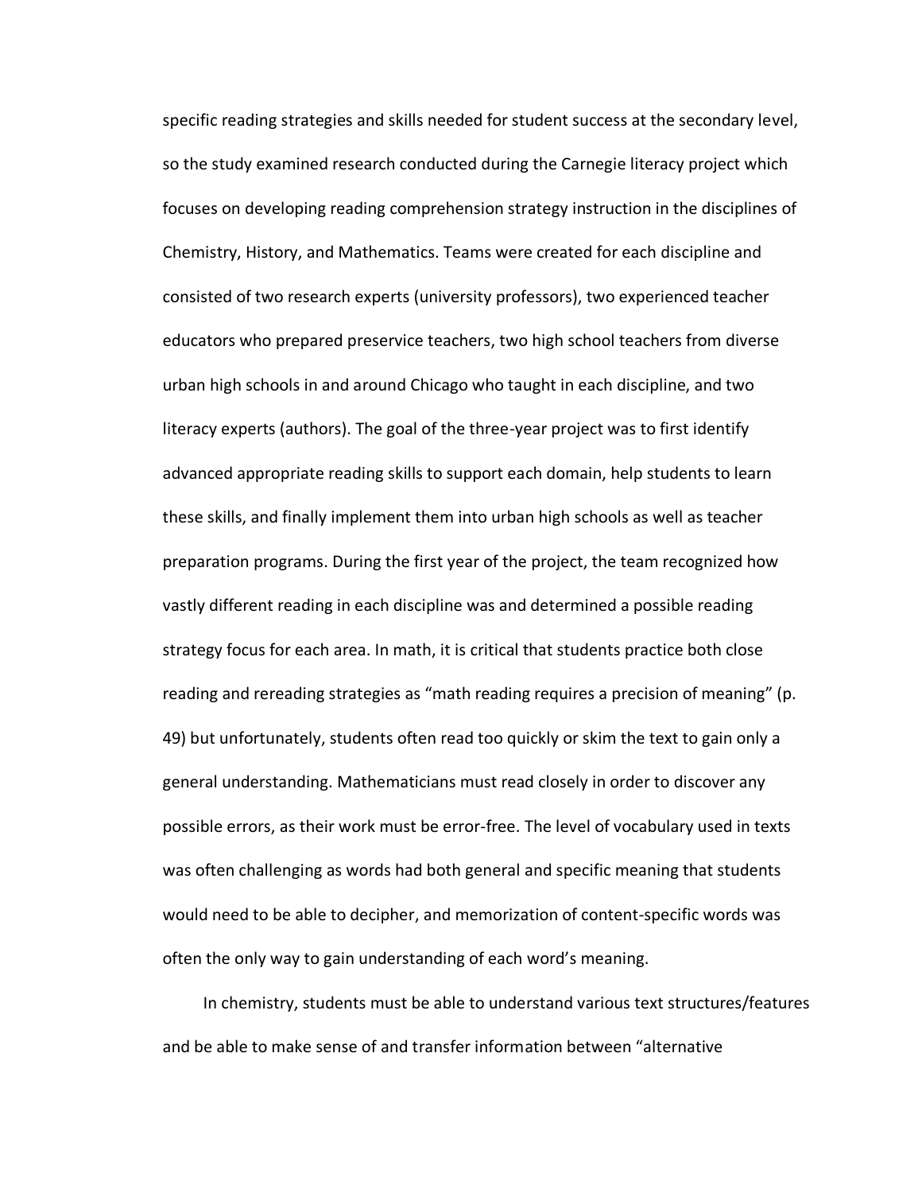specific reading strategies and skills needed for student success at the secondary level, so the study examined research conducted during the Carnegie literacy project which focuses on developing reading comprehension strategy instruction in the disciplines of Chemistry, History, and Mathematics. Teams were created for each discipline and consisted of two research experts (university professors), two experienced teacher educators who prepared preservice teachers, two high school teachers from diverse urban high schools in and around Chicago who taught in each discipline, and two literacy experts (authors). The goal of the three-year project was to first identify advanced appropriate reading skills to support each domain, help students to learn these skills, and finally implement them into urban high schools as well as teacher preparation programs. During the first year of the project, the team recognized how vastly different reading in each discipline was and determined a possible reading strategy focus for each area. In math, it is critical that students practice both close reading and rereading strategies as "math reading requires a precision of meaning" (p. 49) but unfortunately, students often read too quickly or skim the text to gain only a general understanding. Mathematicians must read closely in order to discover any possible errors, as their work must be error-free. The level of vocabulary used in texts was often challenging as words had both general and specific meaning that students would need to be able to decipher, and memorization of content-specific words was often the only way to gain understanding of each word's meaning.

In chemistry, students must be able to understand various text structures/features and be able to make sense of and transfer information between "alternative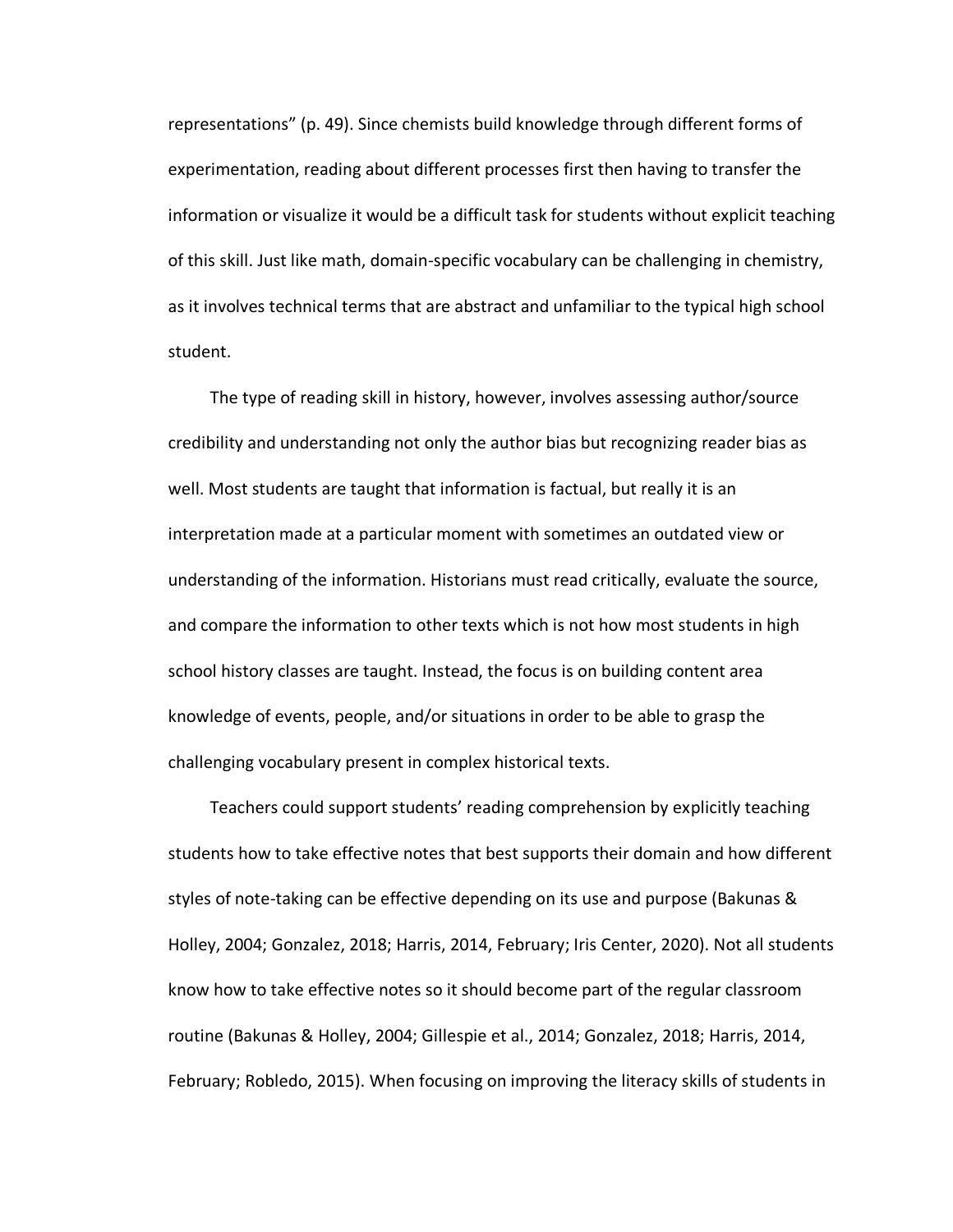representations” (p. 49). Since chemists build knowledge through different forms of experimentation, reading about different processes first then having to transfer the information or visualize it would be a difficult task for students without explicit teaching of this skill. Just like math, domain-specific vocabulary can be challenging in chemistry, as it involves technical terms that are abstract and unfamiliar to the typical high school student.

The type of reading skill in history, however, involves assessing author/source credibility and understanding not only the author bias but recognizing reader bias as well. Most students are taught that information is factual, but really it is an interpretation made at a particular moment with sometimes an outdated view or understanding of the information. Historians must read critically, evaluate the source, and compare the information to other texts which is not how most students in high school history classes are taught. Instead, the focus is on building content area knowledge of events, people, and/or situations in order to be able to grasp the challenging vocabulary present in complex historical texts.

Teachers could support students’ reading comprehension by explicitly teaching students how to take effective notes that best supports their domain and how different styles of note-taking can be effective depending on its use and purpose (Bakunas & Holley, 2004; Gonzalez, 2018; Harris, 2014, February; Iris Center, 2020). Not all students know how to take effective notes so it should become part of the regular classroom routine (Bakunas & Holley, 2004; Gillespie et al., 2014; Gonzalez, 2018; Harris, 2014, February; Robledo, 2015). When focusing on improving the literacy skills of students in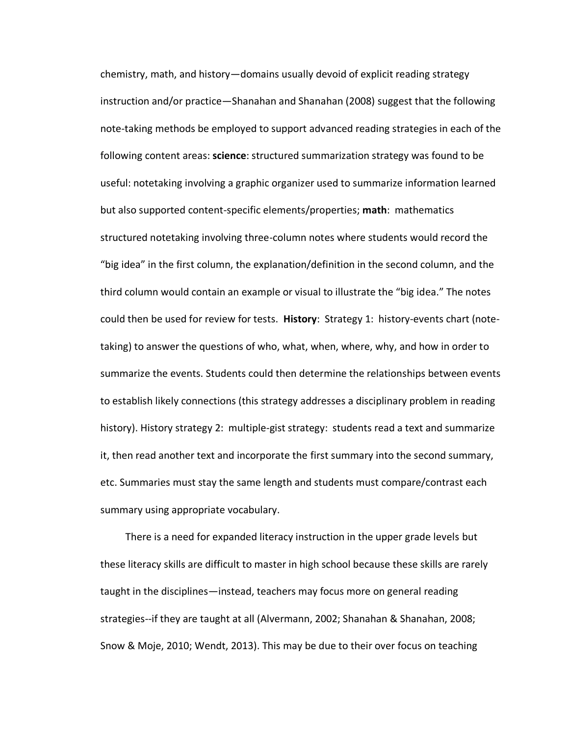chemistry, math, and history—domains usually devoid of explicit reading strategy instruction and/or practice—Shanahan and Shanahan (2008) suggest that the following note-taking methods be employed to support advanced reading strategies in each of the following content areas: **science**: structured summarization strategy was found to be useful: notetaking involving a graphic organizer used to summarize information learned but also supported content-specific elements/properties; **math**: mathematics structured notetaking involving three-column notes where students would record the "big idea" in the first column, the explanation/definition in the second column, and the third column would contain an example or visual to illustrate the "big idea." The notes could then be used for review for tests. **History**: Strategy 1: history-events chart (note-taking) to answer the questions of who, what, when, where, why, and how in order to summarize the events. Students could then determine the relationships between events to establish likely connections (this strategy addresses a disciplinary problem in reading history). History strategy 2: multiple-gist strategy: students read a text and summarize it, then read another text and incorporate the first summary into the second summary, etc. Summaries must stay the same length and students must compare/contrast each summary using appropriate vocabulary.

There is a need for expanded literacy instruction in the upper grade levels but these literacy skills are difficult to master in high school because these skills are rarely taught in the disciplines—instead, teachers may focus more on general reading strategies--if they are taught at all (Alvermann, 2002; Shanahan & Shanahan, 2008; Snow & Moje, 2010; Wendt, 2013). This may be due to their over focus on teaching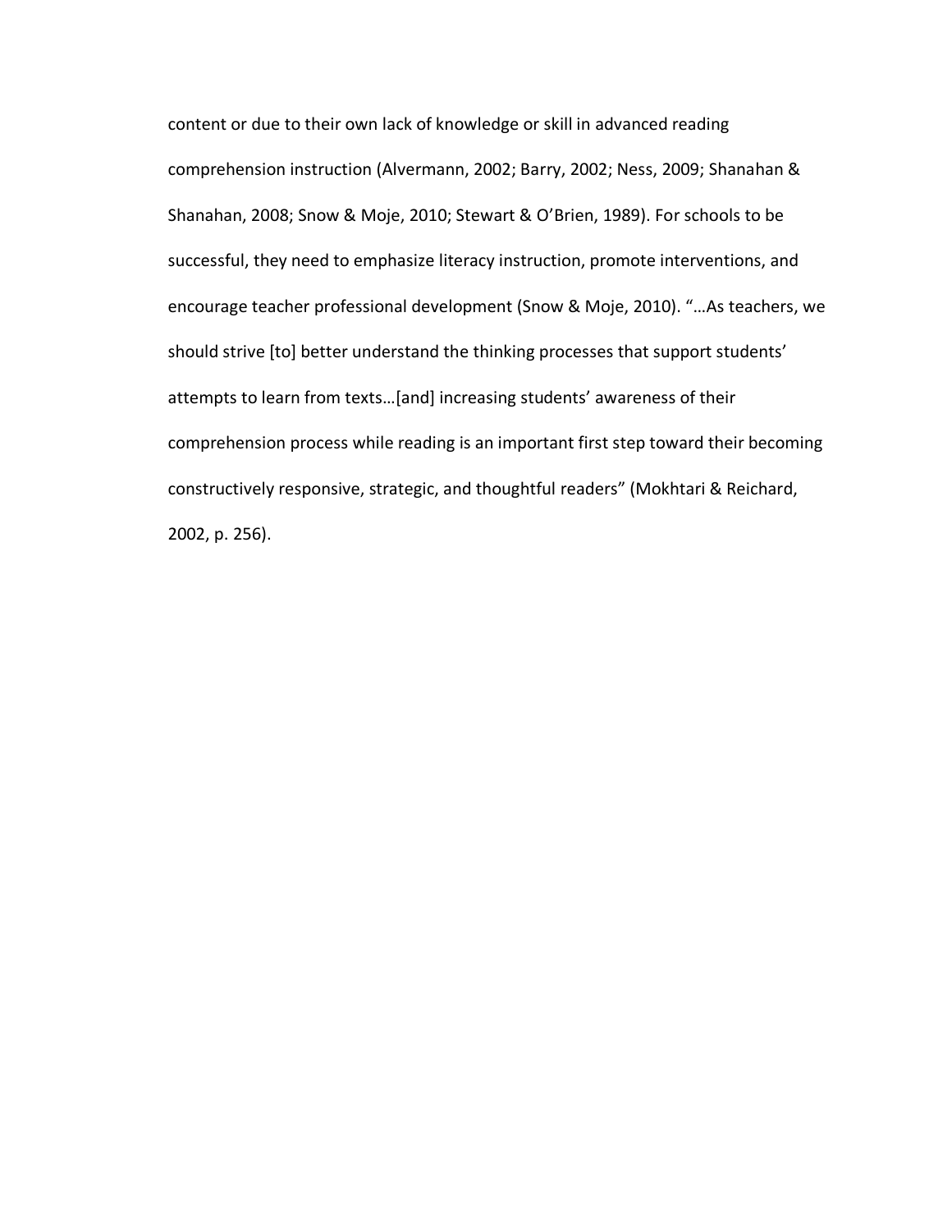content or due to their own lack of knowledge or skill in advanced reading comprehension instruction (Alvermann, 2002; Barry, 2002; Ness, 2009; Shanahan & Shanahan, 2008; Snow & Moje, 2010; Stewart & O'Brien, 1989). For schools to be successful, they need to emphasize literacy instruction, promote interventions, and encourage teacher professional development (Snow & Moje, 2010). "…As teachers, we should strive [to] better understand the thinking processes that support students' attempts to learn from texts…[and] increasing students' awareness of their comprehension process while reading is an important first step toward their becoming constructively responsive, strategic, and thoughtful readers" (Mokhtari & Reichard, 2002, p. 256).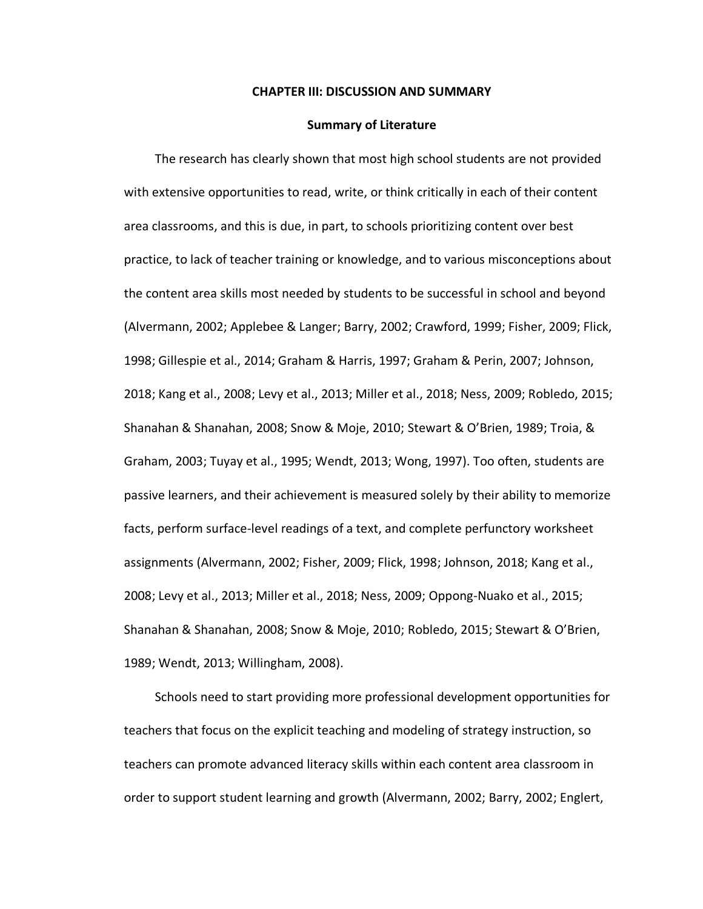# CHAPTER III: DISCUSSION AND SUMMARY

## Summary of Literature

The research has clearly shown that most high school students are not provided with extensive opportunities to read, write, or think critically in each of their content area classrooms, and this is due, in part, to schools prioritizing content over best practice, to lack of teacher training or knowledge, and to various misconceptions about the content area skills most needed by students to be successful in school and beyond (Alvermann, 2002; Applebee & Langer; Barry, 2002; Crawford, 1999; Fisher, 2009; Flick, 1998; Gillespie et al., 2014; Graham & Harris, 1997; Graham & Perin, 2007; Johnson, 2018; Kang et al., 2008; Levy et al., 2013; Miller et al., 2018; Ness, 2009; Robledo, 2015; Shanahan & Shanahan, 2008; Snow & Moje, 2010; Stewart & O'Brien, 1989; Troia, & Graham, 2003; Tuyay et al., 1995; Wendt, 2013; Wong, 1997). Too often, students are passive learners, and their achievement is measured solely by their ability to memorize facts, perform surface-level readings of a text, and complete perfunctory worksheet assignments (Alvermann, 2002; Fisher, 2009; Flick, 1998; Johnson, 2018; Kang et al., 2008; Levy et al., 2013; Miller et al., 2018; Ness, 2009; Oppong-Nuako et al., 2015; Shanahan & Shanahan, 2008; Snow & Moje, 2010; Robledo, 2015; Stewart & O'Brien, 1989; Wendt, 2013; Willingham, 2008).

Schools need to start providing more professional development opportunities for teachers that focus on the explicit teaching and modeling of strategy instruction, so teachers can promote advanced literacy skills within each content area classroom in order to support student learning and growth (Alvermann, 2002; Barry, 2002; Englert,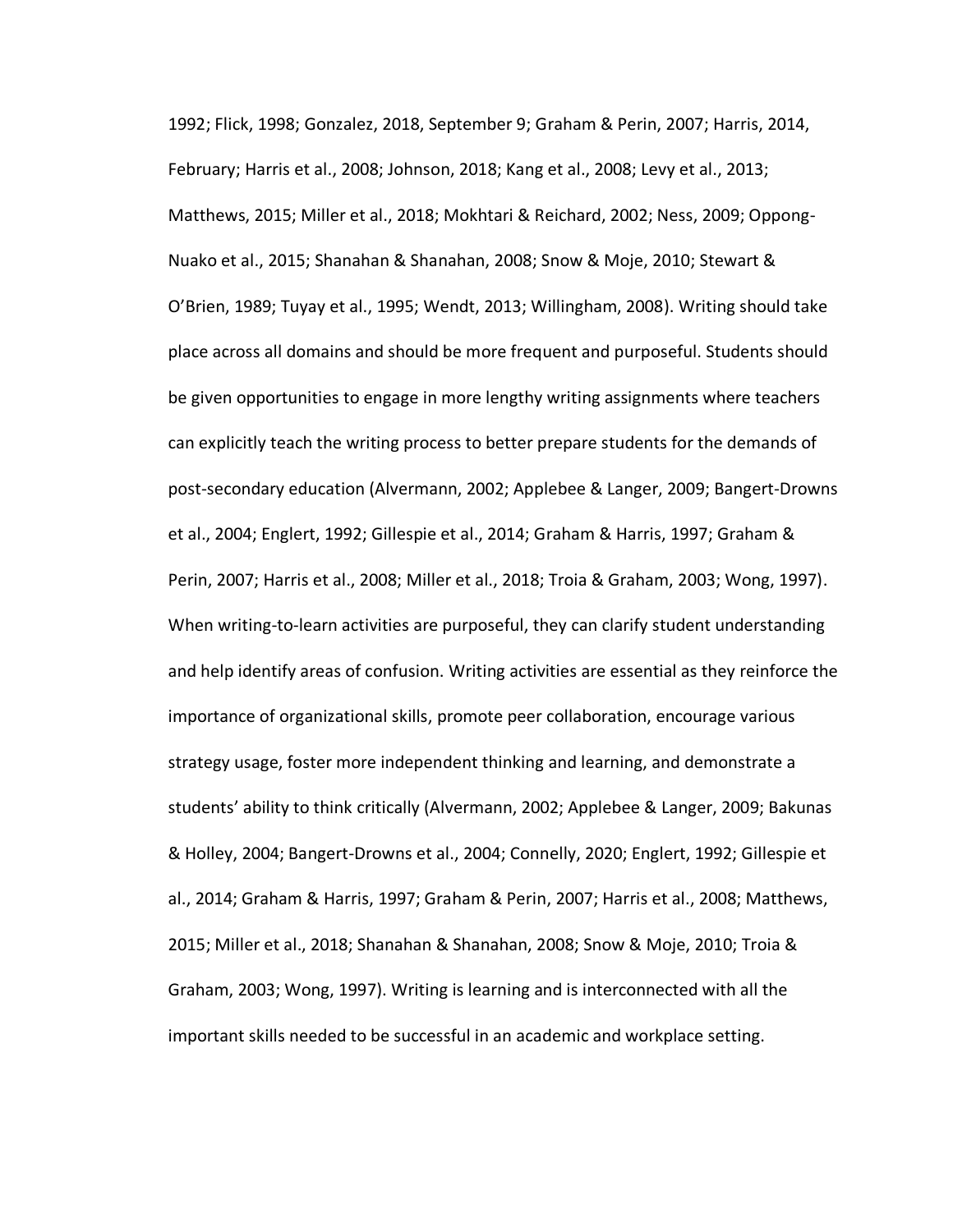1992; Flick, 1998; Gonzalez, 2018, September 9; Graham & Perin, 2007; Harris, 2014, February; Harris et al., 2008; Johnson, 2018; Kang et al., 2008; Levy et al., 2013; Matthews, 2015; Miller et al., 2018; Mokhtari & Reichard, 2002; Ness, 2009; Oppong-Nuako et al., 2015; Shanahan & Shanahan, 2008; Snow & Moje, 2010; Stewart & O'Brien, 1989; Tuyay et al., 1995; Wendt, 2013; Willingham, 2008). Writing should take place across all domains and should be more frequent and purposeful. Students should be given opportunities to engage in more lengthy writing assignments where teachers can explicitly teach the writing process to better prepare students for the demands of post-secondary education (Alvermann, 2002; Applebee & Langer, 2009; Bangert-Drowns et al., 2004; Englert, 1992; Gillespie et al., 2014; Graham & Harris, 1997; Graham & Perin, 2007; Harris et al., 2008; Miller et al., 2018; Troia & Graham, 2003; Wong, 1997). When writing-to-learn activities are purposeful, they can clarify student understanding and help identify areas of confusion. Writing activities are essential as they reinforce the importance of organizational skills, promote peer collaboration, encourage various strategy usage, foster more independent thinking and learning, and demonstrate a students' ability to think critically (Alvermann, 2002; Applebee & Langer, 2009; Bakunas & Holley, 2004; Bangert-Drowns et al., 2004; Connelly, 2020; Englert, 1992; Gillespie et al., 2014; Graham & Harris, 1997; Graham & Perin, 2007; Harris et al., 2008; Matthews, 2015; Miller et al., 2018; Shanahan & Shanahan, 2008; Snow & Moje, 2010; Troia & Graham, 2003; Wong, 1997). Writing is learning and is interconnected with all the important skills needed to be successful in an academic and workplace setting.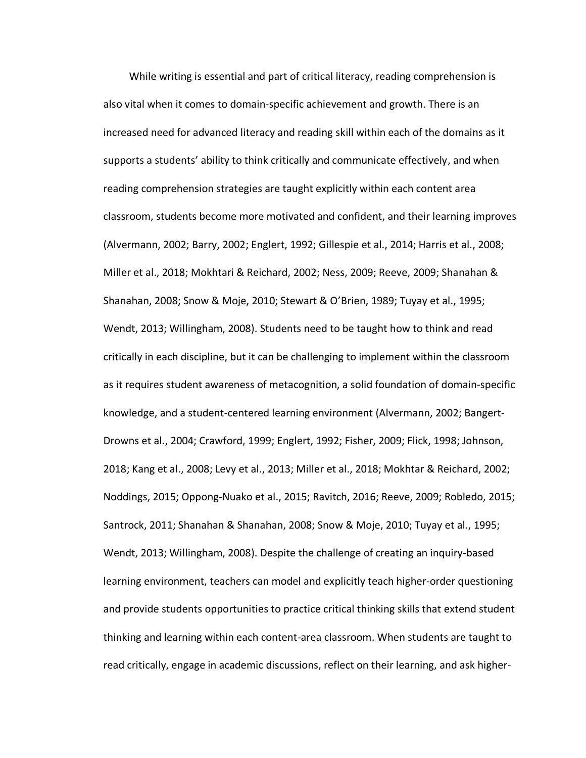While writing is essential and part of critical literacy, reading comprehension is also vital when it comes to domain-specific achievement and growth. There is an increased need for advanced literacy and reading skill within each of the domains as it supports a students' ability to think critically and communicate effectively, and when reading comprehension strategies are taught explicitly within each content area classroom, students become more motivated and confident, and their learning improves (Alvermann, 2002; Barry, 2002; Englert, 1992; Gillespie et al., 2014; Harris et al., 2008; Miller et al., 2018; Mokhtari & Reichard, 2002; Ness, 2009; Reeve, 2009; Shanahan & Shanahan, 2008; Snow & Moje, 2010; Stewart & O'Brien, 1989; Tuyay et al., 1995; Wendt, 2013; Willingham, 2008). Students need to be taught how to think and read critically in each discipline, but it can be challenging to implement within the classroom as it requires student awareness of metacognition, a solid foundation of domain-specific knowledge, and a student-centered learning environment (Alvermann, 2002; Bangert-Drowns et al., 2004; Crawford, 1999; Englert, 1992; Fisher, 2009; Flick, 1998; Johnson, 2018; Kang et al., 2008; Levy et al., 2013; Miller et al., 2018; Mokhtar & Reichard, 2002; Noddings, 2015; Oppong-Nuako et al., 2015; Ravitch, 2016; Reeve, 2009; Robledo, 2015; Santrock, 2011; Shanahan & Shanahan, 2008; Snow & Moje, 2010; Tuyay et al., 1995; Wendt, 2013; Willingham, 2008). Despite the challenge of creating an inquiry-based learning environment, teachers can model and explicitly teach higher-order questioning and provide students opportunities to practice critical thinking skills that extend student thinking and learning within each content-area classroom. When students are taught to read critically, engage in academic discussions, reflect on their learning, and ask higher-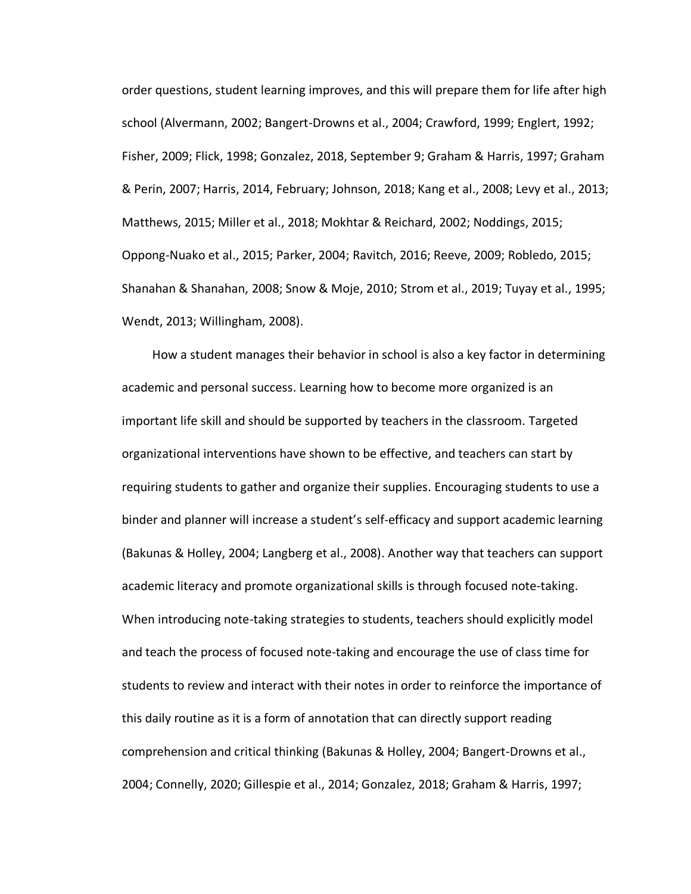order questions, student learning improves, and this will prepare them for life after high school (Alvermann, 2002; Bangert-Drowns et al., 2004; Crawford, 1999; Englert, 1992; Fisher, 2009; Flick, 1998; Gonzalez, 2018, September 9; Graham & Harris, 1997; Graham & Perin, 2007; Harris, 2014, February; Johnson, 2018; Kang et al., 2008; Levy et al., 2013; Matthews, 2015; Miller et al., 2018; Mokhtar & Reichard, 2002; Noddings, 2015; Oppong-Nuako et al., 2015; Parker, 2004; Ravitch, 2016; Reeve, 2009; Robledo, 2015; Shanahan & Shanahan, 2008; Snow & Moje, 2010; Strom et al., 2019; Tuyay et al., 1995; Wendt, 2013; Willingham, 2008).

How a student manages their behavior in school is also a key factor in determining academic and personal success. Learning how to become more organized is an important life skill and should be supported by teachers in the classroom. Targeted organizational interventions have shown to be effective, and teachers can start by requiring students to gather and organize their supplies. Encouraging students to use a binder and planner will increase a student's self-efficacy and support academic learning (Bakunas & Holley, 2004; Langberg et al., 2008). Another way that teachers can support academic literacy and promote organizational skills is through focused note-taking. When introducing note-taking strategies to students, teachers should explicitly model and teach the process of focused note-taking and encourage the use of class time for students to review and interact with their notes in order to reinforce the importance of this daily routine as it is a form of annotation that can directly support reading comprehension and critical thinking (Bakunas & Holley, 2004; Bangert-Drowns et al., 2004; Connelly, 2020; Gillespie et al., 2014; Gonzalez, 2018; Graham & Harris, 1997;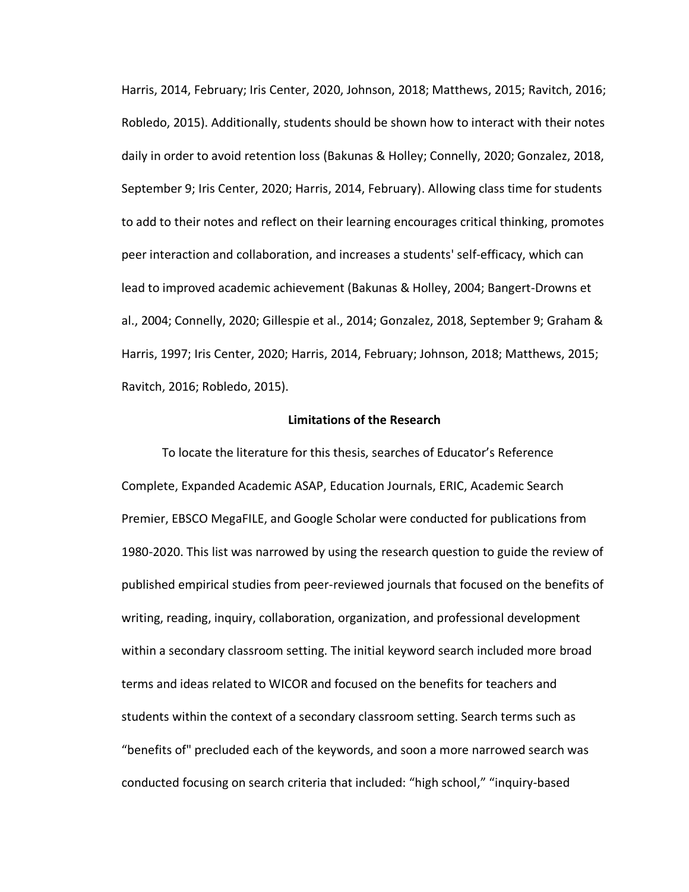Harris, 2014, February; Iris Center, 2020, Johnson, 2018; Matthews, 2015; Ravitch, 2016; Robledo, 2015). Additionally, students should be shown how to interact with their notes daily in order to avoid retention loss (Bakunas & Holley; Connelly, 2020; Gonzalez, 2018, September 9; Iris Center, 2020; Harris, 2014, February). Allowing class time for students to add to their notes and reflect on their learning encourages critical thinking, promotes peer interaction and collaboration, and increases a students' self-efficacy, which can lead to improved academic achievement (Bakunas & Holley, 2004; Bangert-Drowns et al., 2004; Connelly, 2020; Gillespie et al., 2014; Gonzalez, 2018, September 9; Graham & Harris, 1997; Iris Center, 2020; Harris, 2014, February; Johnson, 2018; Matthews, 2015; Ravitch, 2016; Robledo, 2015).

## Limitations of the Research

To locate the literature for this thesis, searches of Educator's Reference Complete, Expanded Academic ASAP, Education Journals, ERIC, Academic Search Premier, EBSCO MegaFILE, and Google Scholar were conducted for publications from 1980-2020. This list was narrowed by using the research question to guide the review of published empirical studies from peer-reviewed journals that focused on the benefits of writing, reading, inquiry, collaboration, organization, and professional development within a secondary classroom setting. The initial keyword search included more broad terms and ideas related to WICOR and focused on the benefits for teachers and students within the context of a secondary classroom setting. Search terms such as "benefits of" precluded each of the keywords, and soon a more narrowed search was conducted focusing on search criteria that included: "high school," "inquiry-based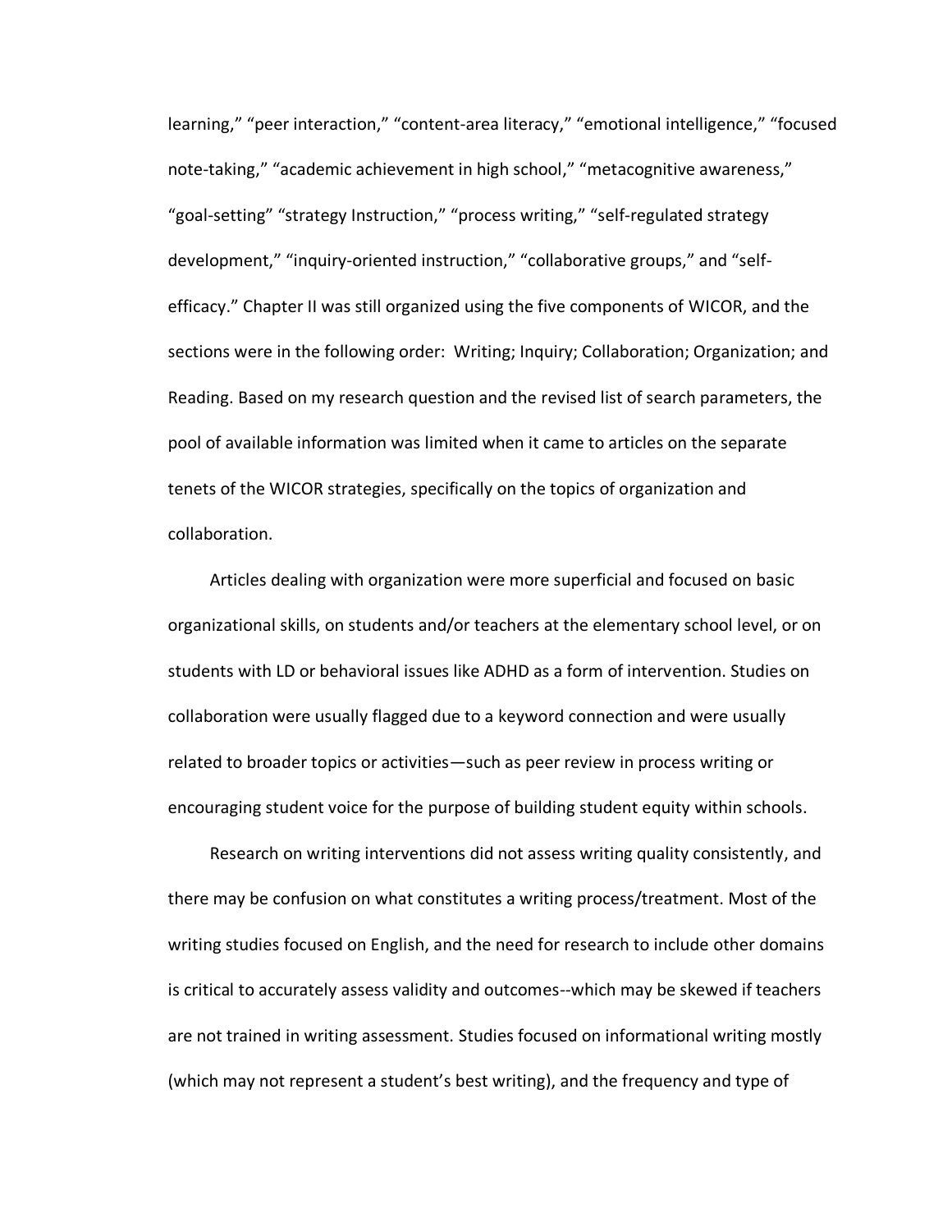learning," "peer interaction," "content-area literacy," "emotional intelligence," "focused note-taking," "academic achievement in high school," "metacognitive awareness," "goal-setting" "strategy Instruction," "process writing," "self-regulated strategy development," "inquiry-oriented instruction," "collaborative groups," and "self-efficacy." Chapter II was still organized using the five components of WICOR, and the sections were in the following order: Writing; Inquiry; Collaboration; Organization; and Reading. Based on my research question and the revised list of search parameters, the pool of available information was limited when it came to articles on the separate tenets of the WICOR strategies, specifically on the topics of organization and collaboration.

Articles dealing with organization were more superficial and focused on basic organizational skills, on students and/or teachers at the elementary school level, or on students with LD or behavioral issues like ADHD as a form of intervention. Studies on collaboration were usually flagged due to a keyword connection and were usually related to broader topics or activities—such as peer review in process writing or encouraging student voice for the purpose of building student equity within schools.

Research on writing interventions did not assess writing quality consistently, and there may be confusion on what constitutes a writing process/treatment. Most of the writing studies focused on English, and the need for research to include other domains is critical to accurately assess validity and outcomes--which may be skewed if teachers are not trained in writing assessment. Studies focused on informational writing mostly (which may not represent a student's best writing), and the frequency and type of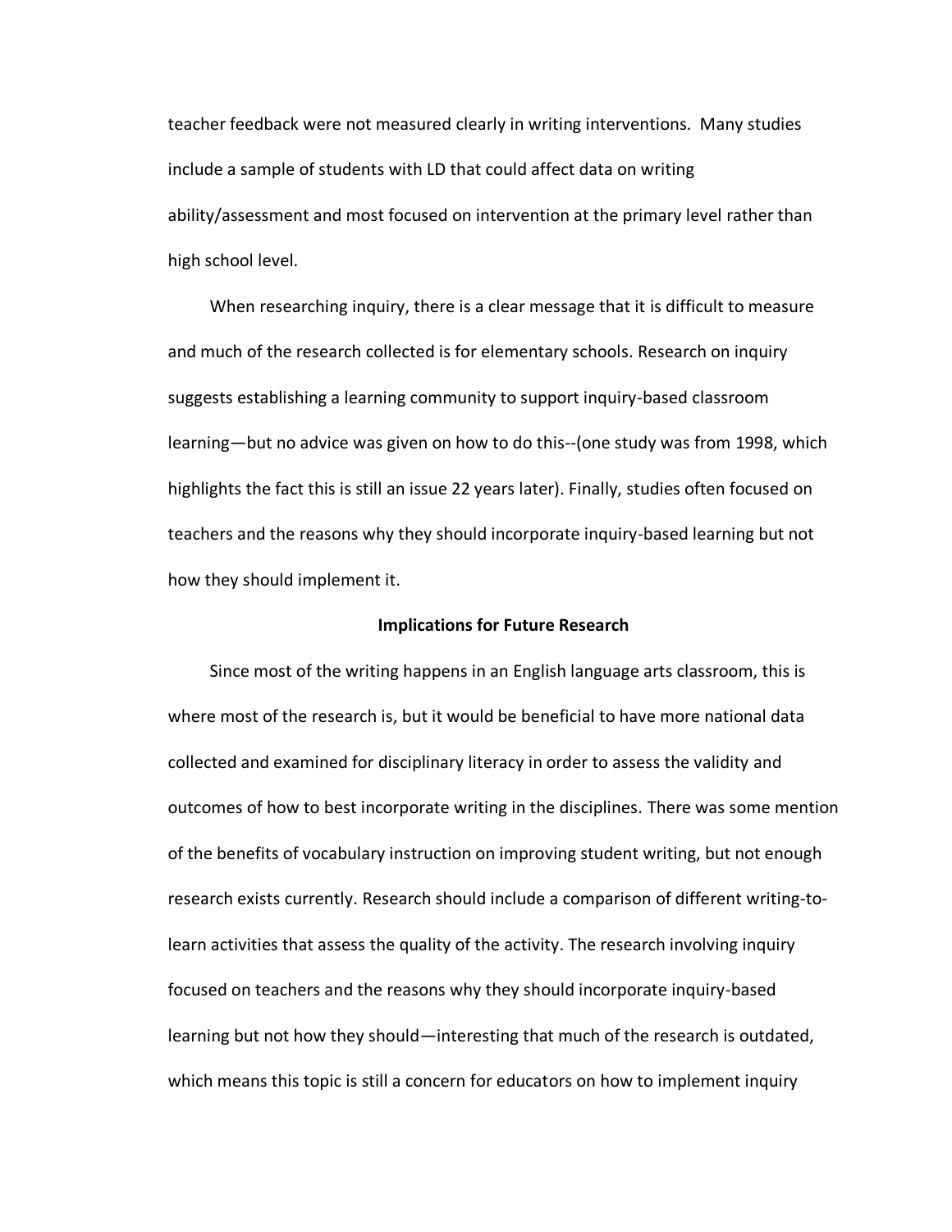teacher feedback were not measured clearly in writing interventions. Many studies include a sample of students with LD that could affect data on writing ability/assessment and most focused on intervention at the primary level rather than high school level.

When researching inquiry, there is a clear message that it is difficult to measure and much of the research collected is for elementary schools. Research on inquiry suggests establishing a learning community to support inquiry-based classroom learning—but no advice was given on how to do this--(one study was from 1998, which highlights the fact this is still an issue 22 years later). Finally, studies often focused on teachers and the reasons why they should incorporate inquiry-based learning but not how they should implement it.

**Implications for Future Research**

Since most of the writing happens in an English language arts classroom, this is where most of the research is, but it would be beneficial to have more national data collected and examined for disciplinary literacy in order to assess the validity and outcomes of how to best incorporate writing in the disciplines. There was some mention of the benefits of vocabulary instruction on improving student writing, but not enough research exists currently. Research should include a comparison of different writing-to-learn activities that assess the quality of the activity. The research involving inquiry focused on teachers and the reasons why they should incorporate inquiry-based learning but not how they should—interesting that much of the research is outdated, which means this topic is still a concern for educators on how to implement inquiry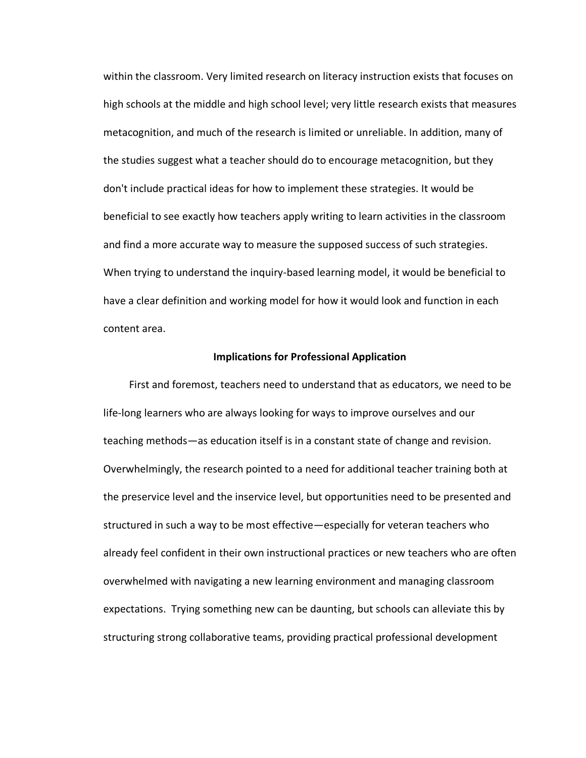within the classroom. Very limited research on literacy instruction exists that focuses on high schools at the middle and high school level; very little research exists that measures metacognition, and much of the research is limited or unreliable. In addition, many of the studies suggest what a teacher should do to encourage metacognition, but they don't include practical ideas for how to implement these strategies. It would be beneficial to see exactly how teachers apply writing to learn activities in the classroom and find a more accurate way to measure the supposed success of such strategies. When trying to understand the inquiry-based learning model, it would be beneficial to have a clear definition and working model for how it would look and function in each content area.

**Implications for Professional Application**

First and foremost, teachers need to understand that as educators, we need to be life-long learners who are always looking for ways to improve ourselves and our teaching methods—as education itself is in a constant state of change and revision. Overwhelmingly, the research pointed to a need for additional teacher training both at the preservice level and the inservice level, but opportunities need to be presented and structured in such a way to be most effective—especially for veteran teachers who already feel confident in their own instructional practices or new teachers who are often overwhelmed with navigating a new learning environment and managing classroom expectations. Trying something new can be daunting, but schools can alleviate this by structuring strong collaborative teams, providing practical professional development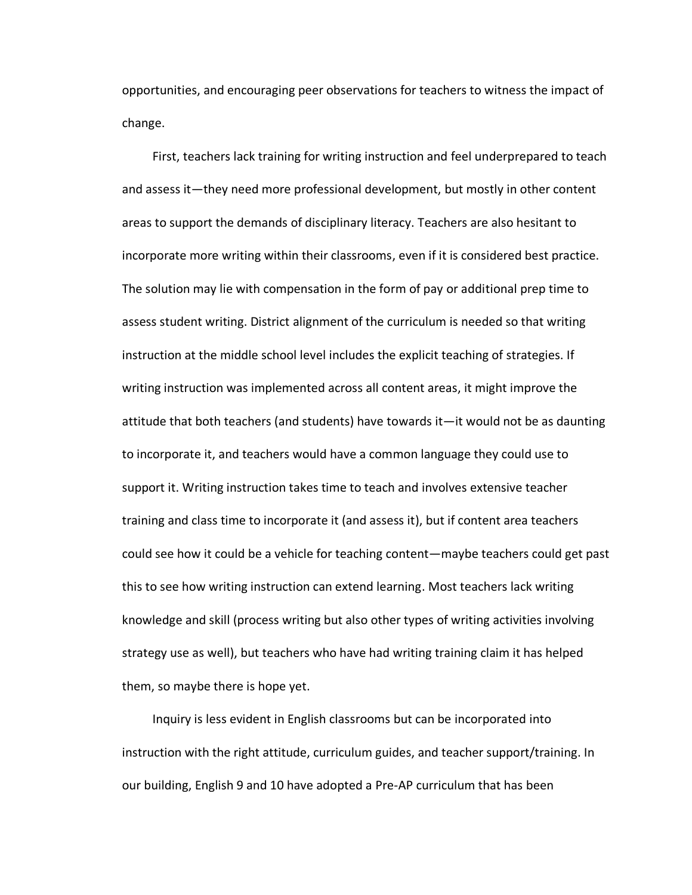opportunities, and encouraging peer observations for teachers to witness the impact of change.

First, teachers lack training for writing instruction and feel underprepared to teach and assess it—they need more professional development, but mostly in other content areas to support the demands of disciplinary literacy. Teachers are also hesitant to incorporate more writing within their classrooms, even if it is considered best practice. The solution may lie with compensation in the form of pay or additional prep time to assess student writing. District alignment of the curriculum is needed so that writing instruction at the middle school level includes the explicit teaching of strategies. If writing instruction was implemented across all content areas, it might improve the attitude that both teachers (and students) have towards it—it would not be as daunting to incorporate it, and teachers would have a common language they could use to support it. Writing instruction takes time to teach and involves extensive teacher training and class time to incorporate it (and assess it), but if content area teachers could see how it could be a vehicle for teaching content—maybe teachers could get past this to see how writing instruction can extend learning. Most teachers lack writing knowledge and skill (process writing but also other types of writing activities involving strategy use as well), but teachers who have had writing training claim it has helped them, so maybe there is hope yet.

Inquiry is less evident in English classrooms but can be incorporated into instruction with the right attitude, curriculum guides, and teacher support/training. In our building, English 9 and 10 have adopted a Pre-AP curriculum that has been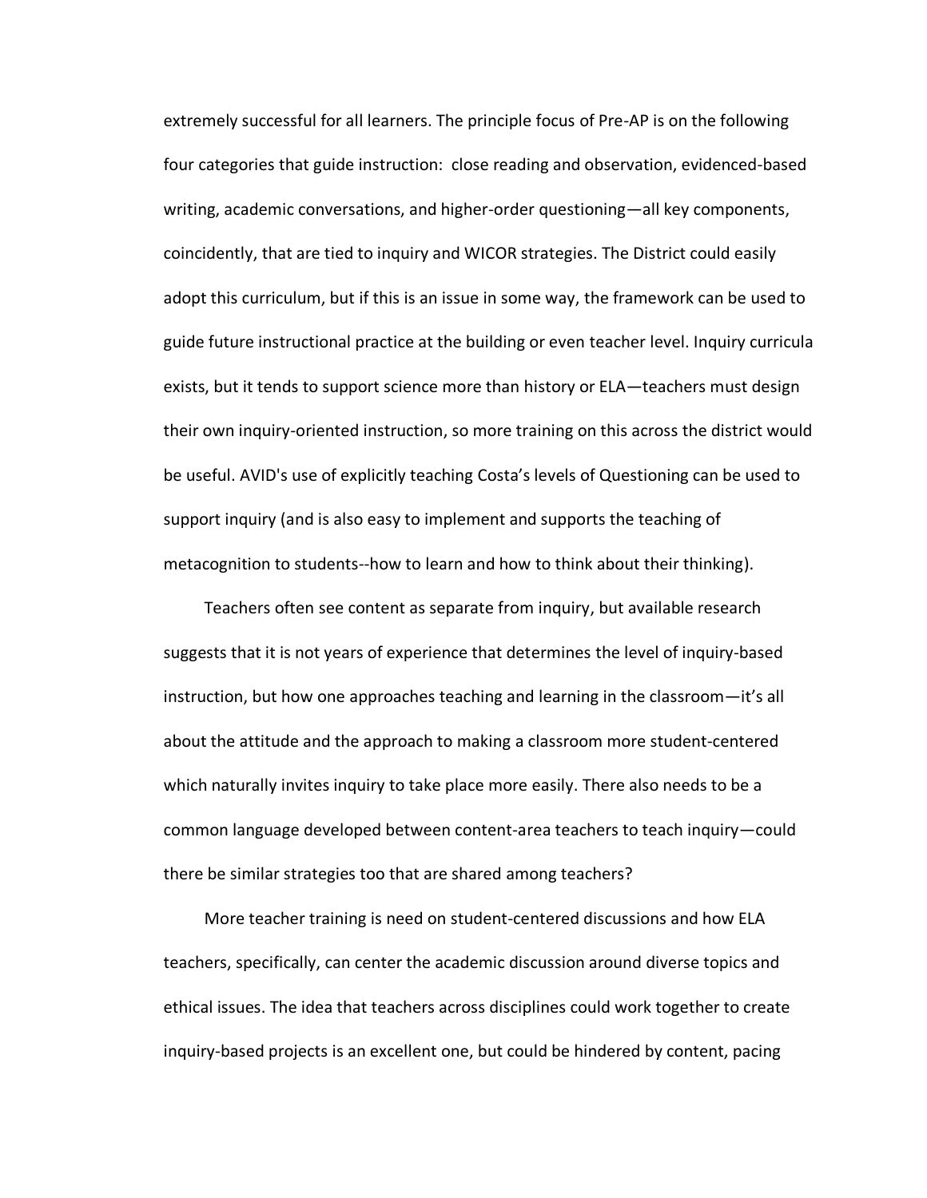extremely successful for all learners. The principle focus of Pre-AP is on the following four categories that guide instruction:  close reading and observation, evidenced-based writing, academic conversations, and higher-order questioning—all key components, coincidently, that are tied to inquiry and WICOR strategies. The District could easily adopt this curriculum, but if this is an issue in some way, the framework can be used to guide future instructional practice at the building or even teacher level. Inquiry curricula exists, but it tends to support science more than history or ELA—teachers must design their own inquiry-oriented instruction, so more training on this across the district would be useful. AVID's use of explicitly teaching Costa's levels of Questioning can be used to support inquiry (and is also easy to implement and supports the teaching of metacognition to students--how to learn and how to think about their thinking).

Teachers often see content as separate from inquiry, but available research suggests that it is not years of experience that determines the level of inquiry-based instruction, but how one approaches teaching and learning in the classroom—it's all about the attitude and the approach to making a classroom more student-centered which naturally invites inquiry to take place more easily. There also needs to be a common language developed between content-area teachers to teach inquiry—could there be similar strategies too that are shared among teachers?

More teacher training is need on student-centered discussions and how ELA teachers, specifically, can center the academic discussion around diverse topics and ethical issues. The idea that teachers across disciplines could work together to create inquiry-based projects is an excellent one, but could be hindered by content, pacing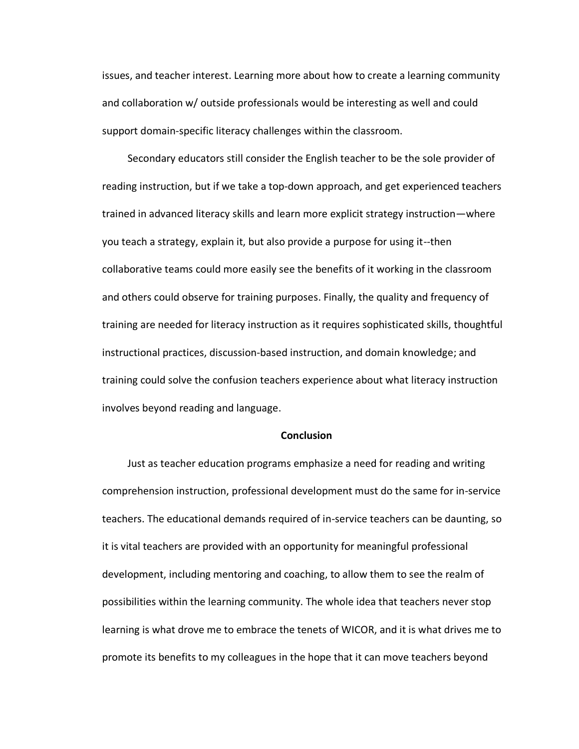issues, and teacher interest. Learning more about how to create a learning community and collaboration w/ outside professionals would be interesting as well and could support domain-specific literacy challenges within the classroom.

Secondary educators still consider the English teacher to be the sole provider of reading instruction, but if we take a top-down approach, and get experienced teachers trained in advanced literacy skills and learn more explicit strategy instruction—where you teach a strategy, explain it, but also provide a purpose for using it--then collaborative teams could more easily see the benefits of it working in the classroom and others could observe for training purposes. Finally, the quality and frequency of training are needed for literacy instruction as it requires sophisticated skills, thoughtful instructional practices, discussion-based instruction, and domain knowledge; and training could solve the confusion teachers experience about what literacy instruction involves beyond reading and language.

## Conclusion

Just as teacher education programs emphasize a need for reading and writing comprehension instruction, professional development must do the same for in-service teachers. The educational demands required of in-service teachers can be daunting, so it is vital teachers are provided with an opportunity for meaningful professional development, including mentoring and coaching, to allow them to see the realm of possibilities within the learning community. The whole idea that teachers never stop learning is what drove me to embrace the tenets of WICOR, and it is what drives me to promote its benefits to my colleagues in the hope that it can move teachers beyond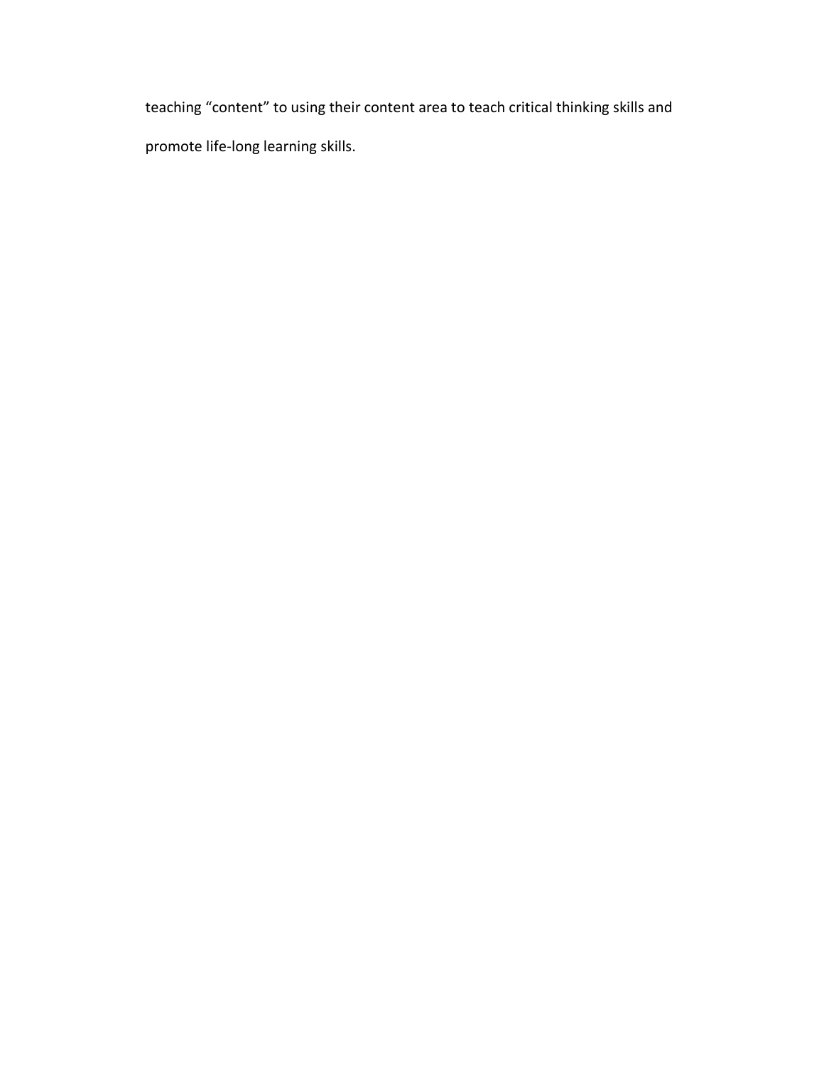teaching “content” to using their content area to teach critical thinking skills and promote life-long learning skills.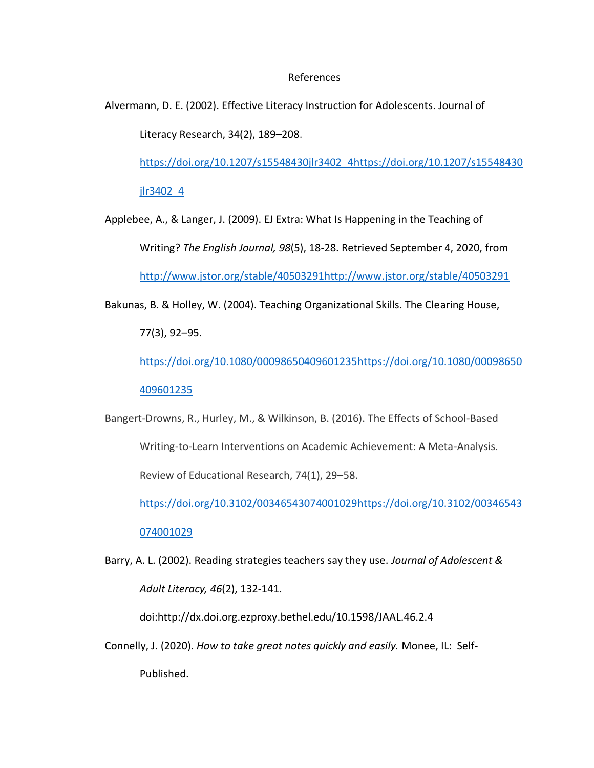References

Alvermann, D. E. (2002). Effective Literacy Instruction for Adolescents. Journal of Literacy Research, 34(2), 189–208. https://doi.org/10.1207/s15548430jlr3402_4https://doi.org/10.1207/s15548430jlr3402_4

Applebee, A., & Langer, J. (2009). EJ Extra: What Is Happening in the Teaching of Writing? *The English Journal, 98*(5), 18-28. Retrieved September 4, 2020, from http://www.jstor.org/stable/40503291http://www.jstor.org/stable/40503291

Bakunas, B. & Holley, W. (2004). Teaching Organizational Skills. The Clearing House, 77(3), 92–95. https://doi.org/10.1080/00098650409601235https://doi.org/10.1080/00098650409601235

Bangert-Drowns, R., Hurley, M., & Wilkinson, B. (2016). The Effects of School-Based Writing-to-Learn Interventions on Academic Achievement: A Meta-Analysis. Review of Educational Research, 74(1), 29–58. https://doi.org/10.3102/00346543074001029https://doi.org/10.3102/00346543074001029

Barry, A. L. (2002). Reading strategies teachers say they use. *Journal of Adolescent & Adult Literacy, 46*(2), 132-141. doi:http://dx.doi.org.ezproxy.bethel.edu/10.1598/JAAL.46.2.4

Connelly, J. (2020). *How to take great notes quickly and easily.* Monee, IL: Self-Published.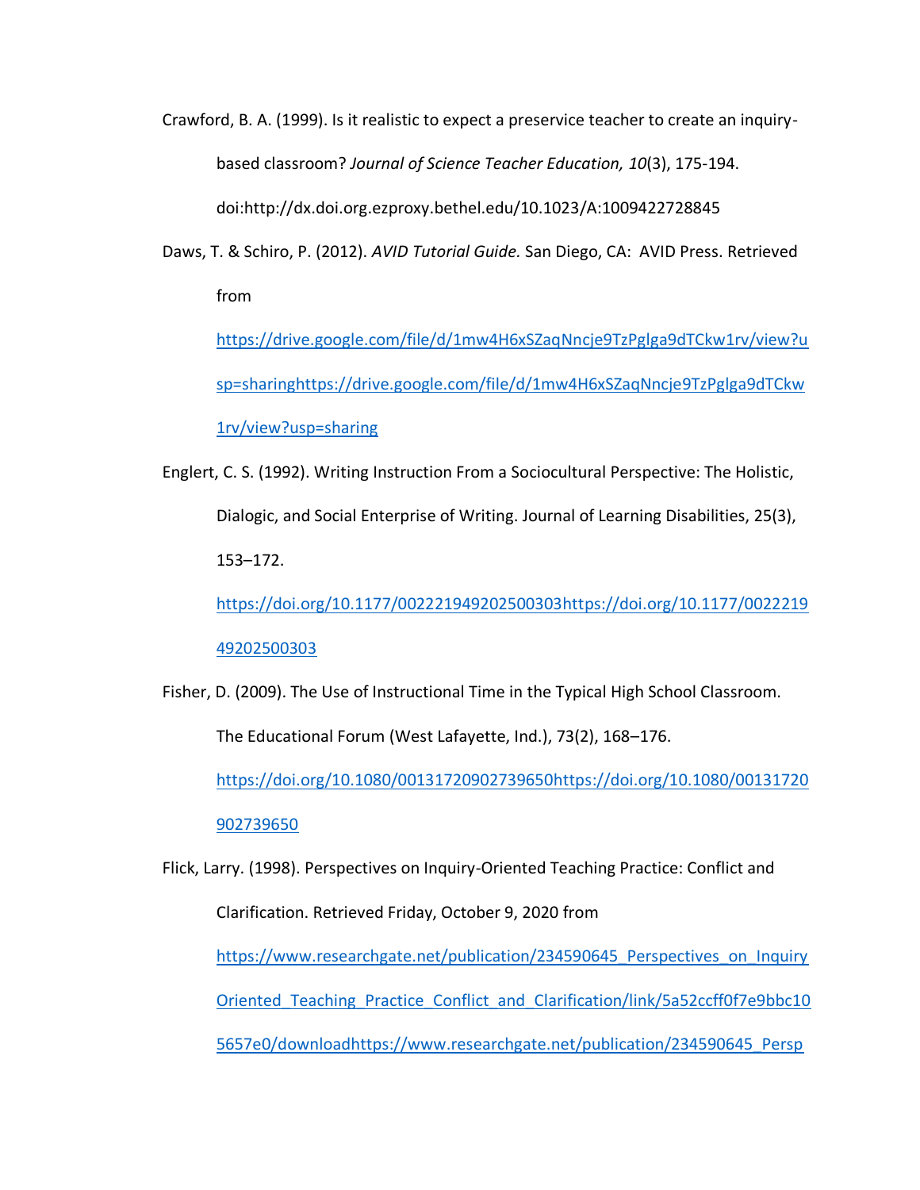Crawford, B. A. (1999). Is it realistic to expect a preservice teacher to create an inquiry-based classroom? *Journal of Science Teacher Education, 10*(3), 175-194. doi:http://dx.doi.org.ezproxy.bethel.edu/10.1023/A:1009422728845

Daws, T. & Schiro, P. (2012). *AVID Tutorial Guide.* San Diego, CA: AVID Press. Retrieved from https://drive.google.com/file/d/1mw4H6xSZaqNncje9TzPglga9dTCkw1rv/view?usp=sharinghttps://drive.google.com/file/d/1mw4H6xSZaqNncje9TzPglga9dTCkw1rv/view?usp=sharing

Englert, C. S. (1992). Writing Instruction From a Sociocultural Perspective: The Holistic, Dialogic, and Social Enterprise of Writing. Journal of Learning Disabilities, 25(3), 153–172. https://doi.org/10.1177/002221949202500303https://doi.org/10.1177/002221949202500303

Fisher, D. (2009). The Use of Instructional Time in the Typical High School Classroom. The Educational Forum (West Lafayette, Ind.), 73(2), 168–176. https://doi.org/10.1080/00131720902739650https://doi.org/10.1080/00131720902739650

Flick, Larry. (1998). Perspectives on Inquiry-Oriented Teaching Practice: Conflict and Clarification. Retrieved Friday, October 9, 2020 from https://www.researchgate.net/publication/234590645_Perspectives_on_InquiryOriented_Teaching_Practice_Conflict_and_Clarification/link/5a52ccff0f7e9bbc105657e0/downloadhttps://www.researchgate.net/publication/234590645_Persp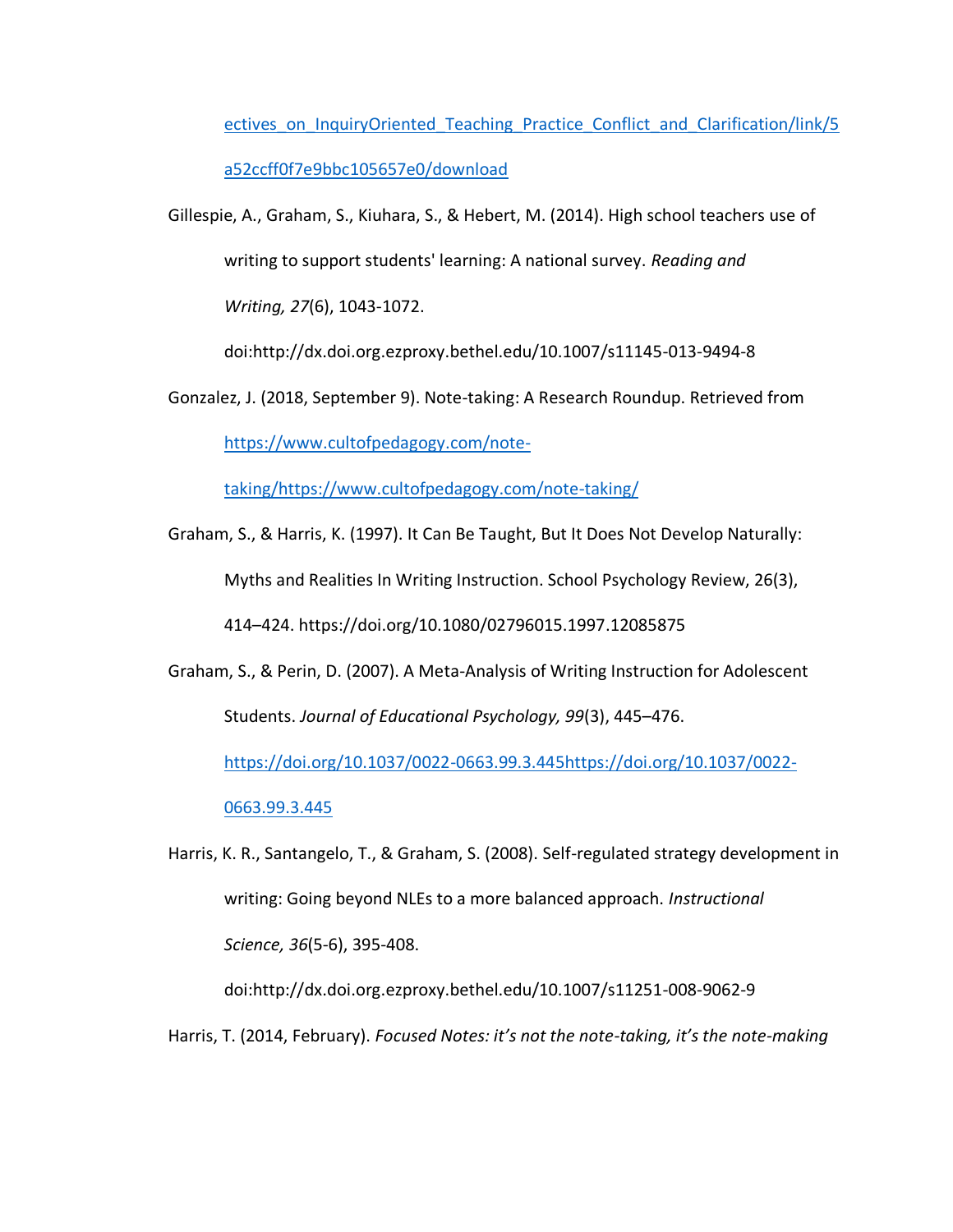ectives_on_InquiryOriented_Teaching_Practice_Conflict_and_Clarification/link/5a52ccff0f7e9bbc105657e0/download

Gillespie, A., Graham, S., Kiuhara, S., & Hebert, M. (2014). High school teachers use of writing to support students' learning: A national survey. *Reading and Writing, 27*(6), 1043-1072. doi:http://dx.doi.org.ezproxy.bethel.edu/10.1007/s11145-013-9494-8

Gonzalez, J. (2018, September 9). Note-taking: A Research Roundup. Retrieved from https://www.cultofpedagogy.com/note-taking/https://www.cultofpedagogy.com/note-taking/

Graham, S., & Harris, K. (1997). It Can Be Taught, But It Does Not Develop Naturally: Myths and Realities In Writing Instruction. School Psychology Review, 26(3), 414–424. https://doi.org/10.1080/02796015.1997.12085875

Graham, S., & Perin, D. (2007). A Meta-Analysis of Writing Instruction for Adolescent Students. *Journal of Educational Psychology, 99*(3), 445–476. https://doi.org/10.1037/0022-0663.99.3.445https://doi.org/10.1037/0022-0663.99.3.445

Harris, K. R., Santangelo, T., & Graham, S. (2008). Self-regulated strategy development in writing: Going beyond NLEs to a more balanced approach. *Instructional Science, 36*(5-6), 395-408. doi:http://dx.doi.org.ezproxy.bethel.edu/10.1007/s11251-008-9062-9

Harris, T. (2014, February). *Focused Notes: it's not the note-taking, it's the note-making*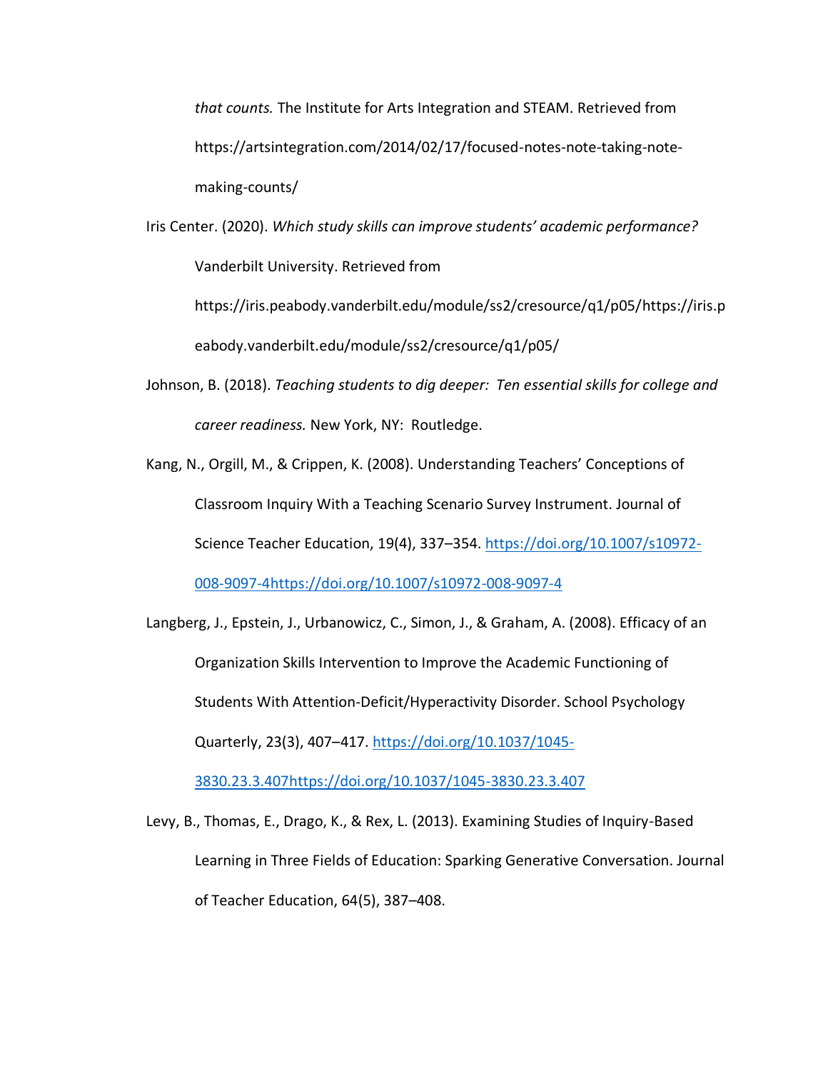*that counts.* The Institute for Arts Integration and STEAM. Retrieved from https://artsintegration.com/2014/02/17/focused-notes-note-taking-note-making-counts/

Iris Center. (2020). *Which study skills can improve students' academic performance?* Vanderbilt University. Retrieved from https://iris.peabody.vanderbilt.edu/module/ss2/cresource/q1/p05/https://iris.peabody.vanderbilt.edu/module/ss2/cresource/q1/p05/

Johnson, B. (2018). *Teaching students to dig deeper: Ten essential skills for college and career readiness.* New York, NY: Routledge.

Kang, N., Orgill, M., & Crippen, K. (2008). Understanding Teachers' Conceptions of Classroom Inquiry With a Teaching Scenario Survey Instrument. Journal of Science Teacher Education, 19(4), 337–354. https://doi.org/10.1007/s10972-008-9097-4https://doi.org/10.1007/s10972-008-9097-4

Langberg, J., Epstein, J., Urbanowicz, C., Simon, J., & Graham, A. (2008). Efficacy of an Organization Skills Intervention to Improve the Academic Functioning of Students With Attention-Deficit/Hyperactivity Disorder. School Psychology Quarterly, 23(3), 407–417. https://doi.org/10.1037/1045-3830.23.3.407https://doi.org/10.1037/1045-3830.23.3.407

Levy, B., Thomas, E., Drago, K., & Rex, L. (2013). Examining Studies of Inquiry-Based Learning in Three Fields of Education: Sparking Generative Conversation. Journal of Teacher Education, 64(5), 387–408.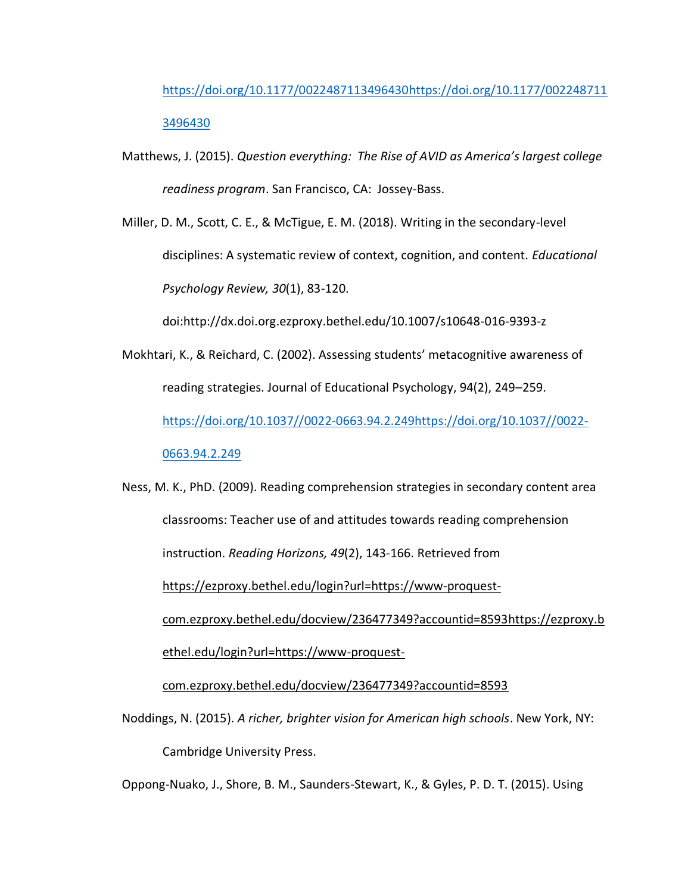https://doi.org/10.1177/0022487113496430https://doi.org/10.1177/0022487113496430

Matthews, J. (2015). *Question everything: The Rise of AVID as America's largest college readiness program*. San Francisco, CA: Jossey-Bass.

Miller, D. M., Scott, C. E., & McTigue, E. M. (2018). Writing in the secondary-level disciplines: A systematic review of context, cognition, and content. *Educational Psychology Review, 30*(1), 83-120. doi:http://dx.doi.org.ezproxy.bethel.edu/10.1007/s10648-016-9393-z

Mokhtari, K., & Reichard, C. (2002). Assessing students' metacognitive awareness of reading strategies. Journal of Educational Psychology, 94(2), 249–259. https://doi.org/10.1037//0022-0663.94.2.249https://doi.org/10.1037//0022-0663.94.2.249

Ness, M. K., PhD. (2009). Reading comprehension strategies in secondary content area classrooms: Teacher use of and attitudes towards reading comprehension instruction. *Reading Horizons, 49*(2), 143-166. Retrieved from https://ezproxy.bethel.edu/login?url=https://www-proquest-com.ezproxy.bethel.edu/docview/236477349?accountid=8593https://ezproxy.bethel.edu/login?url=https://www-proquest-com.ezproxy.bethel.edu/docview/236477349?accountid=8593

Noddings, N. (2015). *A richer, brighter vision for American high schools*. New York, NY: Cambridge University Press.

Oppong-Nuako, J., Shore, B. M., Saunders-Stewart, K., & Gyles, P. D. T. (2015). Using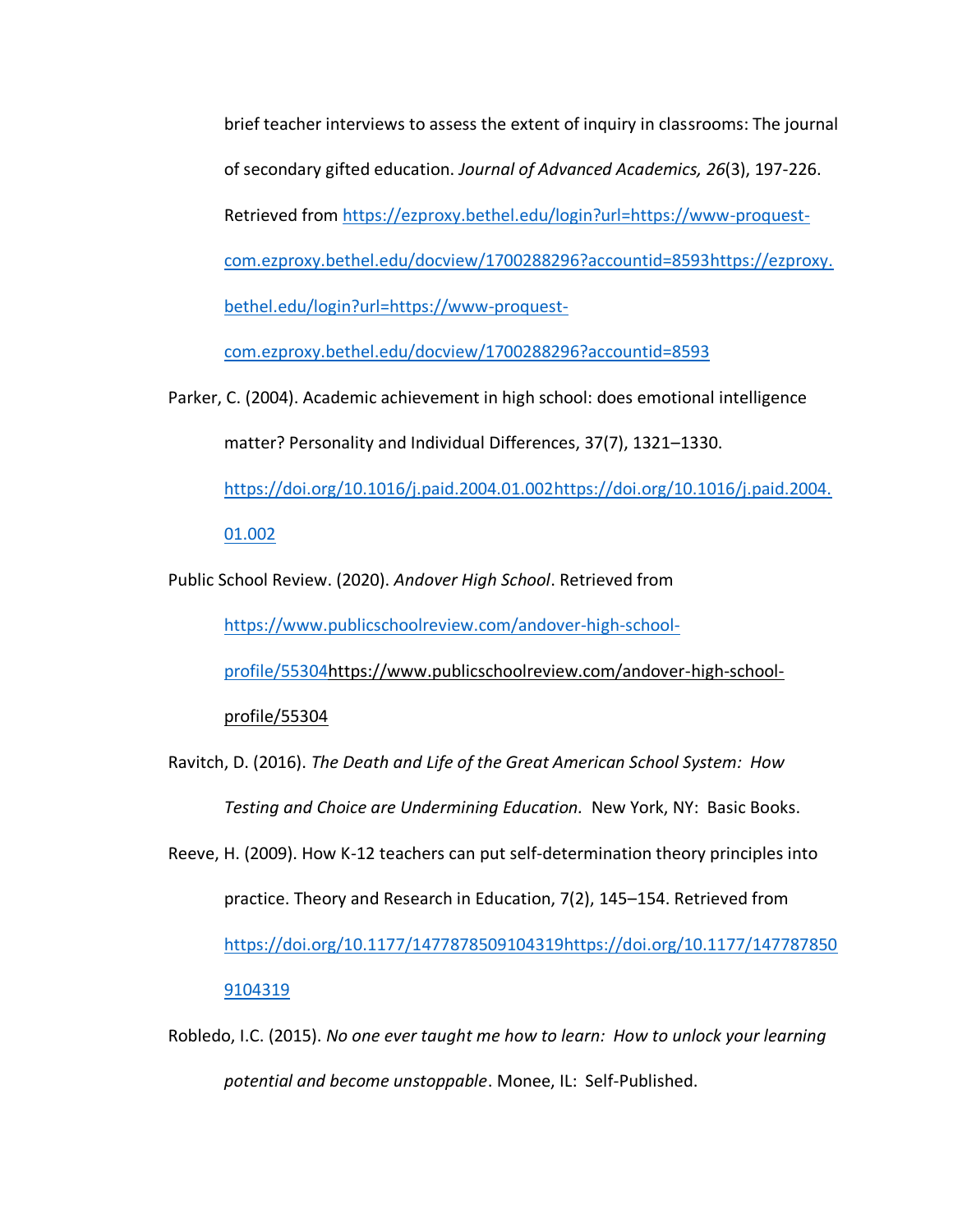brief teacher interviews to assess the extent of inquiry in classrooms: The journal of secondary gifted education. *Journal of Advanced Academics, 26*(3), 197-226. Retrieved from https://ezproxy.bethel.edu/login?url=https://www-proquest-com.ezproxy.bethel.edu/docview/1700288296?accountid=8593https://ezproxy.bethel.edu/login?url=https://www-proquest-com.ezproxy.bethel.edu/docview/1700288296?accountid=8593

Parker, C. (2004). Academic achievement in high school: does emotional intelligence matter? Personality and Individual Differences, 37(7), 1321–1330. https://doi.org/10.1016/j.paid.2004.01.002https://doi.org/10.1016/j.paid.2004.01.002

Public School Review. (2020). *Andover High School*. Retrieved from https://www.publicschoolreview.com/andover-high-school-profile/55304https://www.publicschoolreview.com/andover-high-school-profile/55304

Ravitch, D. (2016). *The Death and Life of the Great American School System: How Testing and Choice are Undermining Education.* New York, NY: Basic Books.

Reeve, H. (2009). How K-12 teachers can put self-determination theory principles into practice. Theory and Research in Education, 7(2), 145–154. Retrieved from https://doi.org/10.1177/1477878509104319https://doi.org/10.1177/1477878509104319

Robledo, I.C. (2015). *No one ever taught me how to learn: How to unlock your learning potential and become unstoppable*. Monee, IL: Self-Published.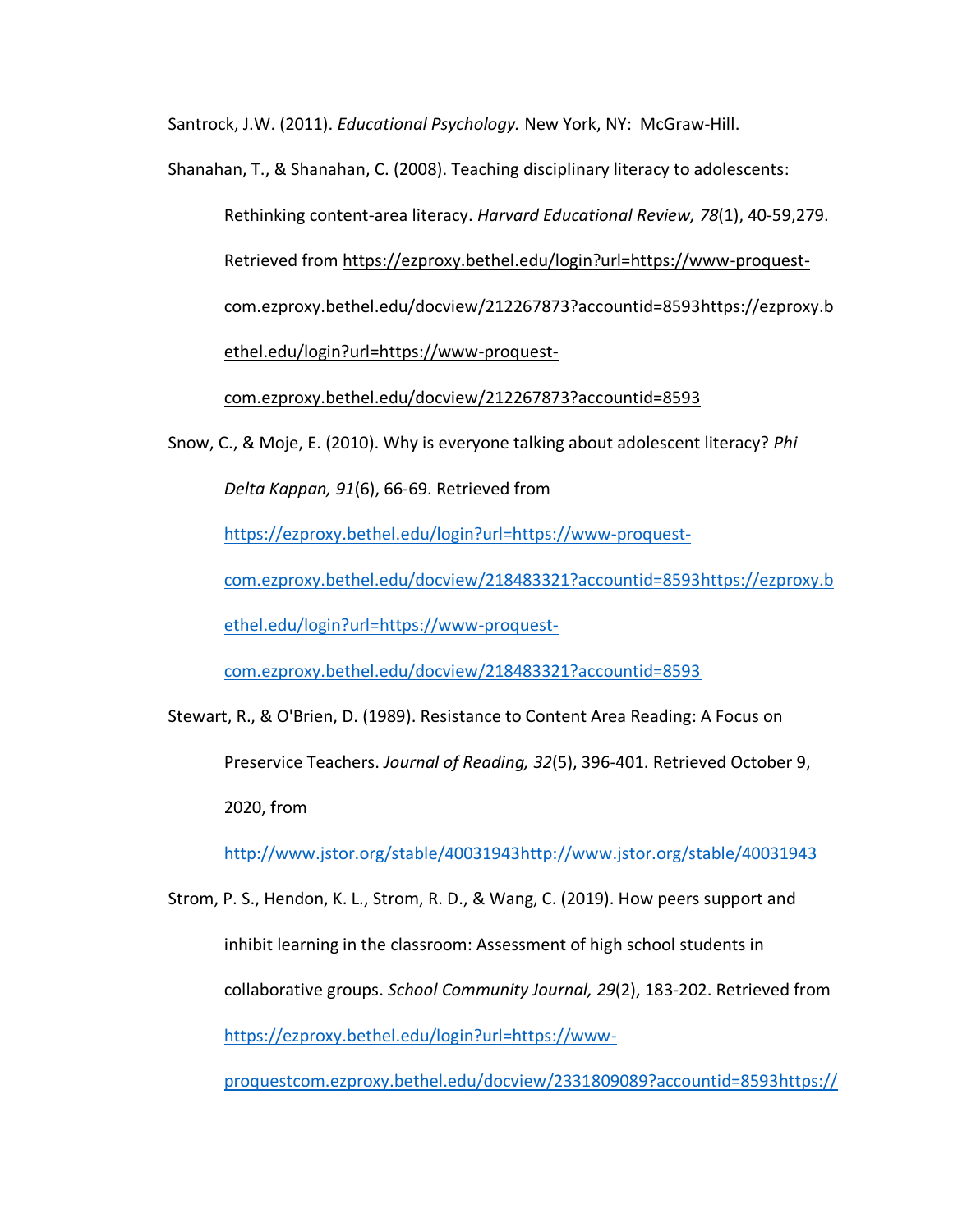Santrock, J.W. (2011). *Educational Psychology.* New York, NY: McGraw-Hill.

Shanahan, T., & Shanahan, C. (2008). Teaching disciplinary literacy to adolescents: Rethinking content-area literacy. *Harvard Educational Review, 78*(1), 40-59,279. Retrieved from https://ezproxy.bethel.edu/login?url=https://www-proquest-com.ezproxy.bethel.edu/docview/212267873?accountid=8593https://ezproxy.bethel.edu/login?url=https://www-proquest-com.ezproxy.bethel.edu/docview/212267873?accountid=8593

Snow, C., & Moje, E. (2010). Why is everyone talking about adolescent literacy? *Phi Delta Kappan, 91*(6), 66-69. Retrieved from https://ezproxy.bethel.edu/login?url=https://www-proquest-com.ezproxy.bethel.edu/docview/218483321?accountid=8593https://ezproxy.bethel.edu/login?url=https://www-proquest-com.ezproxy.bethel.edu/docview/218483321?accountid=8593

Stewart, R., & O'Brien, D. (1989). Resistance to Content Area Reading: A Focus on Preservice Teachers. *Journal of Reading, 32*(5), 396-401. Retrieved October 9, 2020, from http://www.jstor.org/stable/40031943http://www.jstor.org/stable/40031943

Strom, P. S., Hendon, K. L., Strom, R. D., & Wang, C. (2019). How peers support and inhibit learning in the classroom: Assessment of high school students in collaborative groups. *School Community Journal, 29*(2), 183-202. Retrieved from https://ezproxy.bethel.edu/login?url=https://www-proquestcom.ezproxy.bethel.edu/docview/2331809089?accountid=8593https://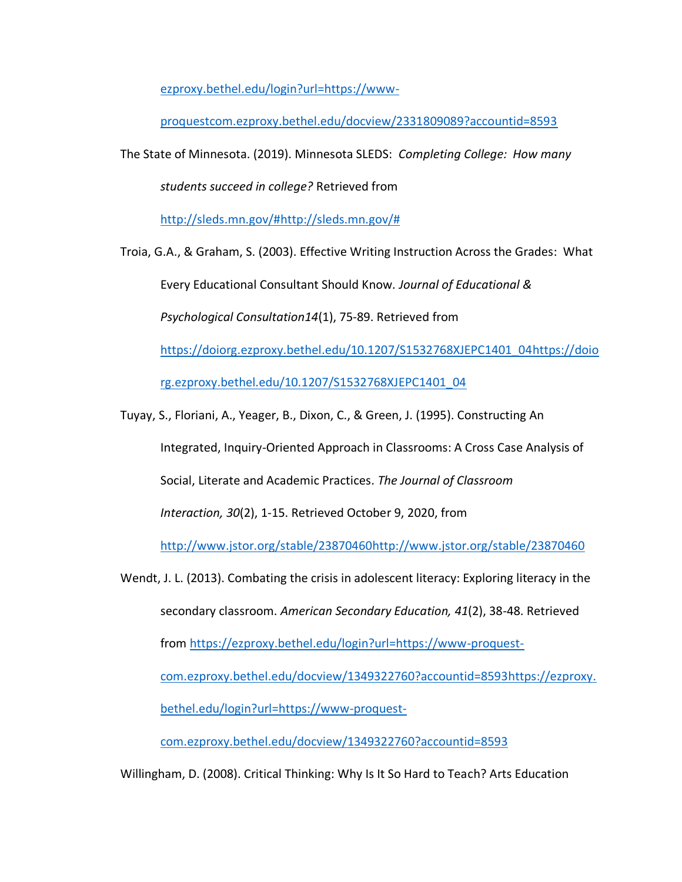ezproxy.bethel.edu/login?url=https://www-proquestcom.ezproxy.bethel.edu/docview/2331809089?accountid=8593

The State of Minnesota. (2019). Minnesota SLEDS: *Completing College: How many students succeed in college?* Retrieved from http://sleds.mn.gov/#http://sleds.mn.gov/#

Troia, G.A., & Graham, S. (2003). Effective Writing Instruction Across the Grades: What Every Educational Consultant Should Know. *Journal of Educational & Psychological Consultation14*(1), 75-89. Retrieved from https://doiorg.ezproxy.bethel.edu/10.1207/S1532768XJEPC1401_04https://doiorg.ezproxy.bethel.edu/10.1207/S1532768XJEPC1401_04

Tuyay, S., Floriani, A., Yeager, B., Dixon, C., & Green, J. (1995). Constructing An Integrated, Inquiry-Oriented Approach in Classrooms: A Cross Case Analysis of Social, Literate and Academic Practices. *The Journal of Classroom Interaction, 30*(2), 1-15. Retrieved October 9, 2020, from http://www.jstor.org/stable/23870460http://www.jstor.org/stable/23870460

Wendt, J. L. (2013). Combating the crisis in adolescent literacy: Exploring literacy in the secondary classroom. *American Secondary Education, 41*(2), 38-48. Retrieved from https://ezproxy.bethel.edu/login?url=https://www-proquest-com.ezproxy.bethel.edu/docview/1349322760?accountid=8593https://ezproxy.bethel.edu/login?url=https://www-proquest-com.ezproxy.bethel.edu/docview/1349322760?accountid=8593

Willingham, D. (2008). Critical Thinking: Why Is It So Hard to Teach? Arts Education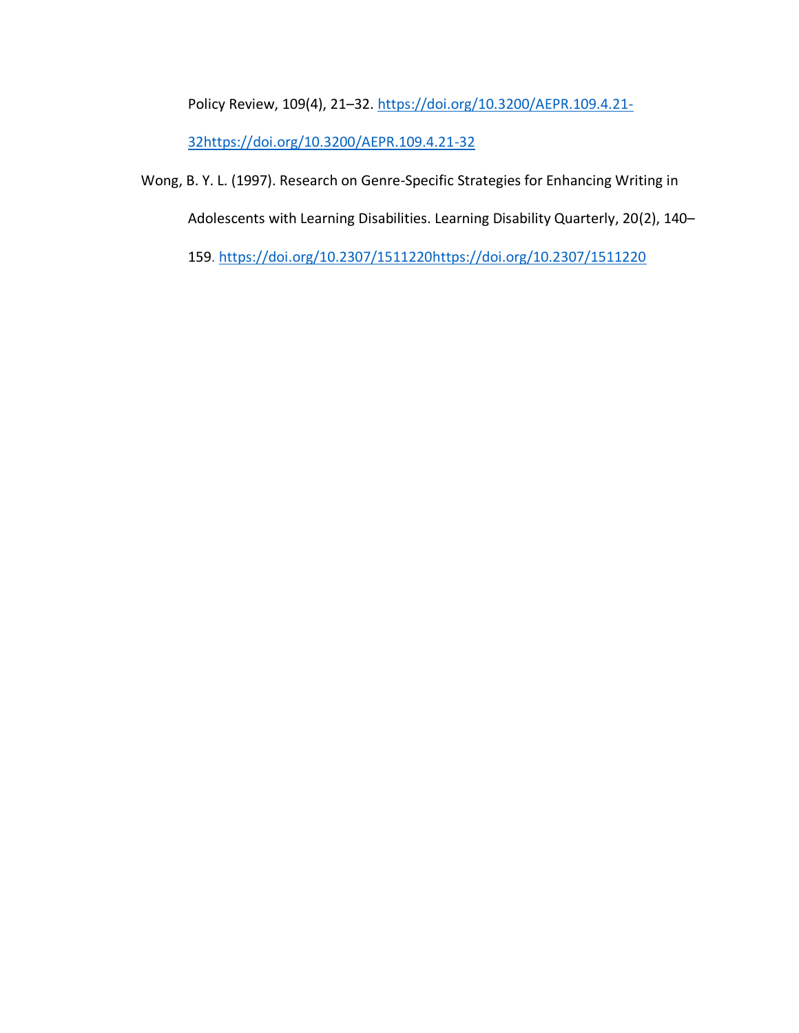Policy Review, 109(4), 21–32. https://doi.org/10.3200/AEPR.109.4.21-32https://doi.org/10.3200/AEPR.109.4.21-32

Wong, B. Y. L. (1997). Research on Genre-Specific Strategies for Enhancing Writing in Adolescents with Learning Disabilities. Learning Disability Quarterly, 20(2), 140–159. https://doi.org/10.2307/1511220https://doi.org/10.2307/1511220